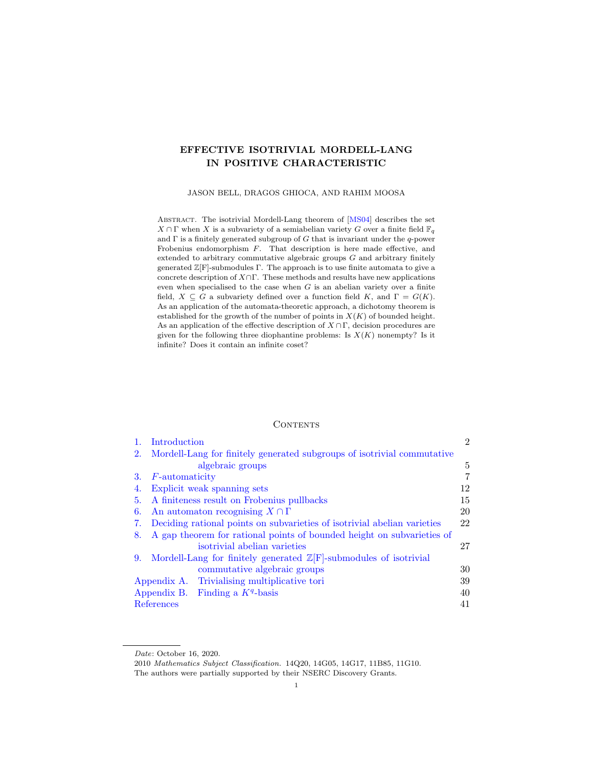# EFFECTIVE ISOTRIVIAL MORDELL-LANG IN POSITIVE CHARACTERISTIC

JASON BELL, DRAGOS GHIOCA, AND RAHIM MOOSA

Abstract. The isotrivial Mordell-Lang theorem of [MS04] describes the set $X \cap \Gamma$ when $X$ is a subvariety of a semiabelian variety $G$ over a finite field $\mathbb{F}_q$ and $\Gamma$ is a finitely generated subgroup of $G$ that is invariant under the $q$-power Frobenius endomorphism $F$. That description is here made effective, and extended to arbitrary commutative algebraic groups $G$ and arbitrary finitely generated $\mathbb{Z}[\mathrm{F}]$-submodules $\Gamma$. The approach is to use finite automata to give a concrete description of $X \cap \Gamma$. These methods and results have new applications even when specialised to the case when $G$ is an abelian variety over a finite field, $X \subseteq G$ a subvariety defined over a function field $K$, and $\Gamma = G(K)$. As an application of the automata-theoretic approach, a dichotomy theorem is established for the growth of the number of points in $X(K)$ of bounded height. As an application of the effective description of $X \cap \Gamma$, decision procedures are given for the following three diophantine problems: Is $X(K)$ nonempty? Is it infinite? Does it contain an infinite coset?

## Contents

| | | |
|---|---|---|
| 1. | Introduction | 2 |
| 2. | Mordell-Lang for finitely generated subgroups of isotrivial commutative algebraic groups | 5 |
| 3. | $F$-automaticity | 7 |
| 4. | Explicit weak spanning sets | 12 |
| 5. | A finiteness result on Frobenius pullbacks | 15 |
| 6. | An automaton recognising $X \cap \Gamma$ | 20 |
| 7. | Deciding rational points on subvarieties of isotrivial abelian varieties | 22 |
| 8. | A gap theorem for rational points of bounded height on subvarieties of isotrivial abelian varieties | 27 |
| 9. | Mordell-Lang for finitely generated $\mathbb{Z}[\mathrm{F}]$-submodules of isotrivial commutative algebraic groups | 30 |
| Appendix A. | Trivialising multiplicative tori | 39 |
| Appendix B. | Finding a $K^q$-basis | 40 |
| | References | 41 |

*Date*: October 16, 2020.

2010 *Mathematics Subject Classification.* 14Q20, 14G05, 14G17, 11B85, 11G10.

The authors were partially supported by their NSERC Discovery Grants.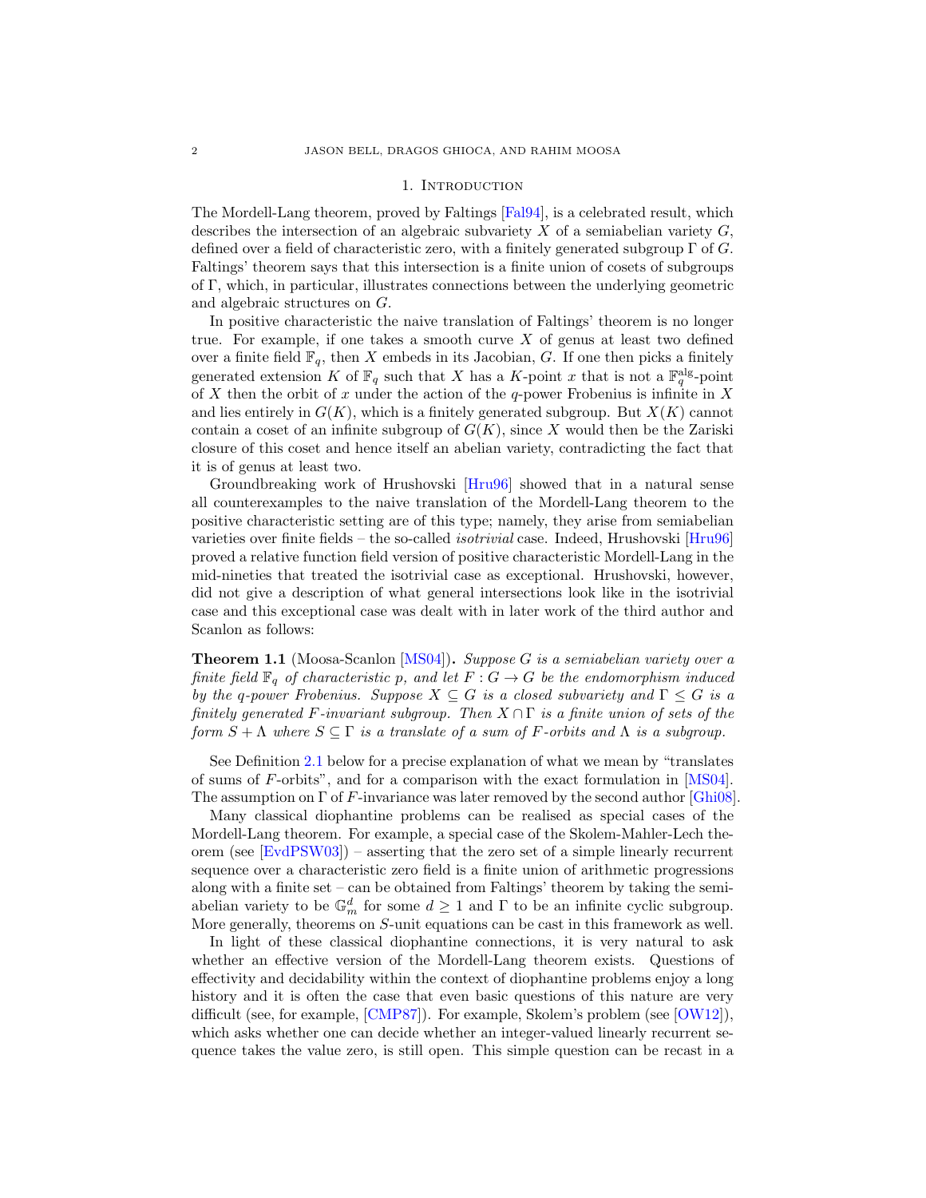## 1. Introduction

The Mordell-Lang theorem, proved by Faltings [Fal94], is a celebrated result, which describes the intersection of an algebraic subvariety $X$ of a semiabelian variety $G$, defined over a field of characteristic zero, with a finitely generated subgroup $\Gamma$ of $G$. Faltings' theorem says that this intersection is a finite union of cosets of subgroups of $\Gamma$, which, in particular, illustrates connections between the underlying geometric and algebraic structures on $G$.

In positive characteristic the naive translation of Faltings' theorem is no longer true. For example, if one takes a smooth curve $X$ of genus at least two defined over a finite field $\mathbb{F}_q$, then $X$ embeds in its Jacobian, $G$. If one then picks a finitely generated extension $K$ of $\mathbb{F}_q$ such that $X$ has a $K$-point $x$ that is not a $\mathbb{F}_q^{\mathrm{alg}}$-point of $X$ then the orbit of $x$ under the action of the $q$-power Frobenius is infinite in $X$ and lies entirely in $G(K)$, which is a finitely generated subgroup. But $X(K)$ cannot contain a coset of an infinite subgroup of $G(K)$, since $X$ would then be the Zariski closure of this coset and hence itself an abelian variety, contradicting the fact that it is of genus at least two.

Groundbreaking work of Hrushovski [Hru96] showed that in a natural sense all counterexamples to the naive translation of the Mordell-Lang theorem to the positive characteristic setting are of this type; namely, they arise from semiabelian varieties over finite fields – the so-called *isotrivial* case. Indeed, Hrushovski [Hru96] proved a relative function field version of positive characteristic Mordell-Lang in the mid-nineties that treated the isotrivial case as exceptional. Hrushovski, however, did not give a description of what general intersections look like in the isotrivial case and this exceptional case was dealt with in later work of the third author and Scanlon as follows:

**Theorem 1.1** (Moosa-Scanlon [MS04])**.** *Suppose $G$ is a semiabelian variety over a finite field $\mathbb{F}_q$ of characteristic $p$, and let $F : G \to G$ be the endomorphism induced by the q-power Frobenius. Suppose $X \subseteq G$ is a closed subvariety and $\Gamma \leq G$ is a finitely generated $F$-invariant subgroup. Then $X \cap \Gamma$ is a finite union of sets of the form $S + \Lambda$ where $S \subseteq \Gamma$ is a translate of a sum of $F$-orbits and $\Lambda$ is a subgroup.*

See Definition 2.1 below for a precise explanation of what we mean by "translates of sums of $F$-orbits", and for a comparison with the exact formulation in [MS04]. The assumption on $\Gamma$ of $F$-invariance was later removed by the second author [Ghi08].

Many classical diophantine problems can be realised as special cases of the Mordell-Lang theorem. For example, a special case of the Skolem-Mahler-Lech theorem (see [EvdPSW03]) – asserting that the zero set of a simple linearly recurrent sequence over a characteristic zero field is a finite union of arithmetic progressions along with a finite set – can be obtained from Faltings' theorem by taking the semiabelian variety to be $\mathbb{G}_m^d$ for some $d \geq 1$ and $\Gamma$ to be an infinite cyclic subgroup. More generally, theorems on $S$-unit equations can be cast in this framework as well.

In light of these classical diophantine connections, it is very natural to ask whether an effective version of the Mordell-Lang theorem exists. Questions of effectivity and decidability within the context of diophantine problems enjoy a long history and it is often the case that even basic questions of this nature are very difficult (see, for example, [CMP87]). For example, Skolem's problem (see [OW12]), which asks whether one can decide whether an integer-valued linearly recurrent sequence takes the value zero, is still open. This simple question can be recast in a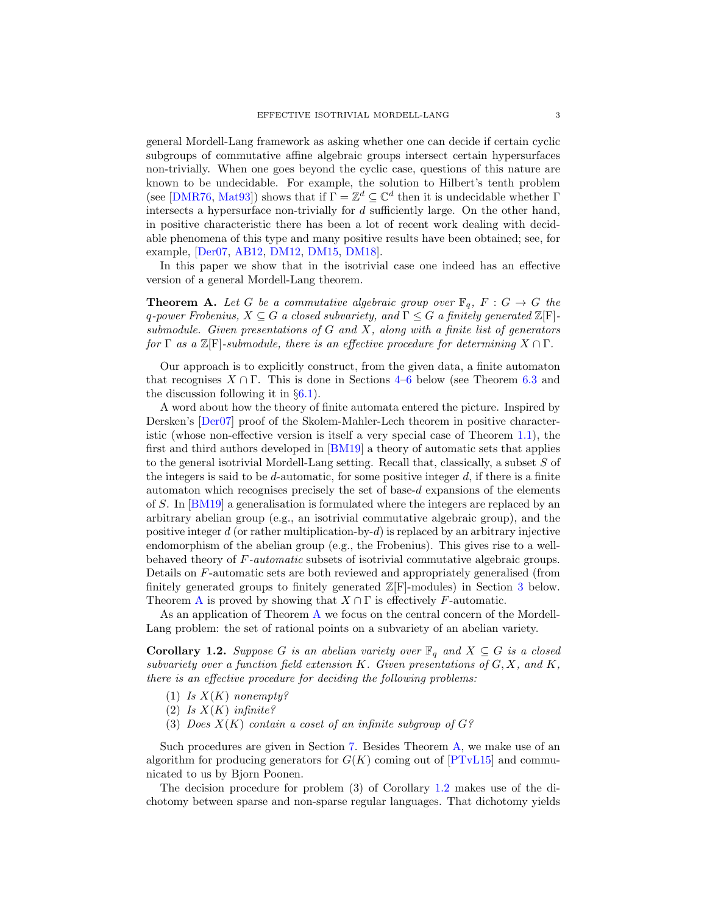general Mordell-Lang framework as asking whether one can decide if certain cyclic subgroups of commutative affine algebraic groups intersect certain hypersurfaces non-trivially. When one goes beyond the cyclic case, questions of this nature are known to be undecidable. For example, the solution to Hilbert's tenth problem (see [DMR76, Mat93]) shows that if $\Gamma = \mathbb{Z}^d \subseteq \mathbb{C}^d$ then it is undecidable whether $\Gamma$ intersects a hypersurface non-trivially for $d$ sufficiently large. On the other hand, in positive characteristic there has been a lot of recent work dealing with decidable phenomena of this type and many positive results have been obtained; see, for example, [Der07, AB12, DM12, DM15, DM18].

In this paper we show that in the isotrivial case one indeed has an effective version of a general Mordell-Lang theorem.

**Theorem A.** *Let $G$ be a commutative algebraic group over $\mathbb{F}_q$, $F : G \to G$ the $q$-power Frobenius, $X \subseteq G$ a closed subvariety, and $\Gamma \leq G$ a finitely generated $\mathbb{Z}[\mathrm{F}]$-submodule. Given presentations of $G$ and $X$, along with a finite list of generators for $\Gamma$ as a $\mathbb{Z}[\mathrm{F}]$-submodule, there is an effective procedure for determining $X \cap \Gamma$.*

Our approach is to explicitly construct, from the given data, a finite automaton that recognises $X \cap \Gamma$. This is done in Sections 4–6 below (see Theorem 6.3 and the discussion following it in §6.1).

A word about how the theory of finite automata entered the picture. Inspired by Dersken's [Der07] proof of the Skolem-Mahler-Lech theorem in positive characteristic (whose non-effective version is itself a very special case of Theorem 1.1), the first and third authors developed in [BM19] a theory of automatic sets that applies to the general isotrivial Mordell-Lang setting. Recall that, classically, a subset $S$ of the integers is said to be $d$-automatic, for some positive integer $d$, if there is a finite automaton which recognises precisely the set of base-$d$ expansions of the elements of $S$. In [BM19] a generalisation is formulated where the integers are replaced by an arbitrary abelian group (e.g., an isotrivial commutative algebraic group), and the positive integer $d$ (or rather multiplication-by-$d$) is replaced by an arbitrary injective endomorphism of the abelian group (e.g., the Frobenius). This gives rise to a well-behaved theory of $F$*-automatic* subsets of isotrivial commutative algebraic groups. Details on $F$-automatic sets are both reviewed and appropriately generalised (from finitely generated groups to finitely generated $\mathbb{Z}[\mathrm{F}]$-modules) in Section 3 below. Theorem A is proved by showing that $X \cap \Gamma$ is effectively $F$-automatic.

As an application of Theorem A we focus on the central concern of the Mordell-Lang problem: the set of rational points on a subvariety of an abelian variety.

**Corollary 1.2.** *Suppose $G$ is an abelian variety over $\mathbb{F}_q$ and $X \subseteq G$ is a closed subvariety over a function field extension $K$. Given presentations of $G, X$, and $K$, there is an effective procedure for deciding the following problems:*

1. *Is $X(K)$ nonempty?*
2. *Is $X(K)$ infinite?*
3. *Does $X(K)$ contain a coset of an infinite subgroup of $G$?*

Such procedures are given in Section 7. Besides Theorem A, we make use of an algorithm for producing generators for $G(K)$ coming out of [PTvL15] and communicated to us by Bjorn Poonen.

The decision procedure for problem (3) of Corollary 1.2 makes use of the dichotomy between sparse and non-sparse regular languages. That dichotomy yields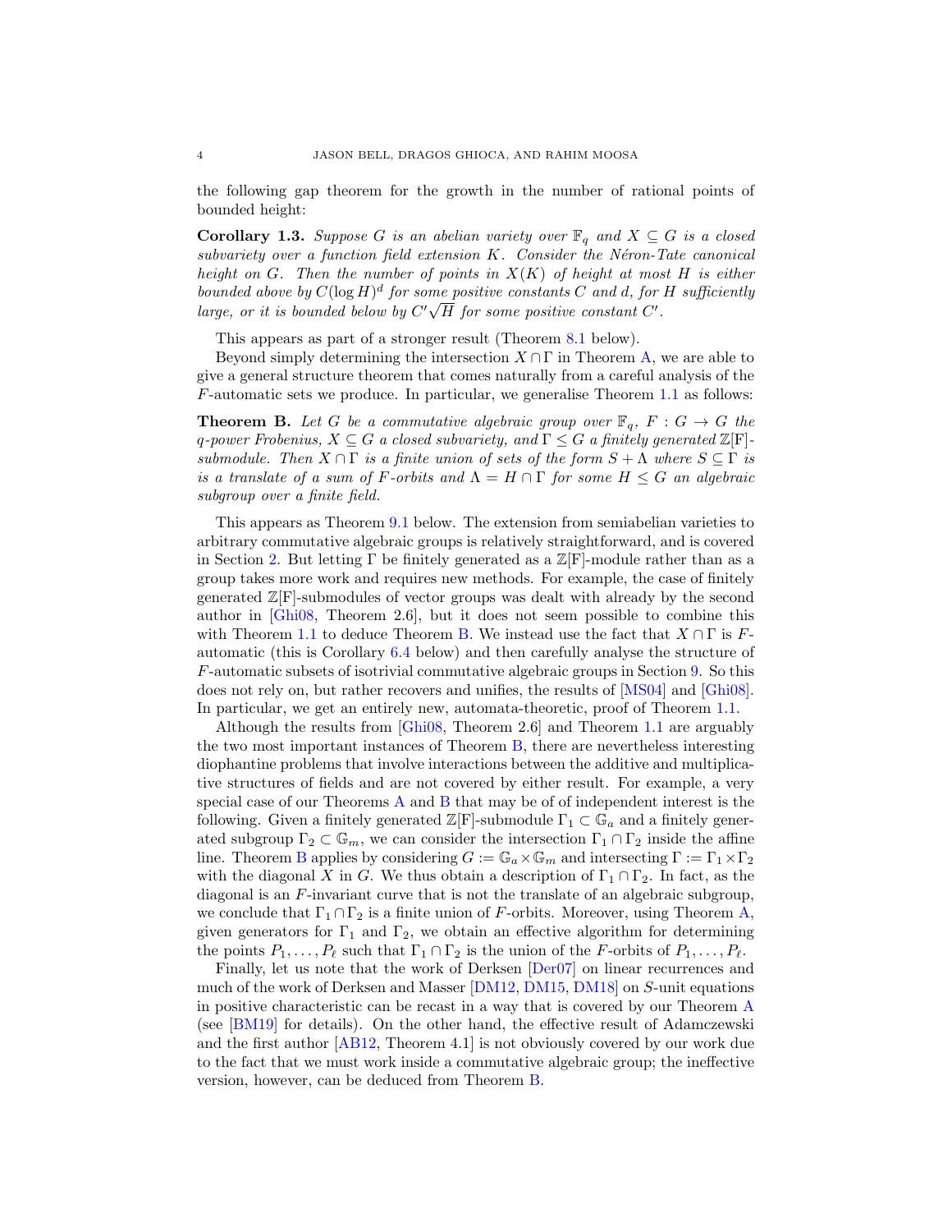the following gap theorem for the growth in the number of rational points of bounded height:

**Corollary 1.3.** *Suppose $G$ is an abelian variety over $\mathbb{F}_q$ and $X \subseteq G$ is a closed subvariety over a function field extension $K$. Consider the Néron-Tate canonical height on $G$. Then the number of points in $X(K)$ of height at most $H$ is either bounded above by $C(\log H)^d$ for some positive constants $C$ and $d$, for $H$ sufficiently large, or it is bounded below by $C'\sqrt{H}$ for some positive constant $C'$.*

This appears as part of a stronger result (Theorem 8.1 below).

Beyond simply determining the intersection $X \cap \Gamma$ in Theorem A, we are able to give a general structure theorem that comes naturally from a careful analysis of the $F$-automatic sets we produce. In particular, we generalise Theorem 1.1 as follows:

**Theorem B.** *Let $G$ be a commutative algebraic group over $\mathbb{F}_q$, $F : G \to G$ the $q$-power Frobenius, $X \subseteq G$ a closed subvariety, and $\Gamma \leq G$ a finitely generated $\mathbb{Z}[\mathrm{F}]$-submodule. Then $X \cap \Gamma$ is a finite union of sets of the form $S + \Lambda$ where $S \subseteq \Gamma$ is is a translate of a sum of $F$-orbits and $\Lambda = H \cap \Gamma$ for some $H \leq G$ an algebraic subgroup over a finite field.*

This appears as Theorem 9.1 below. The extension from semiabelian varieties to arbitrary commutative algebraic groups is relatively straightforward, and is covered in Section 2. But letting $\Gamma$ be finitely generated as a $\mathbb{Z}[\mathrm{F}]$-module rather than as a group takes more work and requires new methods. For example, the case of finitely generated $\mathbb{Z}[\mathrm{F}]$-submodules of vector groups was dealt with already by the second author in [Ghi08, Theorem 2.6], but it does not seem possible to combine this with Theorem 1.1 to deduce Theorem B. We instead use the fact that $X \cap \Gamma$ is $F$-automatic (this is Corollary 6.4 below) and then carefully analyse the structure of $F$-automatic subsets of isotrivial commutative algebraic groups in Section 9. So this does not rely on, but rather recovers and unifies, the results of [MS04] and [Ghi08]. In particular, we get an entirely new, automata-theoretic, proof of Theorem 1.1.

Although the results from [Ghi08, Theorem 2.6] and Theorem 1.1 are arguably the two most important instances of Theorem B, there are nevertheless interesting diophantine problems that involve interactions between the additive and multiplicative structures of fields and are not covered by either result. For example, a very special case of our Theorems A and B that may be of of independent interest is the following. Given a finitely generated $\mathbb{Z}[\mathrm{F}]$-submodule $\Gamma_1 \subset \mathbb{G}_a$ and a finitely generated subgroup $\Gamma_2 \subset \mathbb{G}_m$, we can consider the intersection $\Gamma_1 \cap \Gamma_2$ inside the affine line. Theorem B applies by considering $G := \mathbb{G}_a \times \mathbb{G}_m$ and intersecting $\Gamma := \Gamma_1 \times \Gamma_2$ with the diagonal $X$ in $G$. We thus obtain a description of $\Gamma_1 \cap \Gamma_2$. In fact, as the diagonal is an $F$-invariant curve that is not the translate of an algebraic subgroup, we conclude that $\Gamma_1 \cap \Gamma_2$ is a finite union of $F$-orbits. Moreover, using Theorem A, given generators for $\Gamma_1$ and $\Gamma_2$, we obtain an effective algorithm for determining the points $P_1, \ldots, P_\ell$ such that $\Gamma_1 \cap \Gamma_2$ is the union of the $F$-orbits of $P_1, \ldots, P_\ell$.

Finally, let us note that the work of Derksen [Der07] on linear recurrences and much of the work of Derksen and Masser [DM12, DM15, DM18] on $S$-unit equations in positive characteristic can be recast in a way that is covered by our Theorem A (see [BM19] for details). On the other hand, the effective result of Adamczewski and the first author [AB12, Theorem 4.1] is not obviously covered by our work due to the fact that we must work inside a commutative algebraic group; the ineffective version, however, can be deduced from Theorem B.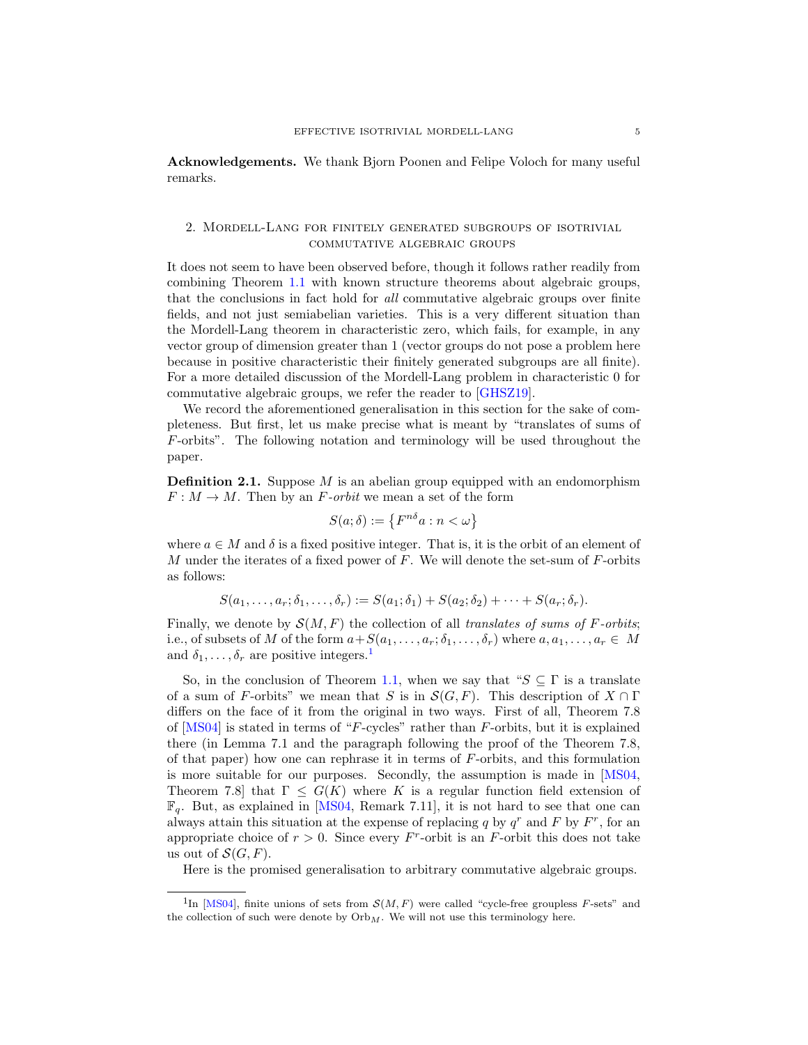**Acknowledgements.** We thank Bjorn Poonen and Felipe Voloch for many useful remarks.

## 2. Mordell-Lang for finitely generated subgroups of isotrivial commutative algebraic groups

It does not seem to have been observed before, though it follows rather readily from combining Theorem 1.1 with known structure theorems about algebraic groups, that the conclusions in fact hold for *all* commutative algebraic groups over finite fields, and not just semiabelian varieties. This is a very different situation than the Mordell-Lang theorem in characteristic zero, which fails, for example, in any vector group of dimension greater than 1 (vector groups do not pose a problem here because in positive characteristic their finitely generated subgroups are all finite). For a more detailed discussion of the Mordell-Lang problem in characteristic 0 for commutative algebraic groups, we refer the reader to [GHSZ19].

We record the aforementioned generalisation in this section for the sake of completeness. But first, let us make precise what is meant by "translates of sums of $F$-orbits". The following notation and terminology will be used throughout the paper.

**Definition 2.1.** Suppose $M$ is an abelian group equipped with an endomorphism $F : M \to M$. Then by an *$F$-orbit* we mean a set of the form

$$S(a; \delta) := \left\{ F^{n\delta} a : n < \omega \right\}$$

where $a \in M$ and $\delta$ is a fixed positive integer. That is, it is the orbit of an element of $M$ under the iterates of a fixed power of $F$. We will denote the set-sum of $F$-orbits as follows:

$$S(a_1, \ldots, a_r; \delta_1, \ldots, \delta_r) := S(a_1; \delta_1) + S(a_2; \delta_2) + \cdots + S(a_r; \delta_r).$$

Finally, we denote by $\mathcal{S}(M, F)$ the collection of all *translates of sums of $F$-orbits*; i.e., of subsets of $M$ of the form $a + S(a_1, \ldots, a_r; \delta_1, \ldots, \delta_r)$ where $a, a_1, \ldots, a_r \in M$ and $\delta_1, \ldots, \delta_r$ are positive integers.[1]

So, in the conclusion of Theorem 1.1, when we say that "$S \subseteq \Gamma$ is a translate of a sum of $F$-orbits" we mean that $S$ is in $\mathcal{S}(G, F)$. This description of $X \cap \Gamma$ differs on the face of it from the original in two ways. First of all, Theorem 7.8 of [MS04] is stated in terms of "$F$-cycles" rather than $F$-orbits, but it is explained there (in Lemma 7.1 and the paragraph following the proof of the Theorem 7.8, of that paper) how one can rephrase it in terms of $F$-orbits, and this formulation is more suitable for our purposes. Secondly, the assumption is made in [MS04, Theorem 7.8] that $\Gamma \leq G(K)$ where $K$ is a regular function field extension of $\mathbb{F}_q$. But, as explained in [MS04, Remark 7.11], it is not hard to see that one can always attain this situation at the expense of replacing $q$ by $q^r$ and $F$ by $F^r$, for an appropriate choice of $r > 0$. Since every $F^r$-orbit is an $F$-orbit this does not take us out of $\mathcal{S}(G, F)$.

Here is the promised generalisation to arbitrary commutative algebraic groups.

[1] In [MS04], finite unions of sets from $\mathcal{S}(M, F)$ were called "cycle-free groupless $F$-sets" and the collection of such were denote by $\mathrm{Orb}_M$. We will not use this terminology here.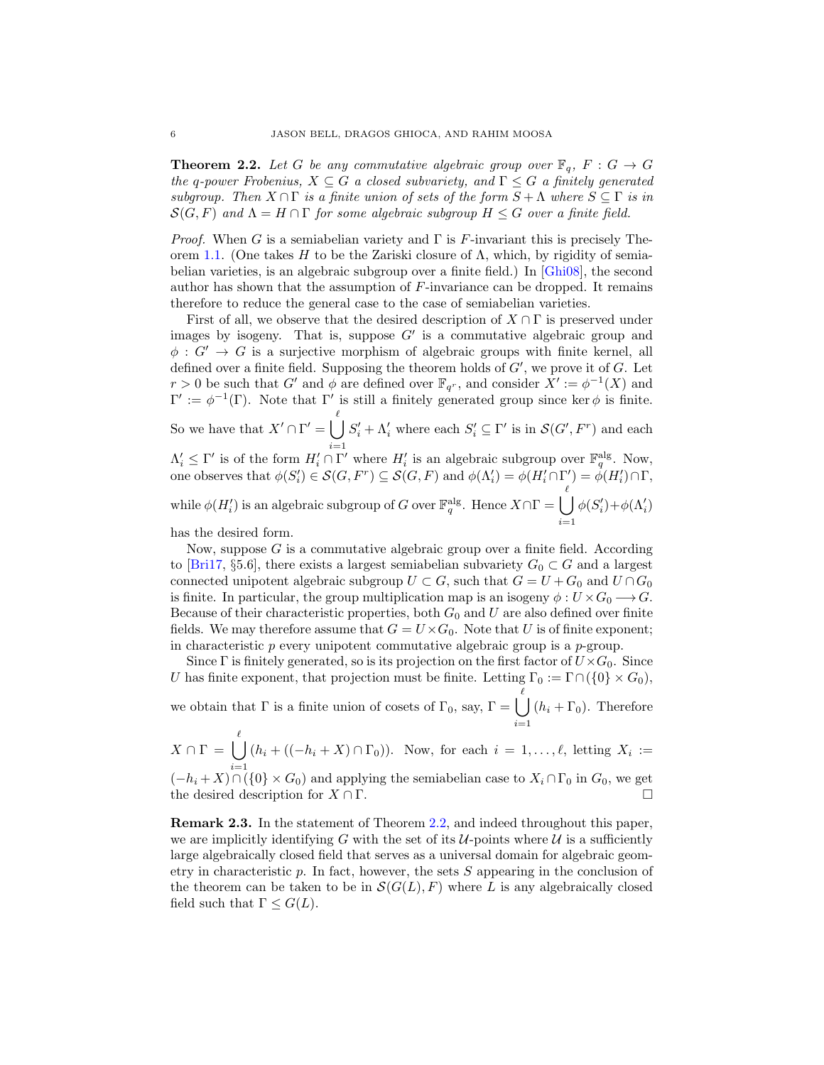**Theorem 2.2.** *Let $G$ be any commutative algebraic group over $\mathbb{F}_q$, $F : G \to G$ the $q$-power Frobenius, $X \subseteq G$ a closed subvariety, and $\Gamma \leq G$ a finitely generated subgroup. Then $X \cap \Gamma$ is a finite union of sets of the form $S + \Lambda$ where $S \subseteq \Gamma$ is in $\mathcal{S}(G, F)$ and $\Lambda = H \cap \Gamma$ for some algebraic subgroup $H \leq G$ over a finite field.*

*Proof.* When $G$ is a semiabelian variety and $\Gamma$ is $F$-invariant this is precisely Theorem 1.1. (One takes $H$ to be the Zariski closure of $\Lambda$, which, by rigidity of semiabelian varieties, is an algebraic subgroup over a finite field.) In [Ghi08], the second author has shown that the assumption of $F$-invariance can be dropped. It remains therefore to reduce the general case to the case of semiabelian varieties.

First of all, we observe that the desired description of $X \cap \Gamma$ is preserved under images by isogeny. That is, suppose $G'$ is a commutative algebraic group and $\phi : G' \to G$ is a surjective morphism of algebraic groups with finite kernel, all defined over a finite field. Supposing the theorem holds of $G'$, we prove it of $G$. Let $r > 0$ be such that $G'$ and $\phi$ are defined over $\mathbb{F}_{q^r}$, and consider $X' := \phi^{-1}(X)$ and $\Gamma' := \phi^{-1}(\Gamma)$. Note that $\Gamma'$ is still a finitely generated group since $\ker \phi$ is finite. So we have that $X' \cap \Gamma' = \bigcup_{i=1}^{\ell} S'_i + \Lambda'_i$ where each $S'_i \subseteq \Gamma'$ is in $\mathcal{S}(G', F^r)$ and each $\Lambda'_i \leq \Gamma'$ is of the form $H'_i \cap \Gamma'$ where $H'_i$ is an algebraic subgroup over $\mathbb{F}_q^{\mathrm{alg}}$. Now, one observes that $\phi(S'_i) \in \mathcal{S}(G, F^r) \subseteq \mathcal{S}(G, F)$ and $\phi(\Lambda'_i) = \phi(H'_i \cap \Gamma') = \phi(H'_i) \cap \Gamma$, while $\phi(H'_i)$ is an algebraic subgroup of $G$ over $\mathbb{F}_q^{\mathrm{alg}}$. Hence $X \cap \Gamma = \bigcup_{i=1}^{\ell} \phi(S'_i) + \phi(\Lambda'_i)$ has the desired form.

Now, suppose $G$ is a commutative algebraic group over a finite field. According to [Bri17, §5.6], there exists a largest semiabelian subvariety $G_0 \subset G$ and a largest connected unipotent algebraic subgroup $U \subset G$, such that $G = U + G_0$ and $U \cap G_0$ is finite. In particular, the group multiplication map is an isogeny $\phi : U \times G_0 \longrightarrow G$. Because of their characteristic properties, both $G_0$ and $U$ are also defined over finite fields. We may therefore assume that $G = U \times G_0$. Note that $U$ is of finite exponent; in characteristic $p$ every unipotent commutative algebraic group is a $p$-group.

Since $\Gamma$ is finitely generated, so is its projection on the first factor of $U \times G_0$. Since $U$ has finite exponent, that projection must be finite. Letting $\Gamma_0 := \Gamma \cap (\{0\} \times G_0)$, we obtain that $\Gamma$ is a finite union of cosets of $\Gamma_0$, say, $\Gamma = \bigcup_{i=1}^{\ell} (h_i + \Gamma_0)$. Therefore $X \cap \Gamma = \bigcup_{i=1}^{\ell} (h_i + ((-h_i + X) \cap \Gamma_0))$. Now, for each $i = 1, \ldots, \ell$, letting $X_i := (-h_i + X) \cap (\{0\} \times G_0)$ and applying the semiabelian case to $X_i \cap \Gamma_0$ in $G_0$, we get the desired description for $X \cap \Gamma$. $\square$

**Remark 2.3.** In the statement of Theorem 2.2, and indeed throughout this paper, we are implicitly identifying $G$ with the set of its $\mathcal{U}$-points where $\mathcal{U}$ is a sufficiently large algebraically closed field that serves as a universal domain for algebraic geometry in characteristic $p$. In fact, however, the sets $S$ appearing in the conclusion of the theorem can be taken to be in $\mathcal{S}(G(L), F)$ where $L$ is any algebraically closed field such that $\Gamma \leq G(L)$.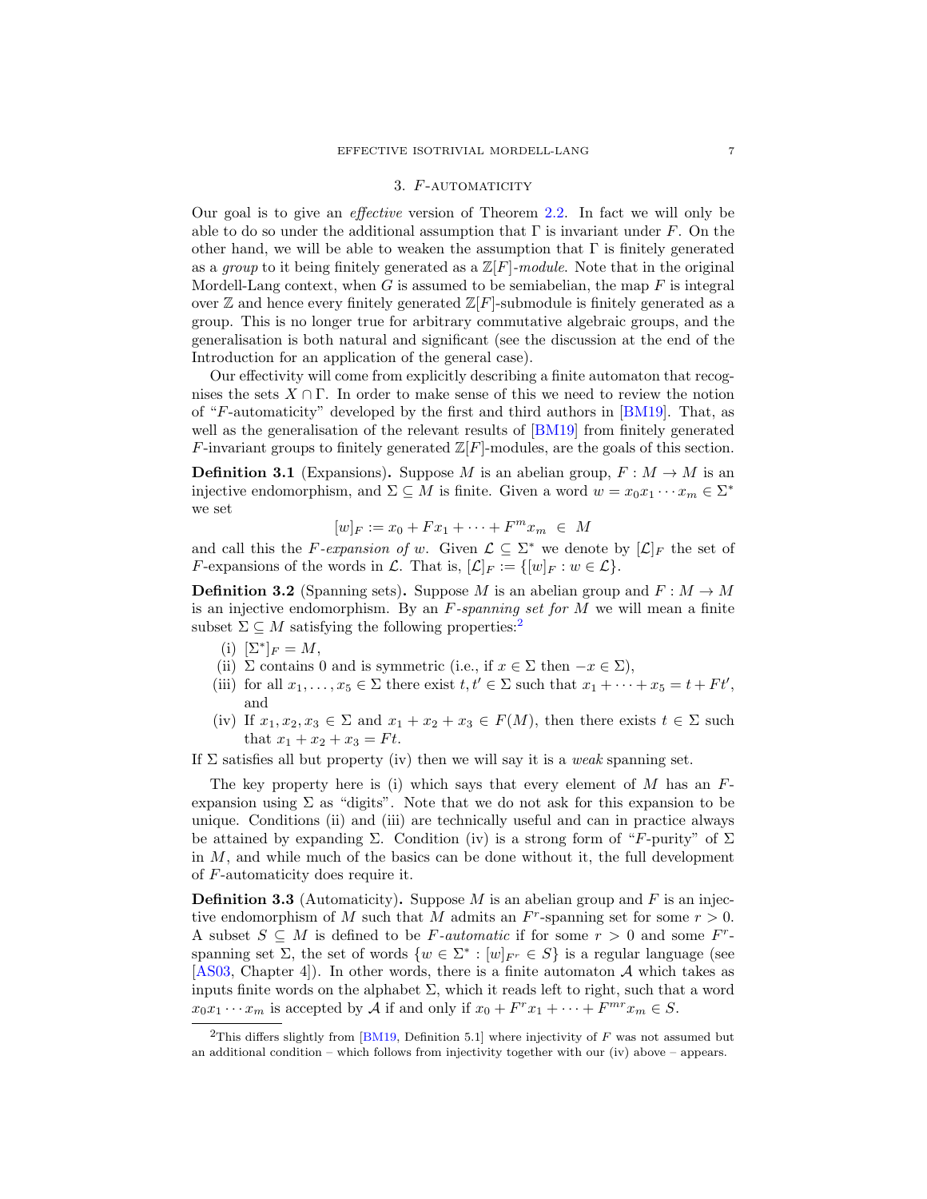## 3. $F$-automaticity

Our goal is to give an *effective* version of Theorem 2.2. In fact we will only be able to do so under the additional assumption that $\Gamma$ is invariant under $F$. On the other hand, we will be able to weaken the assumption that $\Gamma$ is finitely generated as a *group* to it being finitely generated as a $\mathbb{Z}[F]$-*module*. Note that in the original Mordell-Lang context, when $G$ is assumed to be semiabelian, the map $F$ is integral over $\mathbb{Z}$ and hence every finitely generated $\mathbb{Z}[F]$-submodule is finitely generated as a group. This is no longer true for arbitrary commutative algebraic groups, and the generalisation is both natural and significant (see the discussion at the end of the Introduction for an application of the general case).

Our effectivity will come from explicitly describing a finite automaton that recognises the sets $X \cap \Gamma$. In order to make sense of this we need to review the notion of "$F$-automaticity" developed by the first and third authors in [BM19]. That, as well as the generalisation of the relevant results of [BM19] from finitely generated $F$-invariant groups to finitely generated $\mathbb{Z}[F]$-modules, are the goals of this section.

**Definition 3.1** (Expansions)**.** Suppose $M$ is an abelian group, $F : M \to M$ is an injective endomorphism, and $\Sigma \subseteq M$ is finite. Given a word $w = x_0 x_1 \cdots x_m \in \Sigma^*$ we set

$$[w]_F := x_0 + Fx_1 + \cdots + F^m x_m \ \in \ M$$

and call this the *$F$-expansion of $w$*. Given $\mathcal{L} \subseteq \Sigma^*$ we denote by $[\mathcal{L}]_F$ the set of $F$-expansions of the words in $\mathcal{L}$. That is, $[\mathcal{L}]_F := \{[w]_F : w \in \mathcal{L}\}$.

**Definition 3.2** (Spanning sets)**.** Suppose $M$ is an abelian group and $F : M \to M$ is an injective endomorphism. By an *$F$-spanning set for $M$* we will mean a finite subset $\Sigma \subseteq M$ satisfying the following properties:[2]

(i) $[\Sigma^*]_F = M$,

(ii) $\Sigma$ contains 0 and is symmetric (i.e., if $x \in \Sigma$ then $-x \in \Sigma$),

(iii) for all $x_1, \ldots, x_5 \in \Sigma$ there exist $t, t' \in \Sigma$ such that $x_1 + \cdots + x_5 = t + Ft'$, and

(iv) If $x_1, x_2, x_3 \in \Sigma$ and $x_1 + x_2 + x_3 \in F(M)$, then there exists $t \in \Sigma$ such that $x_1 + x_2 + x_3 = Ft$.

If $\Sigma$ satisfies all but property (iv) then we will say it is a *weak* spanning set.

The key property here is (i) which says that every element of $M$ has an $F$-expansion using $\Sigma$ as "digits". Note that we do not ask for this expansion to be unique. Conditions (ii) and (iii) are technically useful and can in practice always be attained by expanding $\Sigma$. Condition (iv) is a strong form of "$F$-purity" of $\Sigma$ in $M$, and while much of the basics can be done without it, the full development of $F$-automaticity does require it.

**Definition 3.3** (Automaticity)**.** Suppose $M$ is an abelian group and $F$ is an injective endomorphism of $M$ such that $M$ admits an $F^r$-spanning set for some $r > 0$. A subset $S \subseteq M$ is defined to be *$F$-automatic* if for some $r > 0$ and some $F^r$-spanning set $\Sigma$, the set of words $\{w \in \Sigma^* : [w]_{F^r} \in S\}$ is a regular language (see [AS03, Chapter 4]). In other words, there is a finite automaton $\mathcal{A}$ which takes as inputs finite words on the alphabet $\Sigma$, which it reads left to right, such that a word $x_0 x_1 \cdots x_m$ is accepted by $\mathcal{A}$ if and only if $x_0 + F^r x_1 + \cdots + F^{mr} x_m \in S$.

[2] This differs slightly from [BM19, Definition 5.1] where injectivity of $F$ was not assumed but an additional condition – which follows from injectivity together with our (iv) above – appears.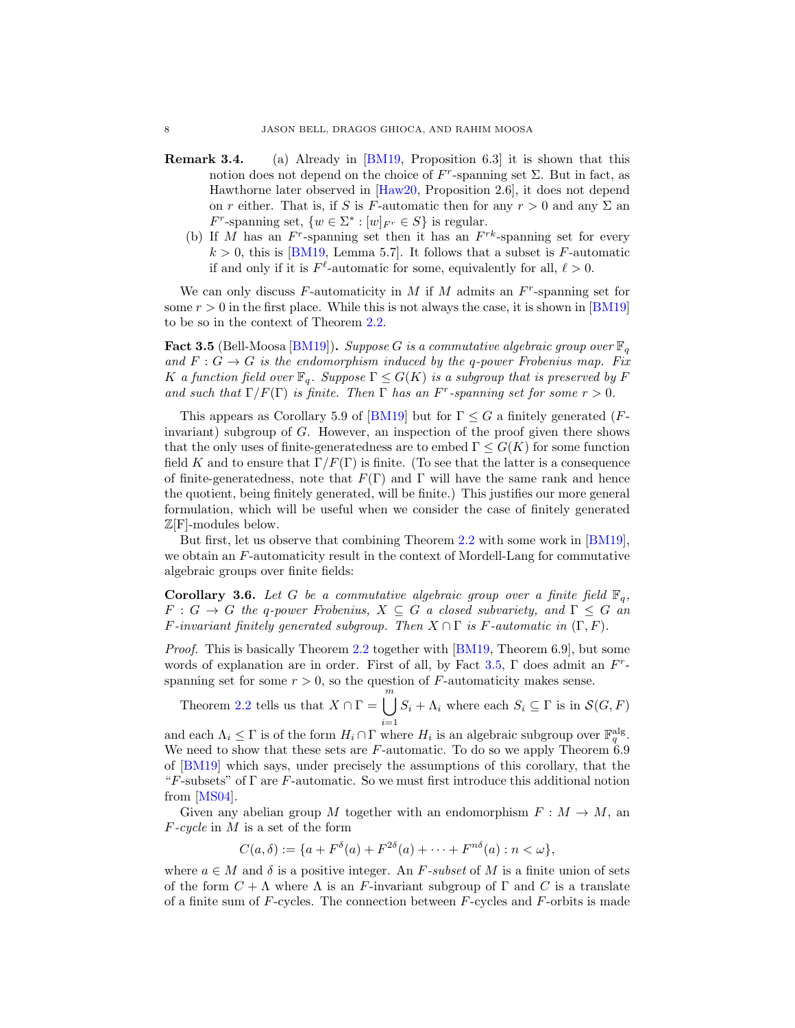**Remark 3.4.** (a) Already in [BM19, Proposition 6.3] it is shown that this notion does not depend on the choice of $F^r$-spanning set $\Sigma$. But in fact, as Hawthorne later observed in [Haw20, Proposition 2.6], it does not depend on $r$ either. That is, if $S$ is $F$-automatic then for any $r > 0$ and any $\Sigma$ an $F^r$-spanning set, $\{w \in \Sigma^* : [w]_{F^r} \in S\}$ is regular.

(b) If $M$ has an $F^r$-spanning set then it has an $F^{rk}$-spanning set for every $k > 0$, this is [BM19, Lemma 5.7]. It follows that a subset is $F$-automatic if and only if it is $F^\ell$-automatic for some, equivalently for all, $\ell > 0$.

We can only discuss $F$-automaticity in $M$ if $M$ admits an $F^r$-spanning set for some $r > 0$ in the first place. While this is not always the case, it is shown in [BM19] to be so in the context of Theorem 2.2.

**Fact 3.5** (Bell-Moosa [BM19])**.** *Suppose $G$ is a commutative algebraic group over $\mathbb{F}_q$ and $F : G \to G$ is the endomorphism induced by the $q$-power Frobenius map. Fix $K$ a function field over $\mathbb{F}_q$. Suppose $\Gamma \leq G(K)$ is a subgroup that is preserved by $F$ and such that $\Gamma/F(\Gamma)$ is finite. Then $\Gamma$ has an $F^r$-spanning set for some $r > 0$.*

This appears as Corollary 5.9 of [BM19] but for $\Gamma \leq G$ a finitely generated ($F$-invariant) subgroup of $G$. However, an inspection of the proof given there shows that the only uses of finite-generatedness are to embed $\Gamma \leq G(K)$ for some function field $K$ and to ensure that $\Gamma/F(\Gamma)$ is finite. (To see that the latter is a consequence of finite-generatedness, note that $F(\Gamma)$ and $\Gamma$ will have the same rank and hence the quotient, being finitely generated, will be finite.) This justifies our more general formulation, which will be useful when we consider the case of finitely generated $\mathbb{Z}[F]$-modules below.

But first, let us observe that combining Theorem 2.2 with some work in [BM19], we obtain an $F$-automaticity result in the context of Mordell-Lang for commutative algebraic groups over finite fields:

**Corollary 3.6.** *Let $G$ be a commutative algebraic group over a finite field $\mathbb{F}_q$, $F : G \to G$ the $q$-power Frobenius, $X \subseteq G$ a closed subvariety, and $\Gamma \leq G$ an $F$-invariant finitely generated subgroup. Then $X \cap \Gamma$ is $F$-automatic in $(\Gamma, F)$.*

*Proof.* This is basically Theorem 2.2 together with [BM19, Theorem 6.9], but some words of explanation are in order. First of all, by Fact 3.5, $\Gamma$ does admit an $F^r$-spanning set for some $r > 0$, so the question of $F$-automaticity makes sense.

Theorem 2.2 tells us that $X \cap \Gamma = \displaystyle\bigcup_{i=1}^m S_i + \Lambda_i$ where each $S_i \subseteq \Gamma$ is in $\mathcal{S}(G, F)$ and each $\Lambda_i \leq \Gamma$ is of the form $H_i \cap \Gamma$ where $H_i$ is an algebraic subgroup over $\mathbb{F}_q^{\mathrm{alg}}$. We need to show that these sets are $F$-automatic. To do so we apply Theorem 6.9 of [BM19] which says, under precisely the assumptions of this corollary, that the "$F$-subsets" of $\Gamma$ are $F$-automatic. So we must first introduce this additional notion from [MS04].

Given any abelian group $M$ together with an endomorphism $F : M \to M$, an *$F$-cycle* in $M$ is a set of the form

$$C(a, \delta) := \{a + F^\delta(a) + F^{2\delta}(a) + \cdots + F^{n\delta}(a) : n < \omega\},$$

where $a \in M$ and $\delta$ is a positive integer. An *$F$-subset* of $M$ is a finite union of sets of the form $C + \Lambda$ where $\Lambda$ is an $F$-invariant subgroup of $\Gamma$ and $C$ is a translate of a finite sum of $F$-cycles. The connection between $F$-cycles and $F$-orbits is made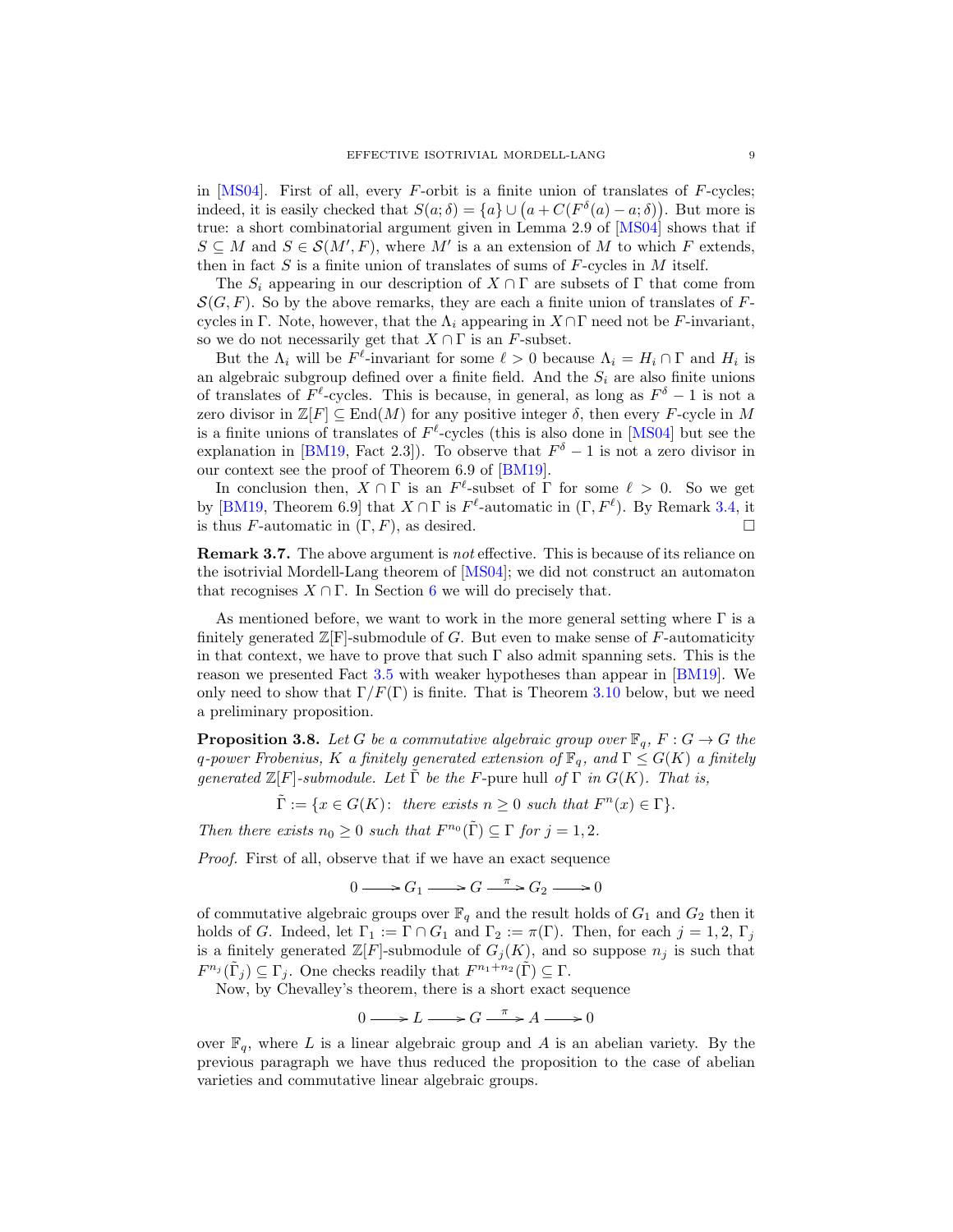in [MS04]. First of all, every $F$-orbit is a finite union of translates of $F$-cycles; indeed, it is easily checked that $S(a;\delta) = \{a\} \cup \big(a + C(F^\delta(a) - a;\delta)\big)$. But more is true: a short combinatorial argument given in Lemma 2.9 of [MS04] shows that if $S \subseteq M$ and $S \in \mathcal{S}(M', F)$, where $M'$ is a an extension of $M$ to which $F$ extends, then in fact $S$ is a finite union of translates of sums of $F$-cycles in $M$ itself.

The $S_i$ appearing in our description of $X \cap \Gamma$ are subsets of $\Gamma$ that come from $\mathcal{S}(G, F)$. So by the above remarks, they are each a finite union of translates of $F$-cycles in $\Gamma$. Note, however, that the $\Lambda_i$ appearing in $X \cap \Gamma$ need not be $F$-invariant, so we do not necessarily get that $X \cap \Gamma$ is an $F$-subset.

But the $\Lambda_i$ will be $F^\ell$-invariant for some $\ell > 0$ because $\Lambda_i = H_i \cap \Gamma$ and $H_i$ is an algebraic subgroup defined over a finite field. And the $S_i$ are also finite unions of translates of $F^\ell$-cycles. This is because, in general, as long as $F^\delta - 1$ is not a zero divisor in $\mathbb{Z}[F] \subseteq \operatorname{End}(M)$ for any positive integer $\delta$, then every $F$-cycle in $M$ is a finite unions of translates of $F^\ell$-cycles (this is also done in [MS04] but see the explanation in [BM19, Fact 2.3]). To observe that $F^\delta - 1$ is not a zero divisor in our context see the proof of Theorem 6.9 of [BM19].

In conclusion then, $X \cap \Gamma$ is an $F^\ell$-subset of $\Gamma$ for some $\ell > 0$. So we get by [BM19, Theorem 6.9] that $X \cap \Gamma$ is $F^\ell$-automatic in $(\Gamma, F^\ell)$. By Remark 3.4, it is thus $F$-automatic in $(\Gamma, F)$, as desired. □

**Remark 3.7.** The above argument is *not* effective. This is because of its reliance on the isotrivial Mordell-Lang theorem of [MS04]; we did not construct an automaton that recognises $X \cap \Gamma$. In Section 6 we will do precisely that.

As mentioned before, we want to work in the more general setting where $\Gamma$ is a finitely generated $\mathbb{Z}[\mathrm{F}]$-submodule of $G$. But even to make sense of $F$-automaticity in that context, we have to prove that such $\Gamma$ also admit spanning sets. This is the reason we presented Fact 3.5 with weaker hypotheses than appear in [BM19]. We only need to show that $\Gamma/F(\Gamma)$ is finite. That is Theorem 3.10 below, but we need a preliminary proposition.

**Proposition 3.8.** *Let $G$ be a commutative algebraic group over $\mathbb{F}_q$, $F : G \to G$ the $q$-power Frobenius, $K$ a finitely generated extension of $\mathbb{F}_q$, and $\Gamma \leq G(K)$ a finitely generated $\mathbb{Z}[F]$-submodule. Let $\tilde{\Gamma}$ be the $F$-pure hull of $\Gamma$ in $G(K)$. That is,*

$$\tilde{\Gamma} := \{x \in G(K) \colon \text{ there exists } n \geq 0 \text{ such that } F^n(x) \in \Gamma\}.$$

*Then there exists $n_0 \geq 0$ such that $F^{n_0}(\tilde{\Gamma}) \subseteq \Gamma$ for $j = 1, 2$.*

*Proof.* First of all, observe that if we have an exact sequence

$$0 \longrightarrow G_1 \longrightarrow G \xrightarrow{\ \pi\ } G_2 \longrightarrow 0$$

of commutative algebraic groups over $\mathbb{F}_q$ and the result holds of $G_1$ and $G_2$ then it holds of $G$. Indeed, let $\Gamma_1 := \Gamma \cap G_1$ and $\Gamma_2 := \pi(\Gamma)$. Then, for each $j = 1, 2$, $\Gamma_j$ is a finitely generated $\mathbb{Z}[F]$-submodule of $G_j(K)$, and so suppose $n_j$ is such that $F^{n_j}(\tilde{\Gamma}_j) \subseteq \Gamma_j$. One checks readily that $F^{n_1+n_2}(\tilde{\Gamma}) \subseteq \Gamma$.

Now, by Chevalley's theorem, there is a short exact sequence

$$0 \longrightarrow L \longrightarrow G \xrightarrow{\ \pi\ } A \longrightarrow 0$$

over $\mathbb{F}_q$, where $L$ is a linear algebraic group and $A$ is an abelian variety. By the previous paragraph we have thus reduced the proposition to the case of abelian varieties and commutative linear algebraic groups.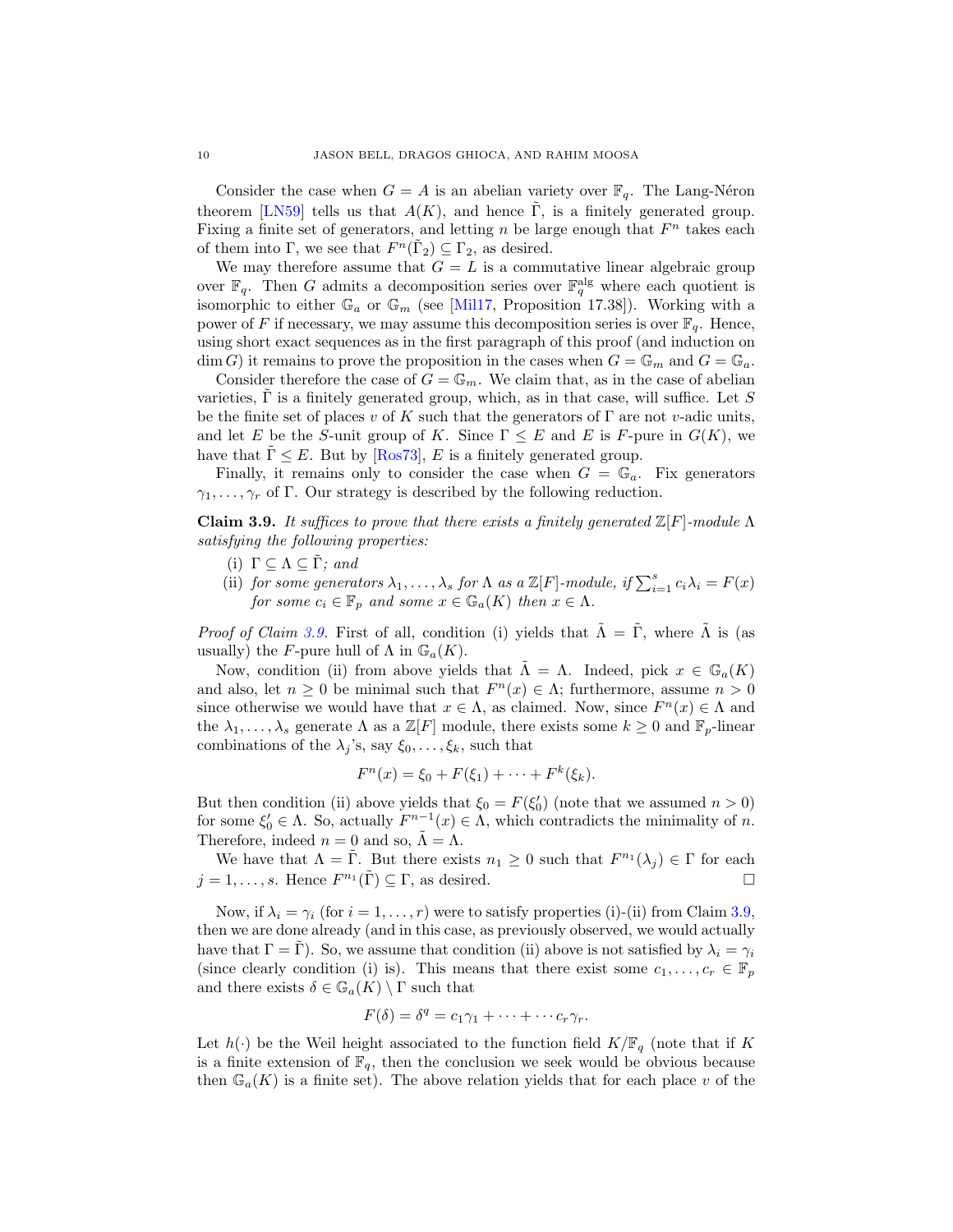Consider the case when $G = A$ is an abelian variety over $\mathbb{F}_q$. The Lang-Néron theorem [LN59] tells us that $A(K)$, and hence $\tilde{\Gamma}$, is a finitely generated group. Fixing a finite set of generators, and letting $n$ be large enough that $F^n$ takes each of them into $\Gamma$, we see that $F^n(\tilde{\Gamma}_2) \subseteq \Gamma_2$, as desired.

We may therefore assume that $G = L$ is a commutative linear algebraic group over $\mathbb{F}_q$. Then $G$ admits a decomposition series over $\mathbb{F}_q^{\mathrm{alg}}$ where each quotient is isomorphic to either $\mathbb{G}_a$ or $\mathbb{G}_m$ (see [Mil17, Proposition 17.38]). Working with a power of $F$ if necessary, we may assume this decomposition series is over $\mathbb{F}_q$. Hence, using short exact sequences as in the first paragraph of this proof (and induction on $\dim G$) it remains to prove the proposition in the cases when $G = \mathbb{G}_m$ and $G = \mathbb{G}_a$.

Consider therefore the case of $G = \mathbb{G}_m$. We claim that, as in the case of abelian varieties, $\tilde{\Gamma}$ is a finitely generated group, which, as in that case, will suffice. Let $S$ be the finite set of places $v$ of $K$ such that the generators of $\Gamma$ are not $v$-adic units, and let $E$ be the $S$-unit group of $K$. Since $\Gamma \le E$ and $E$ is $F$-pure in $G(K)$, we have that $\tilde{\Gamma} \le E$. But by [Ros73], $E$ is a finitely generated group.

Finally, it remains only to consider the case when $G = \mathbb{G}_a$. Fix generators $\gamma_1, \dots, \gamma_r$ of $\Gamma$. Our strategy is described by the following reduction.

**Claim 3.9.** *It suffices to prove that there exists a finitely generated $\mathbb{Z}[F]$-module $\Lambda$ satisfying the following properties:*

 (i) *$\Gamma \subseteq \Lambda \subseteq \tilde{\Gamma}$; and*
 (ii) *for some generators $\lambda_1, \dots, \lambda_s$ for $\Lambda$ as a $\mathbb{Z}[F]$-module, if $\sum_{i=1}^{s} c_i\lambda_i = F(x)$ for some $c_i \in \mathbb{F}_p$ and some $x \in \mathbb{G}_a(K)$ then $x \in \Lambda$.*

*Proof of Claim 3.9.* First of all, condition (i) yields that $\tilde{\Lambda} = \tilde{\Gamma}$, where $\tilde{\Lambda}$ is (as usually) the $F$-pure hull of $\Lambda$ in $\mathbb{G}_a(K)$.

Now, condition (ii) from above yields that $\tilde{\Lambda} = \Lambda$. Indeed, pick $x \in \mathbb{G}_a(K)$ and also, let $n \ge 0$ be minimal such that $F^n(x) \in \Lambda$; furthermore, assume $n > 0$ since otherwise we would have that $x \in \Lambda$, as claimed. Now, since $F^n(x) \in \Lambda$ and the $\lambda_1, \dots, \lambda_s$ generate $\Lambda$ as a $\mathbb{Z}[F]$ module, there exists some $k \ge 0$ and $\mathbb{F}_p$-linear combinations of the $\lambda_j$'s, say $\xi_0, \dots, \xi_k$, such that

$$F^n(x) = \xi_0 + F(\xi_1) + \cdots + F^k(\xi_k).$$

But then condition (ii) above yields that $\xi_0 = F(\xi_0')$ (note that we assumed $n > 0$) for some $\xi_0' \in \Lambda$. So, actually $F^{n-1}(x) \in \Lambda$, which contradicts the minimality of $n$. Therefore, indeed $n = 0$ and so, $\tilde{\Lambda} = \Lambda$.

We have that $\Lambda = \tilde{\Gamma}$. But there exists $n_1 \ge 0$ such that $F^{n_1}(\lambda_j) \in \Gamma$ for each $j = 1, \dots, s$. Hence $F^{n_1}(\tilde{\Gamma}) \subseteq \Gamma$, as desired. □

Now, if $\lambda_i = \gamma_i$ (for $i = 1, \dots, r$) were to satisfy properties (i)-(ii) from Claim 3.9, then we are done already (and in this case, as previously observed, we would actually have that $\Gamma = \tilde{\Gamma}$). So, we assume that condition (ii) above is not satisfied by $\lambda_i = \gamma_i$ (since clearly condition (i) is). This means that there exist some $c_1, \dots, c_r \in \mathbb{F}_p$ and there exists $\delta \in \mathbb{G}_a(K) \setminus \Gamma$ such that

$$F(\delta) = \delta^q = c_1\gamma_1 + \cdots + \cdots c_r\gamma_r.$$

Let $h(\cdot)$ be the Weil height associated to the function field $K/\mathbb{F}_q$ (note that if $K$ is a finite extension of $\mathbb{F}_q$, then the conclusion we seek would be obvious because then $\mathbb{G}_a(K)$ is a finite set). The above relation yields that for each place $v$ of the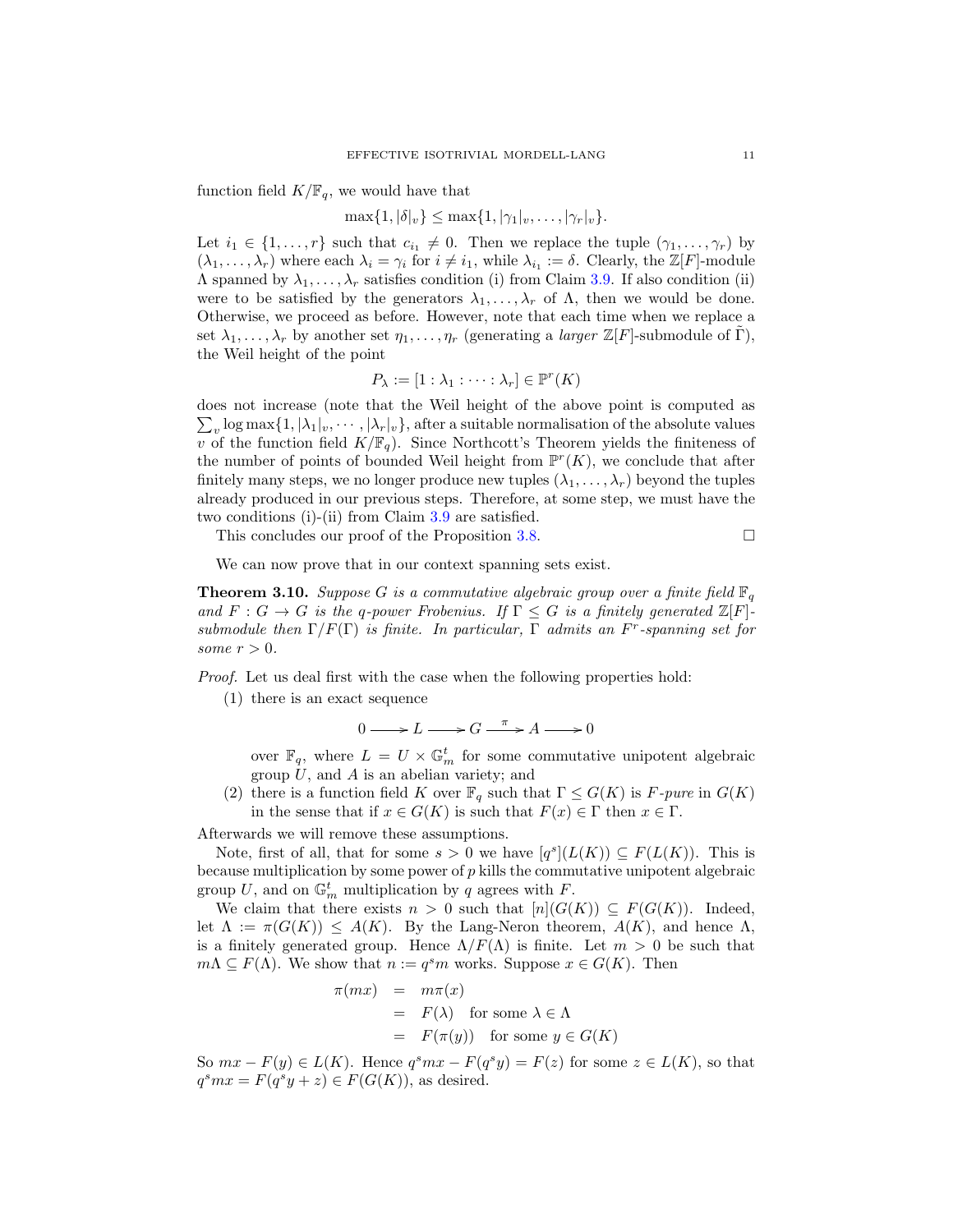function field $K/\mathbb{F}_q$, we would have that

$$\max\{1, |\delta|_v\} \le \max\{1, |\gamma_1|_v, \dots, |\gamma_r|_v\}.$$

Let $i_1 \in \{1, \dots, r\}$ such that $c_{i_1} \neq 0$. Then we replace the tuple $(\gamma_1, \dots, \gamma_r)$ by $(\lambda_1, \dots, \lambda_r)$ where each $\lambda_i = \gamma_i$ for $i \neq i_1$, while $\lambda_{i_1} := \delta$. Clearly, the $\mathbb{Z}[F]$-module $\Lambda$ spanned by $\lambda_1, \dots, \lambda_r$ satisfies condition (i) from Claim 3.9. If also condition (ii) were to be satisfied by the generators $\lambda_1, \dots, \lambda_r$ of $\Lambda$, then we would be done. Otherwise, we proceed as before. However, note that each time when we replace a set $\lambda_1, \dots, \lambda_r$ by another set $\eta_1, \dots, \eta_r$ (generating a *larger* $\mathbb{Z}[F]$-submodule of $\tilde{\Gamma}$), the Weil height of the point

$$P_\lambda := [1 : \lambda_1 : \cdots : \lambda_r] \in \mathbb{P}^r(K)$$

does not increase (note that the Weil height of the above point is computed as $\sum_v \log \max\{1, |\lambda_1|_v, \cdots, |\lambda_r|_v\}$, after a suitable normalisation of the absolute values $v$ of the function field $K/\mathbb{F}_q$). Since Northcott's Theorem yields the finiteness of the number of points of bounded Weil height from $\mathbb{P}^r(K)$, we conclude that after finitely many steps, we no longer produce new tuples $(\lambda_1, \dots, \lambda_r)$ beyond the tuples already produced in our previous steps. Therefore, at some step, we must have the two conditions (i)-(ii) from Claim 3.9 are satisfied.

This concludes our proof of the Proposition 3.8. $\square$

We can now prove that in our context spanning sets exist.

**Theorem 3.10.** *Suppose $G$ is a commutative algebraic group over a finite field $\mathbb{F}_q$ and $F : G \to G$ is the $q$-power Frobenius. If $\Gamma \le G$ is a finitely generated $\mathbb{Z}[F]$-submodule then $\Gamma/F(\Gamma)$ is finite. In particular, $\Gamma$ admits an $F^r$-spanning set for some $r > 0$.*

*Proof.* Let us deal first with the case when the following properties hold:

(1) there is an exact sequence

$$0 \longrightarrow L \longrightarrow G \xrightarrow{\ \pi\ } A \longrightarrow 0$$

over $\mathbb{F}_q$, where $L = U \times \mathbb{G}_m^t$ for some commutative unipotent algebraic group $U$, and $A$ is an abelian variety; and

(2) there is a function field $K$ over $\mathbb{F}_q$ such that $\Gamma \le G(K)$ is *$F$-pure* in $G(K)$ in the sense that if $x \in G(K)$ is such that $F(x) \in \Gamma$ then $x \in \Gamma$.

Afterwards we will remove these assumptions.

Note, first of all, that for some $s > 0$ we have $[q^s](L(K)) \subseteq F(L(K))$. This is because multiplication by some power of $p$ kills the commutative unipotent algebraic group $U$, and on $\mathbb{G}_m^t$ multiplication by $q$ agrees with $F$.

We claim that there exists $n > 0$ such that $[n](G(K)) \subseteq F(G(K))$. Indeed, let $\Lambda := \pi(G(K)) \le A(K)$. By the Lang-Neron theorem, $A(K)$, and hence $\Lambda$, is a finitely generated group. Hence $\Lambda/F(\Lambda)$ is finite. Let $m > 0$ be such that $m\Lambda \subseteq F(\Lambda)$. We show that $n := q^s m$ works. Suppose $x \in G(K)$. Then

$$\begin{aligned}
\pi(mx) &= m\pi(x) \\
&= F(\lambda) \quad \text{for some } \lambda \in \Lambda \\
&= F(\pi(y)) \quad \text{for some } y \in G(K)
\end{aligned}$$

So $mx - F(y) \in L(K)$. Hence $q^s mx - F(q^s y) = F(z)$ for some $z \in L(K)$, so that $q^s mx = F(q^s y + z) \in F(G(K))$, as desired.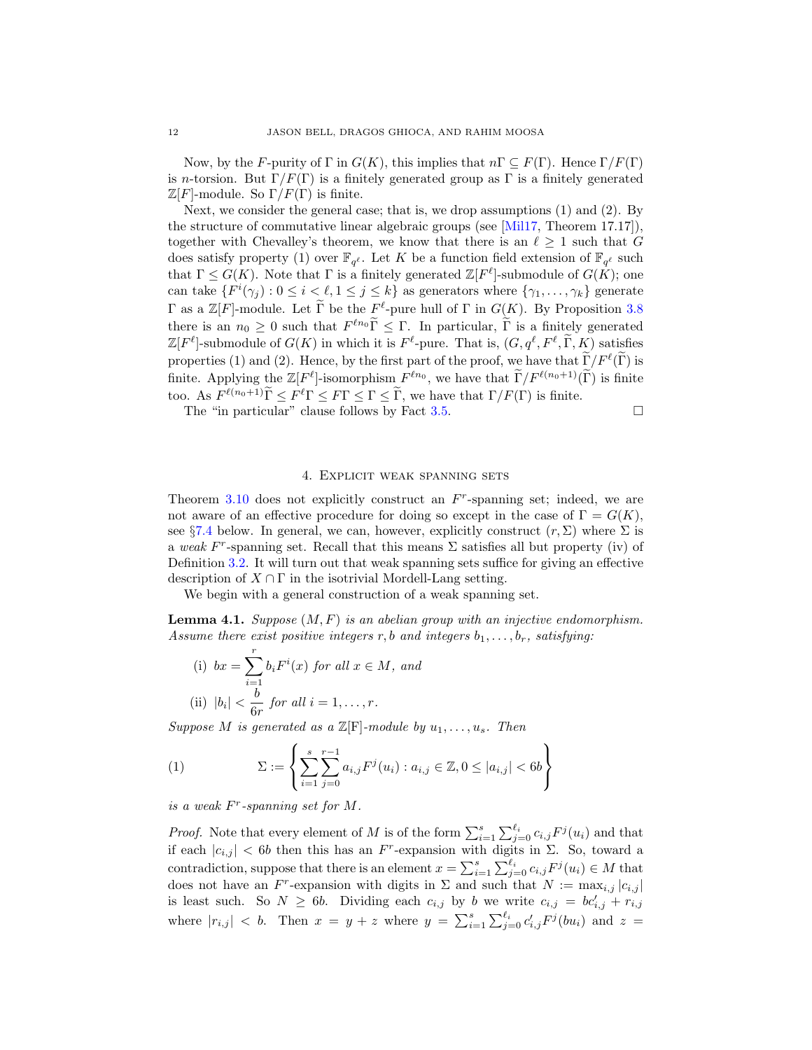Now, by the $F$-purity of $\Gamma$ in $G(K)$, this implies that $n\Gamma \subseteq F(\Gamma)$. Hence $\Gamma/F(\Gamma)$ is $n$-torsion. But $\Gamma/F(\Gamma)$ is a finitely generated group as $\Gamma$ is a finitely generated $\mathbb{Z}[F]$-module. So $\Gamma/F(\Gamma)$ is finite.

Next, we consider the general case; that is, we drop assumptions (1) and (2). By the structure of commutative linear algebraic groups (see [Mil17, Theorem 17.17]), together with Chevalley's theorem, we know that there is an $\ell \geq 1$ such that $G$ does satisfy property (1) over $\mathbb{F}_{q^\ell}$. Let $K$ be a function field extension of $\mathbb{F}_{q^\ell}$ such that $\Gamma \leq G(K)$. Note that $\Gamma$ is a finitely generated $\mathbb{Z}[F^\ell]$-submodule of $G(K)$; one can take $\{F^i(\gamma_j) : 0 \leq i < \ell, 1 \leq j \leq k\}$ as generators where $\{\gamma_1, \ldots, \gamma_k\}$ generate $\Gamma$ as a $\mathbb{Z}[F]$-module. Let $\widetilde{\Gamma}$ be the $F^\ell$-pure hull of $\Gamma$ in $G(K)$. By Proposition 3.8 there is an $n_0 \geq 0$ such that $F^{\ell n_0}\widetilde{\Gamma} \leq \Gamma$. In particular, $\widetilde{\Gamma}$ is a finitely generated $\mathbb{Z}[F^\ell]$-submodule of $G(K)$ in which it is $F^\ell$-pure. That is, $(G, q^\ell, F^\ell, \widetilde{\Gamma}, K)$ satisfies properties (1) and (2). Hence, by the first part of the proof, we have that $\widetilde{\Gamma}/F^\ell(\widetilde{\Gamma})$ is finite. Applying the $\mathbb{Z}[F^\ell]$-isomorphism $F^{\ell n_0}$, we have that $\widetilde{\Gamma}/F^{\ell(n_0+1)}(\widetilde{\Gamma})$ is finite too. As $F^{\ell(n_0+1)}\widetilde{\Gamma} \leq F^\ell\Gamma \leq F\Gamma \leq \Gamma \leq \widetilde{\Gamma}$, we have that $\Gamma/F(\Gamma)$ is finite.

The "in particular" clause follows by Fact 3.5. □

## 4. Explicit weak spanning sets

Theorem 3.10 does not explicitly construct an $F^r$-spanning set; indeed, we are not aware of an effective procedure for doing so except in the case of $\Gamma = G(K)$, see §7.4 below. In general, we can, however, explicitly construct $(r, \Sigma)$ where $\Sigma$ is a *weak* $F^r$-spanning set. Recall that this means $\Sigma$ satisfies all but property (iv) of Definition 3.2. It will turn out that weak spanning sets suffice for giving an effective description of $X \cap \Gamma$ in the isotrivial Mordell-Lang setting.

We begin with a general construction of a weak spanning set.

**Lemma 4.1.** *Suppose $(M, F)$ is an abelian group with an injective endomorphism. Assume there exist positive integers $r, b$ and integers $b_1, \ldots, b_r$, satisfying:*

*(i) $bx = \sum_{i=1}^{r} b_i F^i(x)$ for all $x \in M$, and*

*(ii) $|b_i| < \dfrac{b}{6r}$ for all $i = 1, \ldots, r$.*

*Suppose $M$ is generated as a $\mathbb{Z}[F]$-module by $u_1, \ldots, u_s$. Then*

$$\Sigma := \left\{ \sum_{i=1}^{s} \sum_{j=0}^{r-1} a_{i,j} F^j(u_i) : a_{i,j} \in \mathbb{Z}, 0 \leq |a_{i,j}| < 6b \right\} \tag{1}$$

*is a weak $F^r$-spanning set for $M$.*

*Proof.* Note that every element of $M$ is of the form $\sum_{i=1}^{s} \sum_{j=0}^{\ell_i} c_{i,j} F^j(u_i)$ and that if each $|c_{i,j}| < 6b$ then this has an $F^r$-expansion with digits in $\Sigma$. So, toward a contradiction, suppose that there is an element $x = \sum_{i=1}^{s} \sum_{j=0}^{\ell_i} c_{i,j} F^j(u_i) \in M$ that does not have an $F^r$-expansion with digits in $\Sigma$ and such that $N := \max_{i,j} |c_{i,j}|$ is least such. So $N \geq 6b$. Dividing each $c_{i,j}$ by $b$ we write $c_{i,j} = bc'_{i,j} + r_{i,j}$ where $|r_{i,j}| < b$. Then $x = y + z$ where $y = \sum_{i=1}^{s} \sum_{j=0}^{\ell_i} c'_{i,j} F^j(bu_i)$ and $z =$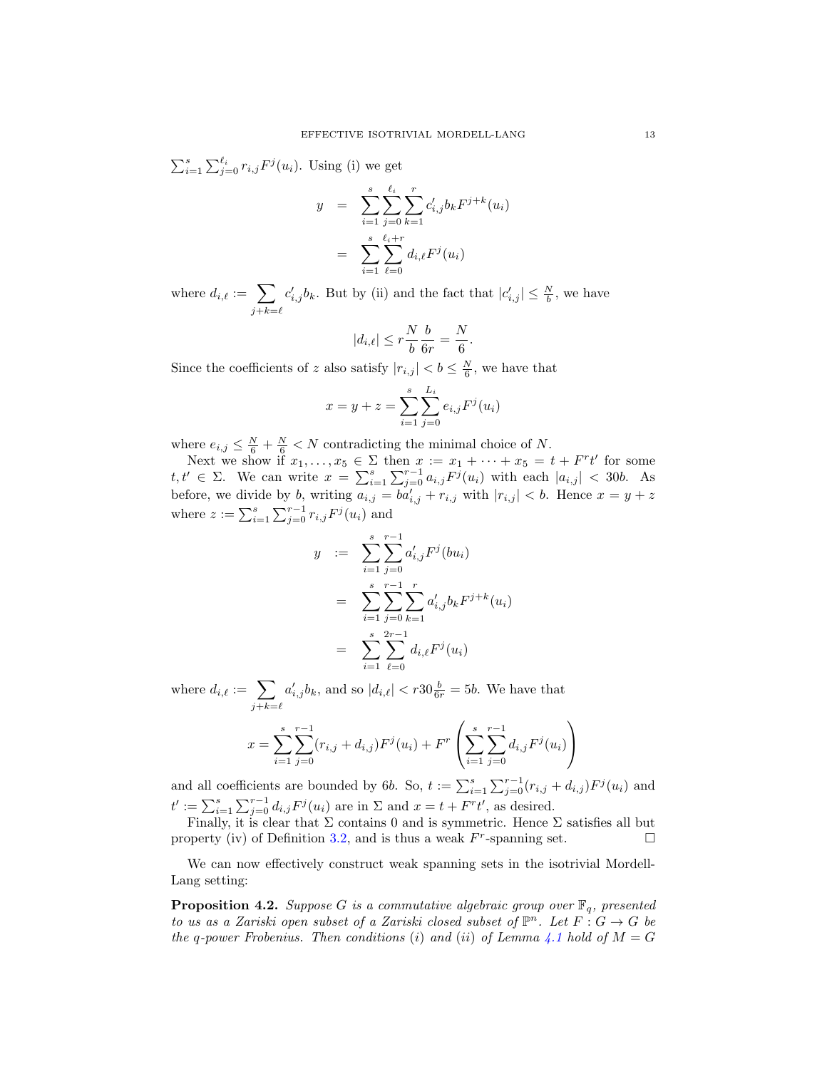$\sum_{i=1}^{s}\sum_{j=0}^{\ell_i} r_{i,j}F^j(u_i)$. Using (i) we get

$$
\begin{aligned}
y &= \sum_{i=1}^{s}\sum_{j=0}^{\ell_i}\sum_{k=1}^{r} c'_{i,j} b_k F^{j+k}(u_i)\\
&= \sum_{i=1}^{s}\sum_{\ell=0}^{\ell_i+r} d_{i,\ell}F^j(u_i)
\end{aligned}
$$

where $d_{i,\ell} := \sum_{j+k=\ell} c'_{i,j}b_k$. But by (ii) and the fact that $|c'_{i,j}| \le \frac{N}{b}$, we have

$$|d_{i,\ell}| \le r\frac{N}{b}\frac{b}{6r} = \frac{N}{6}.$$

Since the coefficients of $z$ also satisfy $|r_{i,j}| < b \le \frac{N}{6}$, we have that

$$x = y + z = \sum_{i=1}^{s}\sum_{j=0}^{L_i} e_{i,j}F^j(u_i)$$

where $e_{i,j} \le \frac{N}{6} + \frac{N}{6} < N$ contradicting the minimal choice of $N$.

Next we show if $x_1, \ldots, x_5 \in \Sigma$ then $x := x_1 + \cdots + x_5 = t + F^r t'$ for some $t, t' \in \Sigma$. We can write $x = \sum_{i=1}^{s}\sum_{j=0}^{r-1} a_{i,j}F^j(u_i)$ with each $|a_{i,j}| < 30b$. As before, we divide by $b$, writing $a_{i,j} = ba'_{i,j} + r_{i,j}$ with $|r_{i,j}| < b$. Hence $x = y + z$ where $z := \sum_{i=1}^{s}\sum_{j=0}^{r-1} r_{i,j}F^j(u_i)$ and

$$
\begin{aligned}
y &:= \sum_{i=1}^{s}\sum_{j=0}^{r-1} a'_{i,j}F^j(bu_i)\\
&= \sum_{i=1}^{s}\sum_{j=0}^{r-1}\sum_{k=1}^{r} a'_{i,j}b_kF^{j+k}(u_i)\\
&= \sum_{i=1}^{s}\sum_{\ell=0}^{2r-1} d_{i,\ell}F^j(u_i)
\end{aligned}
$$

where $d_{i,\ell} := \sum_{j+k=\ell} a'_{i,j}b_k$, and so $|d_{i,\ell}| < r30\frac{b}{6r} = 5b$. We have that

$$x = \sum_{i=1}^{s}\sum_{j=0}^{r-1}(r_{i,j} + d_{i,j})F^j(u_i) + F^r\left(\sum_{i=1}^{s}\sum_{j=0}^{r-1} d_{i,j}F^j(u_i)\right)$$

and all coefficients are bounded by $6b$. So, $t := \sum_{i=1}^{s}\sum_{j=0}^{r-1}(r_{i,j} + d_{i,j})F^j(u_i)$ and $t' := \sum_{i=1}^{s}\sum_{j=0}^{r-1} d_{i,j}F^j(u_i)$ are in $\Sigma$ and $x = t + F^r t'$, as desired.

Finally, it is clear that $\Sigma$ contains 0 and is symmetric. Hence $\Sigma$ satisfies all but property (iv) of Definition 3.2, and is thus a weak $F^r$-spanning set. $\square$

We can now effectively construct weak spanning sets in the isotrivial Mordell-Lang setting:

**Proposition 4.2.** *Suppose $G$ is a commutative algebraic group over $\mathbb{F}_q$, presented to us as a Zariski open subset of a Zariski closed subset of $\mathbb{P}^n$. Let $F : G \to G$ be the q-power Frobenius. Then conditions (i) and (ii) of Lemma 4.1 hold of $M = G$*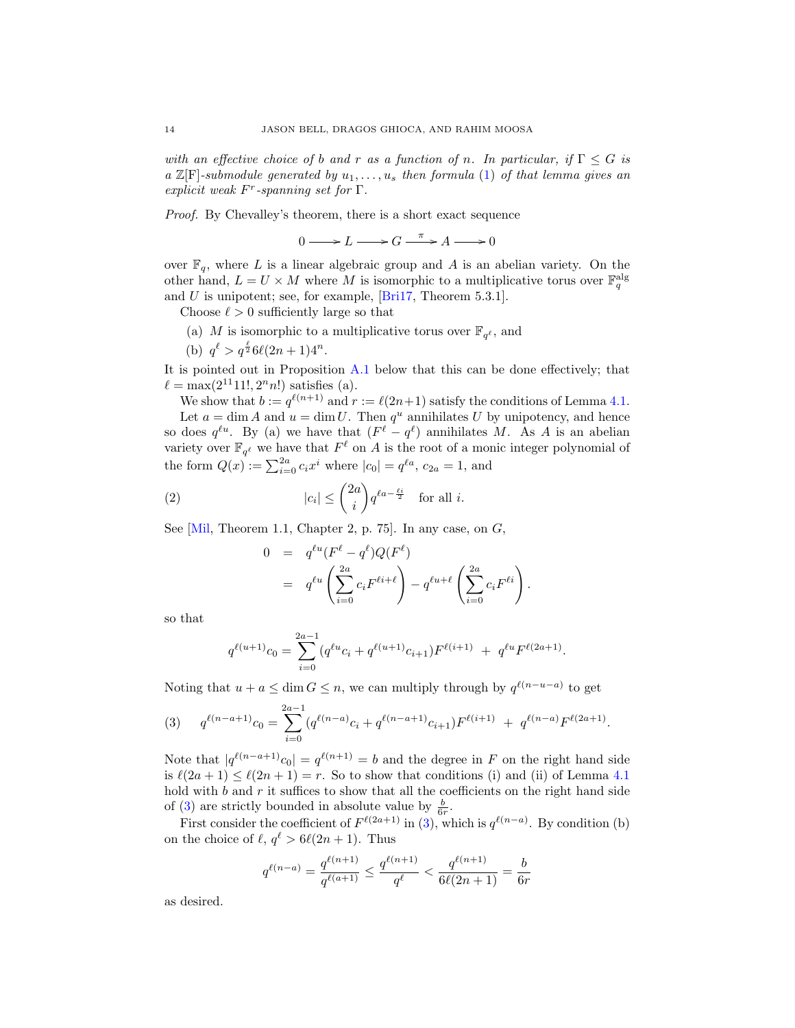*with an effective choice of $b$ and $r$ as a function of $n$. In particular, if $\Gamma \leq G$ is a $\mathbb{Z}[\mathrm{F}]$-submodule generated by $u_1, \ldots, u_s$ then formula (1) of that lemma gives an explicit weak $F^r$-spanning set for $\Gamma$.*

*Proof.* By Chevalley's theorem, there is a short exact sequence

$$0 \longrightarrow L \longrightarrow G \xrightarrow{\ \pi\ } A \longrightarrow 0$$

over $\mathbb{F}_q$, where $L$ is a linear algebraic group and $A$ is an abelian variety. On the other hand, $L = U \times M$ where $M$ is isomorphic to a multiplicative torus over $\mathbb{F}_q^{\mathrm{alg}}$ and $U$ is unipotent; see, for example, [Bri17, Theorem 5.3.1].

Choose $\ell > 0$ sufficiently large so that

(a) $M$ is isomorphic to a multiplicative torus over $\mathbb{F}_{q^\ell}$, and

(b) $q^\ell > q^{\frac{\ell}{2}} 6\ell(2n+1)4^n$.

It is pointed out in Proposition A.1 below that this can be done effectively; that $\ell = \max(2^{11}11!, 2^n n!)$ satisfies (a).

We show that $b := q^{\ell(n+1)}$ and $r := \ell(2n+1)$ satisfy the conditions of Lemma 4.1.

Let $a = \dim A$ and $u = \dim U$. Then $q^u$ annihilates $U$ by unipotency, and hence so does $q^{\ell u}$. By (a) we have that $(F^\ell - q^\ell)$ annihilates $M$. As $A$ is an abelian variety over $\mathbb{F}_{q^\ell}$ we have that $F^\ell$ on $A$ is the root of a monic integer polynomial of the form $Q(x) := \sum_{i=0}^{2a} c_i x^i$ where $|c_0| = q^{\ell a}$, $c_{2a} = 1$, and

$$|c_i| \leq \binom{2a}{i} q^{\ell a - \frac{\ell i}{2}} \quad \text{for all } i. \tag{2}$$

See [Mil, Theorem 1.1, Chapter 2, p. 75]. In any case, on $G$,

$$\begin{aligned} 0 &= q^{\ell u}(F^\ell - q^\ell)Q(F^\ell) \\ &= q^{\ell u}\left(\sum_{i=0}^{2a} c_i F^{\ell i + \ell}\right) - q^{\ell u + \ell}\left(\sum_{i=0}^{2a} c_i F^{\ell i}\right). \end{aligned}$$

so that

$$q^{\ell(u+1)} c_0 = \sum_{i=0}^{2a-1} (q^{\ell u} c_i + q^{\ell(u+1)} c_{i+1}) F^{\ell(i+1)} \ + \ q^{\ell u} F^{\ell(2a+1)}.$$

Noting that $u + a \leq \dim G \leq n$, we can multiply through by $q^{\ell(n-u-a)}$ to get

$$q^{\ell(n-a+1)} c_0 = \sum_{i=0}^{2a-1} (q^{\ell(n-a)} c_i + q^{\ell(n-a+1)} c_{i+1}) F^{\ell(i+1)} \ + \ q^{\ell(n-a)} F^{\ell(2a+1)}. \tag{3}$$

Note that $|q^{\ell(n-a+1)} c_0| = q^{\ell(n+1)} = b$ and the degree in $F$ on the right hand side is $\ell(2a+1) \leq \ell(2n+1) = r$. So to show that conditions (i) and (ii) of Lemma 4.1 hold with $b$ and $r$ it suffices to show that all the coefficients on the right hand side of (3) are strictly bounded in absolute value by $\frac{b}{6r}$.

First consider the coefficient of $F^{\ell(2a+1)}$ in (3), which is $q^{\ell(n-a)}$. By condition (b) on the choice of $\ell$, $q^\ell > 6\ell(2n+1)$. Thus

$$q^{\ell(n-a)} = \frac{q^{\ell(n+1)}}{q^{\ell(a+1)}} \leq \frac{q^{\ell(n+1)}}{q^\ell} < \frac{q^{\ell(n+1)}}{6\ell(2n+1)} = \frac{b}{6r}$$

as desired.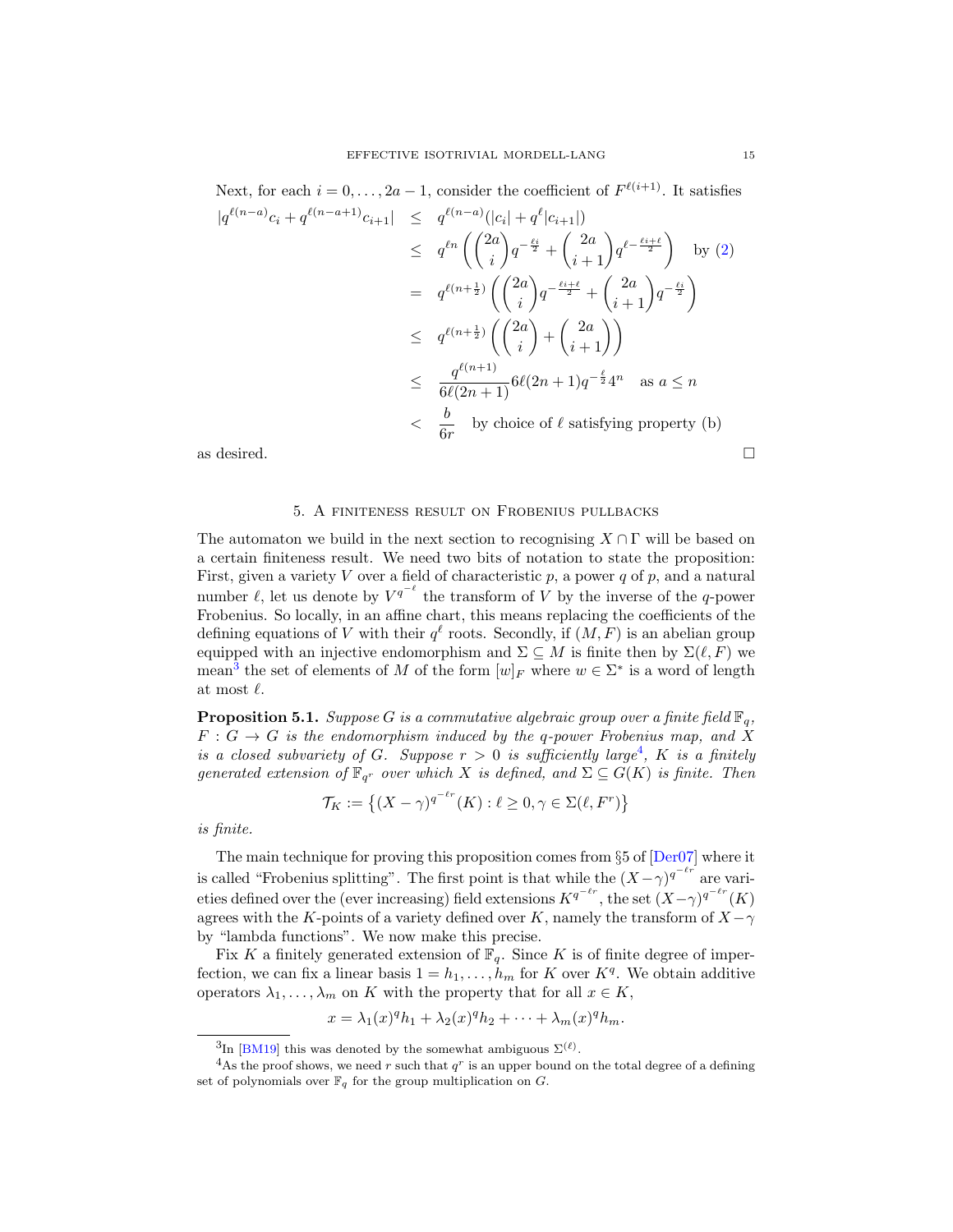Next, for each $i = 0, \dots, 2a-1$, consider the coefficient of $F^{\ell(i+1)}$. It satisfies

$$\begin{aligned}
|q^{\ell(n-a)}c_i + q^{\ell(n-a+1)}c_{i+1}| &\leq q^{\ell(n-a)}(|c_i| + q^{\ell}|c_{i+1}|) \\
&\leq q^{\ell n}\left(\binom{2a}{i}q^{-\frac{\ell i}{2}} + \binom{2a}{i+1}q^{\ell - \frac{\ell i+\ell}{2}}\right) \quad \text{by (2)} \\
&= q^{\ell(n+\frac{1}{2})}\left(\binom{2a}{i}q^{-\frac{\ell i+\ell}{2}} + \binom{2a}{i+1}q^{-\frac{\ell i}{2}}\right) \\
&\leq q^{\ell(n+\frac{1}{2})}\left(\binom{2a}{i} + \binom{2a}{i+1}\right) \\
&\leq \frac{q^{\ell(n+1)}}{6\ell(2n+1)}6\ell(2n+1)q^{-\frac{\ell}{2}}4^n \quad \text{as } a \leq n \\
&< \frac{b}{6r} \quad \text{by choice of } \ell \text{ satisfying property (b)}
\end{aligned}$$

as desired. $\square$

## 5. A finiteness result on Frobenius pullbacks

The automaton we build in the next section to recognising $X \cap \Gamma$ will be based on a certain finiteness result. We need two bits of notation to state the proposition: First, given a variety $V$ over a field of characteristic $p$, a power $q$ of $p$, and a natural number $\ell$, let us denote by $V^{q^{-\ell}}$ the transform of $V$ by the inverse of the $q$-power Frobenius. So locally, in an affine chart, this means replacing the coefficients of the defining equations of $V$ with their $q^\ell$ roots. Secondly, if $(M, F)$ is an abelian group equipped with an injective endomorphism and $\Sigma \subseteq M$ is finite then by $\Sigma(\ell, F)$ we mean[3] the set of elements of $M$ of the form $[w]_F$ where $w \in \Sigma^*$ is a word of length at most $\ell$.

**Proposition 5.1.** *Suppose $G$ is a commutative algebraic group over a finite field $\mathbb{F}_q$, $F : G \to G$ is the endomorphism induced by the $q$-power Frobenius map, and $X$ is a closed subvariety of $G$. Suppose $r > 0$ is sufficiently large[4], $K$ is a finitely generated extension of $\mathbb{F}_{q^r}$ over which $X$ is defined, and $\Sigma \subseteq G(K)$ is finite. Then*

$$\mathcal{T}_K := \left\{(X - \gamma)^{q^{-\ell r}}(K) : \ell \geq 0, \gamma \in \Sigma(\ell, F^r)\right\}$$

*is finite.*

The main technique for proving this proposition comes from §5 of [Der07] where it is called "Frobenius splitting". The first point is that while the $(X-\gamma)^{q^{-\ell r}}$ are varieties defined over the (ever increasing) field extensions $K^{q^{-\ell r}}$, the set $(X-\gamma)^{q^{-\ell r}}(K)$ agrees with the $K$-points of a variety defined over $K$, namely the transform of $X - \gamma$ by "lambda functions". We now make this precise.

Fix $K$ a finitely generated extension of $\mathbb{F}_q$. Since $K$ is of finite degree of imperfection, we can fix a linear basis $1 = h_1, \dots, h_m$ for $K$ over $K^q$. We obtain additive operators $\lambda_1, \dots, \lambda_m$ on $K$ with the property that for all $x \in K$,

$$x = \lambda_1(x)^q h_1 + \lambda_2(x)^q h_2 + \cdots + \lambda_m(x)^q h_m.$$

---

[3] In [BM19] this was denoted by the somewhat ambiguous $\Sigma^{(\ell)}$.

[4] As the proof shows, we need $r$ such that $q^r$ is an upper bound on the total degree of a defining set of polynomials over $\mathbb{F}_q$ for the group multiplication on $G$.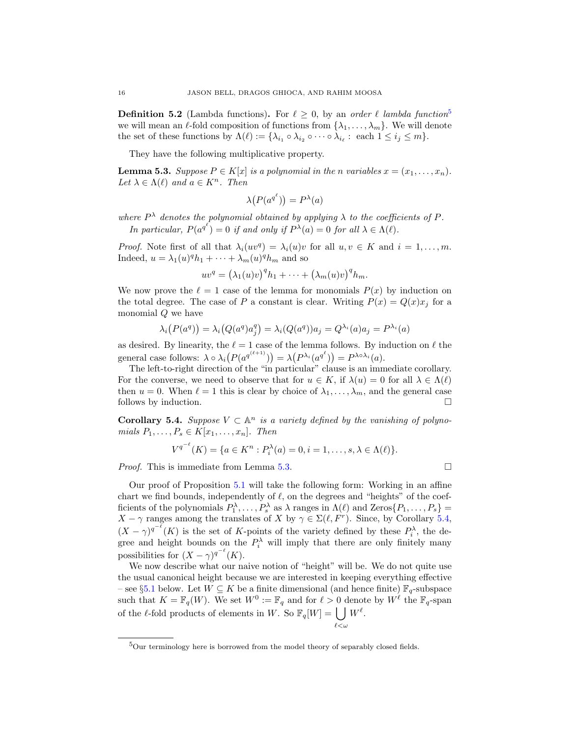**Definition 5.2** (Lambda functions)**.** For $\ell \geq 0$, by an *order $\ell$ lambda function*[5] we will mean an $\ell$-fold composition of functions from $\{\lambda_1, \ldots, \lambda_m\}$. We will denote the set of these functions by $\Lambda(\ell) := \{\lambda_{i_1} \circ \lambda_{i_2} \circ \cdots \circ \lambda_{i_\ell} : \text{ each } 1 \leq i_j \leq m\}$.

They have the following multiplicative property.

**Lemma 5.3.** *Suppose $P \in K[x]$ is a polynomial in the $n$ variables $x = (x_1, \ldots, x_n)$. Let $\lambda \in \Lambda(\ell)$ and $a \in K^n$. Then*

$$\lambda\big(P(a^{q^\ell})\big) = P^\lambda(a)$$

*where $P^\lambda$ denotes the polynomial obtained by applying $\lambda$ to the coefficients of $P$.*

*In particular, $P(a^{q^\ell}) = 0$ if and only if $P^\lambda(a) = 0$ for all $\lambda \in \Lambda(\ell)$.*

*Proof.* Note first of all that $\lambda_i(uv^q) = \lambda_i(u)v$ for all $u, v \in K$ and $i = 1, \ldots, m$. Indeed, $u = \lambda_1(u)^q h_1 + \cdots + \lambda_m(u)^q h_m$ and so

$$uv^q = \big(\lambda_1(u)v\big)^q h_1 + \cdots + \big(\lambda_m(u)v\big)^q h_m.$$

We now prove the $\ell = 1$ case of the lemma for monomials $P(x)$ by induction on the total degree. The case of $P$ a constant is clear. Writing $P(x) = Q(x)x_j$ for a monomial $Q$ we have

$$\lambda_i\big(P(a^q)\big) = \lambda_i\big(Q(a^q)a_j^q\big) = \lambda_i(Q(a^q))a_j = Q^{\lambda_i}(a)a_j = P^{\lambda_i}(a)$$

as desired. By linearity, the $\ell = 1$ case of the lemma follows. By induction on $\ell$ the general case follows: $\lambda \circ \lambda_i\big(P(a^{q^{(\ell+1)}})\big) = \lambda\big(P^{\lambda_i}(a^{q^\ell})\big) = P^{\lambda \circ \lambda_i}(a)$.

The left-to-right direction of the "in particular" clause is an immediate corollary. For the converse, we need to observe that for $u \in K$, if $\lambda(u) = 0$ for all $\lambda \in \Lambda(\ell)$ then $u = 0$. When $\ell = 1$ this is clear by choice of $\lambda_1, \ldots, \lambda_m$, and the general case follows by induction. $\square$

**Corollary 5.4.** *Suppose $V \subset \mathbb{A}^n$ is a variety defined by the vanishing of polynomials $P_1, \ldots, P_s \in K[x_1, \ldots, x_n]$. Then*

$$V^{q^{-\ell}}(K) = \{a \in K^n : P_i^\lambda(a) = 0, i = 1, \ldots, s, \lambda \in \Lambda(\ell)\}.$$

*Proof.* This is immediate from Lemma 5.3. $\square$

Our proof of Proposition 5.1 will take the following form: Working in an affine chart we find bounds, independently of $\ell$, on the degrees and "heights" of the coefficients of the polynomials $P_1^\lambda, \ldots, P_s^\lambda$ as $\lambda$ ranges in $\Lambda(\ell)$ and $\text{Zeros}\{P_1, \ldots, P_s\} = X - \gamma$ ranges among the translates of $X$ by $\gamma \in \Sigma(\ell, F^r)$. Since, by Corollary 5.4, $(X - \gamma)^{q^{-\ell}}(K)$ is the set of $K$-points of the variety defined by these $P_i^\lambda$, the degree and height bounds on the $P_i^\lambda$ will imply that there are only finitely many possibilities for $(X - \gamma)^{q^{-\ell}}(K)$.

We now describe what our naive notion of "height" will be. We do not quite use the usual canonical height because we are interested in keeping everything effective – see §5.1 below. Let $W \subseteq K$ be a finite dimensional (and hence finite) $\mathbb{F}_q$-subspace such that $K = \mathbb{F}_q(W)$. We set $W^0 := \mathbb{F}_q$ and for $\ell > 0$ denote by $W^\ell$ the $\mathbb{F}_q$-span of the $\ell$-fold products of elements in $W$. So $\mathbb{F}_q[W] = \bigcup_{\ell < \omega} W^\ell$.

[5] Our terminology here is borrowed from the model theory of separably closed fields.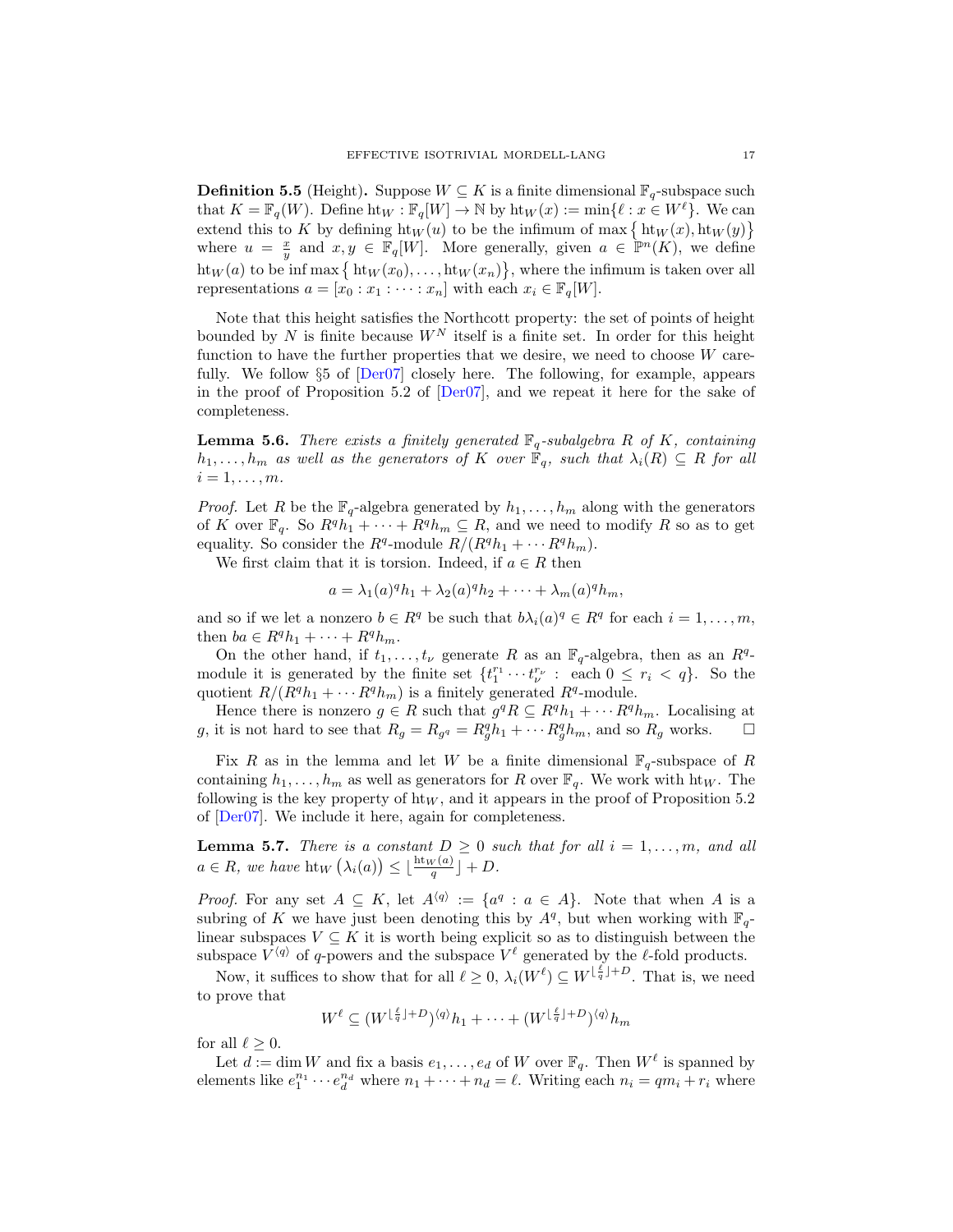**Definition 5.5** (Height)**.** Suppose $W \subseteq K$ is a finite dimensional $\mathbb{F}_q$-subspace such that $K = \mathbb{F}_q(W)$. Define $\mathrm{ht}_W : \mathbb{F}_q[W] \to \mathbb{N}$ by $\mathrm{ht}_W(x) := \min\{\ell : x \in W^\ell\}$. We can extend this to $K$ by defining $\mathrm{ht}_W(u)$ to be the infimum of $\max\{\mathrm{ht}_W(x), \mathrm{ht}_W(y)\}$ where $u = \frac{x}{y}$ and $x, y \in \mathbb{F}_q[W]$. More generally, given $a \in \mathbb{P}^n(K)$, we define $\mathrm{ht}_W(a)$ to be $\inf \max\{\mathrm{ht}_W(x_0), \ldots, \mathrm{ht}_W(x_n)\}$, where the infimum is taken over all representations $a = [x_0 : x_1 : \cdots : x_n]$ with each $x_i \in \mathbb{F}_q[W]$.

Note that this height satisfies the Northcott property: the set of points of height bounded by $N$ is finite because $W^N$ itself is a finite set. In order for this height function to have the further properties that we desire, we need to choose $W$ carefully. We follow §5 of [Der07] closely here. The following, for example, appears in the proof of Proposition 5.2 of [Der07], and we repeat it here for the sake of completeness.

**Lemma 5.6.** *There exists a finitely generated $\mathbb{F}_q$-subalgebra $R$ of $K$, containing $h_1, \ldots, h_m$ as well as the generators of $K$ over $\mathbb{F}_q$, such that $\lambda_i(R) \subseteq R$ for all $i = 1, \ldots, m$.*

*Proof.* Let $R$ be the $\mathbb{F}_q$-algebra generated by $h_1, \ldots, h_m$ along with the generators of $K$ over $\mathbb{F}_q$. So $R^q h_1 + \cdots + R^q h_m \subseteq R$, and we need to modify $R$ so as to get equality. So consider the $R^q$-module $R/(R^q h_1 + \cdots R^q h_m)$.

We first claim that it is torsion. Indeed, if $a \in R$ then

$$a = \lambda_1(a)^q h_1 + \lambda_2(a)^q h_2 + \cdots + \lambda_m(a)^q h_m,$$

and so if we let a nonzero $b \in R^q$ be such that $b\lambda_i(a)^q \in R^q$ for each $i = 1, \ldots, m$, then $ba \in R^q h_1 + \cdots + R^q h_m$.

On the other hand, if $t_1, \ldots, t_\nu$ generate $R$ as an $\mathbb{F}_q$-algebra, then as an $R^q$-module it is generated by the finite set $\{t_1^{r_1} \cdots t_\nu^{r_\nu} : \text{ each } 0 \leq r_i < q\}$. So the quotient $R/(R^q h_1 + \cdots R^q h_m)$ is a finitely generated $R^q$-module.

Hence there is nonzero $g \in R$ such that $g^q R \subseteq R^q h_1 + \cdots R^q h_m$. Localising at $g$, it is not hard to see that $R_g = R_{g^q} = R_g^q h_1 + \cdots R_g^q h_m$, and so $R_g$ works. $\square$

Fix $R$ as in the lemma and let $W$ be a finite dimensional $\mathbb{F}_q$-subspace of $R$ containing $h_1, \ldots, h_m$ as well as generators for $R$ over $\mathbb{F}_q$. We work with $\mathrm{ht}_W$. The following is the key property of $\mathrm{ht}_W$, and it appears in the proof of Proposition 5.2 of [Der07]. We include it here, again for completeness.

**Lemma 5.7.** *There is a constant $D \geq 0$ such that for all $i = 1, \ldots, m$, and all $a \in R$, we have $\mathrm{ht}_W(\lambda_i(a)) \leq \lfloor \frac{\mathrm{ht}_W(a)}{q} \rfloor + D$.*

*Proof.* For any set $A \subseteq K$, let $A^{\langle q \rangle} := \{a^q : a \in A\}$. Note that when $A$ is a subring of $K$ we have just been denoting this by $A^q$, but when working with $\mathbb{F}_q$-linear subspaces $V \subseteq K$ it is worth being explicit so as to distinguish between the subspace $V^{\langle q \rangle}$ of $q$-powers and the subspace $V^\ell$ generated by the $\ell$-fold products.

Now, it suffices to show that for all $\ell \geq 0$, $\lambda_i(W^\ell) \subseteq W^{\lfloor \frac{\ell}{q} \rfloor + D}$. That is, we need to prove that

$$W^\ell \subseteq (W^{\lfloor \frac{\ell}{q} \rfloor + D})^{\langle q \rangle} h_1 + \cdots + (W^{\lfloor \frac{\ell}{q} \rfloor + D})^{\langle q \rangle} h_m$$

for all $\ell \geq 0$.

Let $d := \dim W$ and fix a basis $e_1, \ldots, e_d$ of $W$ over $\mathbb{F}_q$. Then $W^\ell$ is spanned by elements like $e_1^{n_1} \cdots e_d^{n_d}$ where $n_1 + \cdots + n_d = \ell$. Writing each $n_i = qm_i + r_i$ where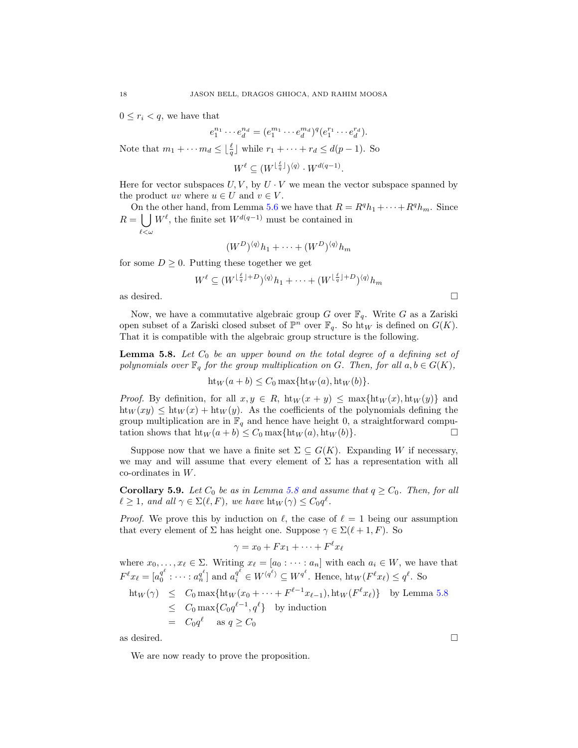$0 \leq r_i < q$, we have that

$$e_1^{n_1} \cdots e_d^{n_d} = (e_1^{m_1} \cdots e_d^{m_d})^q (e_1^{r_1} \cdots e_d^{r_d}).$$

Note that $m_1 + \cdots m_d \leq \lfloor \frac{\ell}{q} \rfloor$ while $r_1 + \cdots + r_d \leq d(p-1)$. So

$$W^\ell \subseteq (W^{\lfloor \frac{\ell}{q} \rfloor})^{\langle q \rangle} \cdot W^{d(q-1)}.$$

Here for vector subspaces $U, V$, by $U \cdot V$ we mean the vector subspace spanned by the product $uv$ where $u \in U$ and $v \in V$.

On the other hand, from Lemma 5.6 we have that $R = R^q h_1 + \cdots + R^q h_m$. Since $R = \bigcup_{\ell < \omega} W^\ell$, the finite set $W^{d(q-1)}$ must be contained in

$$(W^D)^{\langle q \rangle} h_1 + \cdots + (W^D)^{\langle q \rangle} h_m$$

for some $D \geq 0$. Putting these together we get

$$W^\ell \subseteq (W^{\lfloor \frac{\ell}{q} \rfloor + D})^{\langle q \rangle} h_1 + \cdots + (W^{\lfloor \frac{\ell}{q} \rfloor + D})^{\langle q \rangle} h_m$$

as desired. $\square$

Now, we have a commutative algebraic group $G$ over $\mathbb{F}_q$. Write $G$ as a Zariski open subset of a Zariski closed subset of $\mathbb{P}^n$ over $\mathbb{F}_q$. So $\mathrm{ht}_W$ is defined on $G(K)$. That it is compatible with the algebraic group structure is the following.

**Lemma 5.8.** *Let $C_0$ be an upper bound on the total degree of a defining set of polynomials over $\mathbb{F}_q$ for the group multiplication on $G$. Then, for all $a, b \in G(K)$,*

$$\mathrm{ht}_W(a + b) \leq C_0 \max\{\mathrm{ht}_W(a), \mathrm{ht}_W(b)\}.$$

*Proof.* By definition, for all $x, y \in R$, $\mathrm{ht}_W(x + y) \leq \max\{\mathrm{ht}_W(x), \mathrm{ht}_W(y)\}$ and $\mathrm{ht}_W(xy) \leq \mathrm{ht}_W(x) + \mathrm{ht}_W(y)$. As the coefficients of the polynomials defining the group multiplication are in $\mathbb{F}_q$ and hence have height 0, a straightforward computation shows that $\mathrm{ht}_W(a + b) \leq C_0 \max\{\mathrm{ht}_W(a), \mathrm{ht}_W(b)\}$. $\square$

Suppose now that we have a finite set $\Sigma \subseteq G(K)$. Expanding $W$ if necessary, we may and will assume that every element of $\Sigma$ has a representation with all co-ordinates in $W$.

**Corollary 5.9.** *Let $C_0$ be as in Lemma 5.8 and assume that $q \geq C_0$. Then, for all $\ell \geq 1$, and all $\gamma \in \Sigma(\ell, F)$, we have $\mathrm{ht}_W(\gamma) \leq C_0 q^\ell$.*

*Proof.* We prove this by induction on $\ell$, the case of $\ell = 1$ being our assumption that every element of $\Sigma$ has height one. Suppose $\gamma \in \Sigma(\ell + 1, F)$. So

$$\gamma = x_0 + F x_1 + \cdots + F^\ell x_\ell$$

where $x_0, \ldots, x_\ell \in \Sigma$. Writing $x_\ell = [a_0 : \cdots : a_n]$ with each $a_i \in W$, we have that $F^\ell x_\ell = [a_0^{q^\ell} : \cdots : a_n^{q^\ell}]$ and $a_i^{q^\ell} \in W^{\langle q^\ell \rangle} \subseteq W^{q^\ell}$. Hence, $\mathrm{ht}_W(F^\ell x_\ell) \leq q^\ell$. So

$$\begin{aligned}
\mathrm{ht}_W(\gamma) &\leq C_0 \max\{\mathrm{ht}_W(x_0 + \cdots + F^{\ell-1} x_{\ell-1}), \mathrm{ht}_W(F^\ell x_\ell)\} \quad \text{by Lemma 5.8} \\
&\leq C_0 \max\{C_0 q^{\ell-1}, q^\ell\} \quad \text{by induction} \\
&= C_0 q^\ell \quad \text{as } q \geq C_0
\end{aligned}$$

as desired. $\square$

We are now ready to prove the proposition.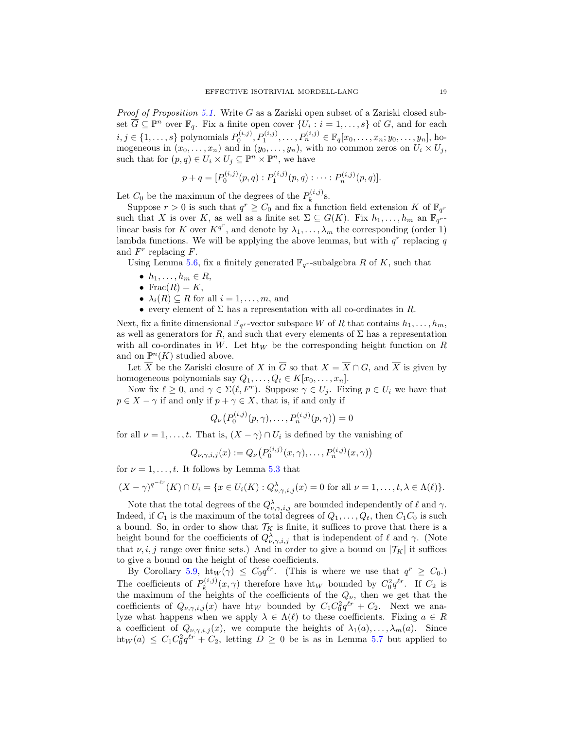*Proof of Proposition 5.1.* Write $G$ as a Zariski open subset of a Zariski closed subset $\overline{G} \subseteq \mathbb{P}^n$ over $\mathbb{F}_q$. Fix a finite open cover $\{U_i : i = 1, \ldots, s\}$ of $G$, and for each $i, j \in \{1, \ldots, s\}$ polynomials $P_0^{(i,j)}, P_1^{(i,j)}, \ldots, P_n^{(i,j)} \in \mathbb{F}_q[x_0, \ldots, x_n; y_0, \ldots, y_n]$, homogeneous in $(x_0, \ldots, x_n)$ and in $(y_0, \ldots, y_n)$, with no common zeros on $U_i \times U_j$, such that for $(p, q) \in U_i \times U_j \subseteq \mathbb{P}^n \times \mathbb{P}^n$, we have

$$p + q = [P_0^{(i,j)}(p, q) : P_1^{(i,j)}(p, q) : \cdots : P_n^{(i,j)}(p, q)].$$

Let $C_0$ be the maximum of the degrees of the $P_k^{(i,j)}$s.

Suppose $r > 0$ is such that $q^r \geq C_0$ and fix a function field extension $K$ of $\mathbb{F}_{q^r}$ such that $X$ is over $K$, as well as a finite set $\Sigma \subseteq G(K)$. Fix $h_1, \ldots, h_m$ an $\mathbb{F}_{q^r}$-linear basis for $K$ over $K^{q^r}$, and denote by $\lambda_1, \ldots, \lambda_m$ the corresponding (order 1) lambda functions. We will be applying the above lemmas, but with $q^r$ replacing $q$ and $F^r$ replacing $F$.

Using Lemma 5.6, fix a finitely generated $\mathbb{F}_{q^r}$-subalgebra $R$ of $K$, such that

- $h_1, \ldots, h_m \in R$,
- $\mathrm{Frac}(R) = K$,
- $\lambda_i(R) \subseteq R$ for all $i = 1, \ldots, m$, and
- every element of $\Sigma$ has a representation with all co-ordinates in $R$.

Next, fix a finite dimensional $\mathbb{F}_{q^r}$-vector subspace $W$ of $R$ that contains $h_1, \ldots, h_m$, as well as generators for $R$, and such that every elements of $\Sigma$ has a representation with all co-ordinates in $W$. Let $\mathrm{ht}_W$ be the corresponding height function on $R$ and on $\mathbb{P}^n(K)$ studied above.

Let $\overline{X}$ be the Zariski closure of $X$ in $\overline{G}$ so that $X = \overline{X} \cap G$, and $\overline{X}$ is given by homogeneous polynomials say $Q_1, \ldots, Q_t \in K[x_0, \ldots, x_n]$.

Now fix $\ell \geq 0$, and $\gamma \in \Sigma(\ell, F^r)$. Suppose $\gamma \in U_j$. Fixing $p \in U_i$ we have that $p \in X - \gamma$ if and only if $p + \gamma \in X$, that is, if and only if

$$Q_\nu\big(P_0^{(i,j)}(p, \gamma), \ldots, P_n^{(i,j)}(p, \gamma)\big) = 0$$

for all $\nu = 1, \ldots, t$. That is, $(X - \gamma) \cap U_i$ is defined by the vanishing of

$$Q_{\nu,\gamma,i,j}(x) := Q_\nu\big(P_0^{(i,j)}(x, \gamma), \ldots, P_n^{(i,j)}(x, \gamma)\big)$$

for $\nu = 1, \ldots, t$. It follows by Lemma 5.3 that

$$(X - \gamma)^{q^{-\ell r}}(K) \cap U_i = \{x \in U_i(K) : Q^\lambda_{\nu,\gamma,i,j}(x) = 0 \text{ for all } \nu = 1, \ldots, t, \lambda \in \Lambda(\ell)\}.$$

Note that the total degrees of the $Q^\lambda_{\nu,\gamma,i,j}$ are bounded independently of $\ell$ and $\gamma$. Indeed, if $C_1$ is the maximum of the total degrees of $Q_1, \ldots, Q_t$, then $C_1 C_0$ is such a bound. So, in order to show that $\mathcal{T}_K$ is finite, it suffices to prove that there is a height bound for the coefficients of $Q^\lambda_{\nu,\gamma,i,j}$ that is independent of $\ell$ and $\gamma$. (Note that $\nu, i, j$ range over finite sets.) And in order to give a bound on $|\mathcal{T}_K|$ it suffices to give a bound on the height of these coefficients.

By Corollary 5.9, $\mathrm{ht}_W(\gamma) \leq C_0 q^{\ell r}$. (This is where we use that $q^r \geq C_0$.) The coefficients of $P_k^{(i,j)}(x, \gamma)$ therefore have $\mathrm{ht}_W$ bounded by $C_0^2 q^{\ell r}$. If $C_2$ is the maximum of the heights of the coefficients of the $Q_\nu$, then we get that the coefficients of $Q_{\nu,\gamma,i,j}(x)$ have $\mathrm{ht}_W$ bounded by $C_1 C_0^2 q^{\ell r} + C_2$. Next we analyze what happens when we apply $\lambda \in \Lambda(\ell)$ to these coefficients. Fixing $a \in R$ a coefficient of $Q_{\nu,\gamma,i,j}(x)$, we compute the heights of $\lambda_1(a), \ldots, \lambda_m(a)$. Since $\mathrm{ht}_W(a) \leq C_1 C_0^2 q^{\ell r} + C_2$, letting $D \geq 0$ be is as in Lemma 5.7 but applied to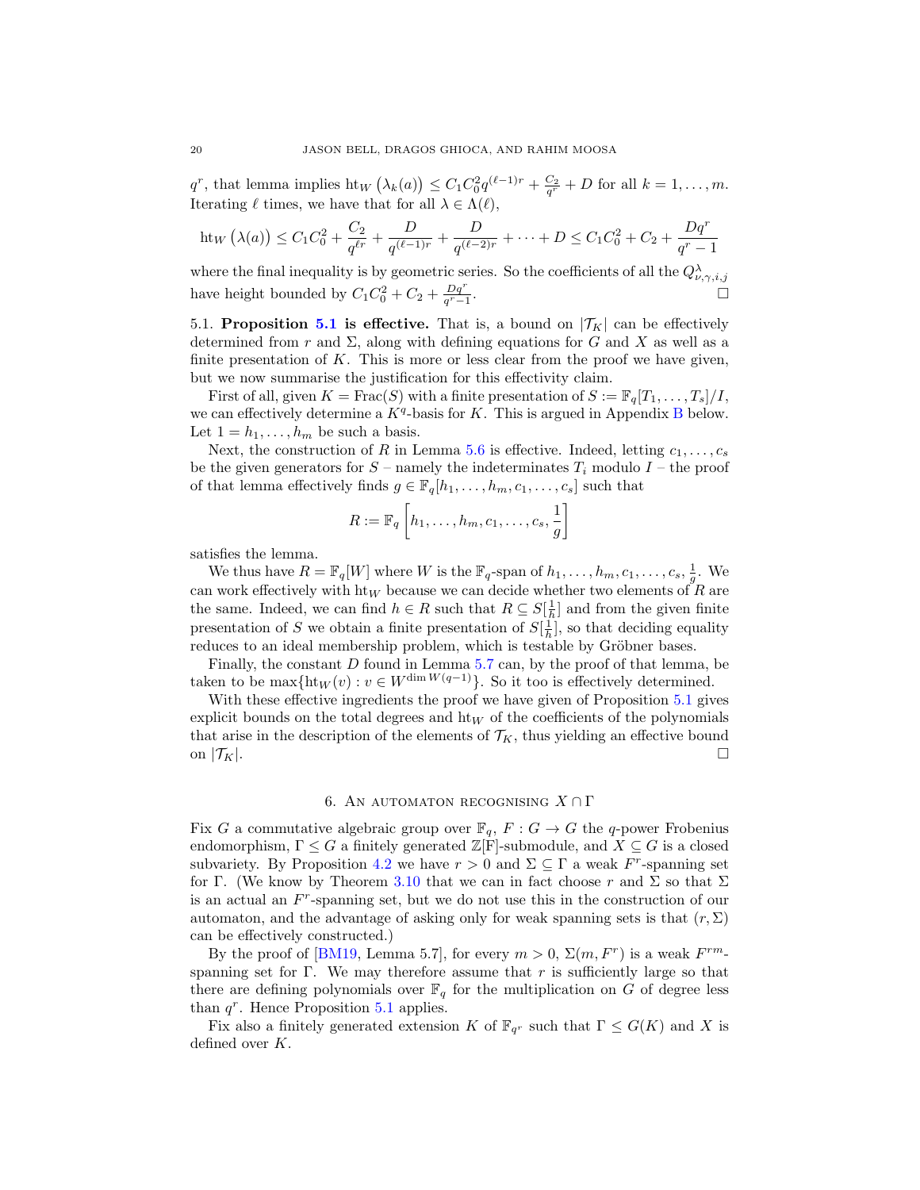$q^r$, that lemma implies $\mathrm{ht}_W\left(\lambda_k(a)\right) \leq C_1C_0^2 q^{(\ell-1)r} + \frac{C_2}{q^r} + D$ for all $k = 1, \dots, m$. Iterating $\ell$ times, we have that for all $\lambda \in \Lambda(\ell)$,

$$\mathrm{ht}_W\left(\lambda(a)\right) \leq C_1C_0^2 + \frac{C_2}{q^{\ell r}} + \frac{D}{q^{(\ell-1)r}} + \frac{D}{q^{(\ell-2)r}} + \cdots + D \leq C_1C_0^2 + C_2 + \frac{Dq^r}{q^r-1}$$

where the final inequality is by geometric series. So the coefficients of all the $Q^{\lambda}_{\nu,\gamma,i,j}$ have height bounded by $C_1C_0^2 + C_2 + \frac{Dq^r}{q^r-1}$. $\square$

5.1. **Proposition 5.1 is effective.** That is, a bound on $|\mathcal{T}_K|$ can be effectively determined from $r$ and $\Sigma$, along with defining equations for $G$ and $X$ as well as a finite presentation of $K$. This is more or less clear from the proof we have given, but we now summarise the justification for this effectivity claim.

First of all, given $K = \mathrm{Frac}(S)$ with a finite presentation of $S := \mathbb{F}_q[T_1, \dots, T_s]/I$, we can effectively determine a $K^q$-basis for $K$. This is argued in Appendix B below. Let $1 = h_1, \dots, h_m$ be such a basis.

Next, the construction of $R$ in Lemma 5.6 is effective. Indeed, letting $c_1, \dots, c_s$ be the given generators for $S$ – namely the indeterminates $T_i$ modulo $I$ – the proof of that lemma effectively finds $g \in \mathbb{F}_q[h_1, \dots, h_m, c_1, \dots, c_s]$ such that

$$R := \mathbb{F}_q\left[h_1, \dots, h_m, c_1, \dots, c_s, \frac{1}{g}\right]$$

satisfies the lemma.

We thus have $R = \mathbb{F}_q[W]$ where $W$ is the $\mathbb{F}_q$-span of $h_1, \dots, h_m, c_1, \dots, c_s, \frac{1}{g}$. We can work effectively with $\mathrm{ht}_W$ because we can decide whether two elements of $R$ are the same. Indeed, we can find $h \in R$ such that $R \subseteq S[\frac{1}{h}]$ and from the given finite presentation of $S$ we obtain a finite presentation of $S[\frac{1}{h}]$, so that deciding equality reduces to an ideal membership problem, which is testable by Gröbner bases.

Finally, the constant $D$ found in Lemma 5.7 can, by the proof of that lemma, be taken to be $\max\{\mathrm{ht}_W(v) : v \in W^{\dim W(q-1)}\}$. So it too is effectively determined.

With these effective ingredients the proof we have given of Proposition 5.1 gives explicit bounds on the total degrees and $\mathrm{ht}_W$ of the coefficients of the polynomials that arise in the description of the elements of $\mathcal{T}_K$, thus yielding an effective bound on $|\mathcal{T}_K|$. $\square$

## 6. An automaton recognising $X \cap \Gamma$

Fix $G$ a commutative algebraic group over $\mathbb{F}_q$, $F : G \to G$ the $q$-power Frobenius endomorphism, $\Gamma \leq G$ a finitely generated $\mathbb{Z}[\mathrm{F}]$-submodule, and $X \subseteq G$ is a closed subvariety. By Proposition 4.2 we have $r > 0$ and $\Sigma \subseteq \Gamma$ a weak $F^r$-spanning set for $\Gamma$. (We know by Theorem 3.10 that we can in fact choose $r$ and $\Sigma$ so that $\Sigma$ is an actual an $F^r$-spanning set, but we do not use this in the construction of our automaton, and the advantage of asking only for weak spanning sets is that $(r, \Sigma)$ can be effectively constructed.)

By the proof of [BM19, Lemma 5.7], for every $m > 0$, $\Sigma(m, F^r)$ is a weak $F^{rm}$-spanning set for $\Gamma$. We may therefore assume that $r$ is sufficiently large so that there are defining polynomials over $\mathbb{F}_q$ for the multiplication on $G$ of degree less than $q^r$. Hence Proposition 5.1 applies.

Fix also a finitely generated extension $K$ of $\mathbb{F}_{q^r}$ such that $\Gamma \leq G(K)$ and $X$ is defined over $K$.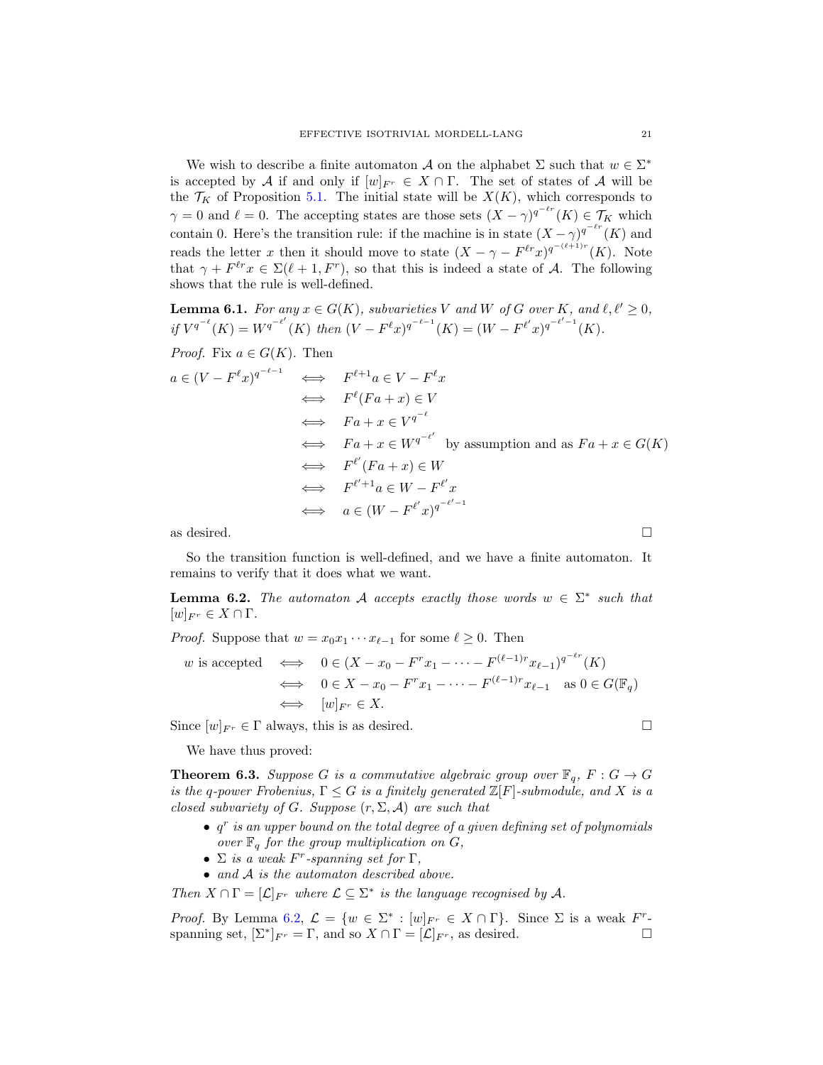We wish to describe a finite automaton $\mathcal{A}$ on the alphabet $\Sigma$ such that $w \in \Sigma^*$ is accepted by $\mathcal{A}$ if and only if $[w]_{F^r} \in X \cap \Gamma$. The set of states of $\mathcal{A}$ will be the $\mathcal{T}_K$ of Proposition 5.1. The initial state will be $X(K)$, which corresponds to $\gamma = 0$ and $\ell = 0$. The accepting states are those sets $(X-\gamma)^{q^{-\ell r}}(K) \in \mathcal{T}_K$ which contain 0. Here's the transition rule: if the machine is in state $(X-\gamma)^{q^{-\ell r}}(K)$ and reads the letter $x$ then it should move to state $(X - \gamma - F^{\ell r}x)^{q^{-(\ell+1)r}}(K)$. Note that $\gamma + F^{\ell r}x \in \Sigma(\ell+1, F^r)$, so that this is indeed a state of $\mathcal{A}$. The following shows that the rule is well-defined.

**Lemma 6.1.** *For any $x \in G(K)$, subvarieties $V$ and $W$ of $G$ over $K$, and $\ell, \ell' \geq 0$, if $V^{q^{-\ell}}(K) = W^{q^{-\ell'}}(K)$ then $(V - F^\ell x)^{q^{-\ell-1}}(K) = (W - F^{\ell'}x)^{q^{-\ell'-1}}(K)$.*

*Proof.* Fix $a \in G(K)$. Then

$$
\begin{aligned}
a \in (V - F^\ell x)^{q^{-\ell-1}} &\iff F^{\ell+1}a \in V - F^\ell x \\
&\iff F^\ell(Fa + x) \in V \\
&\iff Fa + x \in V^{q^{-\ell}} \\
&\iff Fa + x \in W^{q^{-\ell'}} \quad \text{by assumption and as } Fa + x \in G(K) \\
&\iff F^{\ell'}(Fa + x) \in W \\
&\iff F^{\ell'+1}a \in W - F^{\ell'}x \\
&\iff a \in (W - F^{\ell'}x)^{q^{-\ell'-1}}
\end{aligned}
$$

as desired. $\square$

So the transition function is well-defined, and we have a finite automaton. It remains to verify that it does what we want.

**Lemma 6.2.** *The automaton $\mathcal{A}$ accepts exactly those words $w \in \Sigma^*$ such that $[w]_{F^r} \in X \cap \Gamma$.*

*Proof.* Suppose that $w = x_0 x_1 \cdots x_{\ell-1}$ for some $\ell \geq 0$. Then

$$
\begin{aligned}
w \text{ is accepted} &\iff 0 \in (X - x_0 - F^r x_1 - \cdots - F^{(\ell-1)r}x_{\ell-1})^{q^{-\ell r}}(K) \\
&\iff 0 \in X - x_0 - F^r x_1 - \cdots - F^{(\ell-1)r}x_{\ell-1} \quad \text{as } 0 \in G(\mathbb{F}_q) \\
&\iff [w]_{F^r} \in X.
\end{aligned}
$$

Since $[w]_{F^r} \in \Gamma$ always, this is as desired. $\square$

We have thus proved:

**Theorem 6.3.** *Suppose $G$ is a commutative algebraic group over $\mathbb{F}_q$, $F : G \to G$ is the $q$-power Frobenius, $\Gamma \leq G$ is a finitely generated $\mathbb{Z}[F]$-submodule, and $X$ is a closed subvariety of $G$. Suppose $(r, \Sigma, \mathcal{A})$ are such that*

- *$q^r$ is an upper bound on the total degree of a given defining set of polynomials over $\mathbb{F}_q$ for the group multiplication on $G$,*
- *$\Sigma$ is a weak $F^r$-spanning set for $\Gamma$,*
- *and $\mathcal{A}$ is the automaton described above.*

*Then $X \cap \Gamma = [\mathcal{L}]_{F^r}$ where $\mathcal{L} \subseteq \Sigma^*$ is the language recognised by $\mathcal{A}$.*

*Proof.* By Lemma 6.2, $\mathcal{L} = \{w \in \Sigma^* : [w]_{F^r} \in X \cap \Gamma\}$. Since $\Sigma$ is a weak $F^r$-spanning set, $[\Sigma^*]_{F^r} = \Gamma$, and so $X \cap \Gamma = [\mathcal{L}]_{F^r}$, as desired. $\square$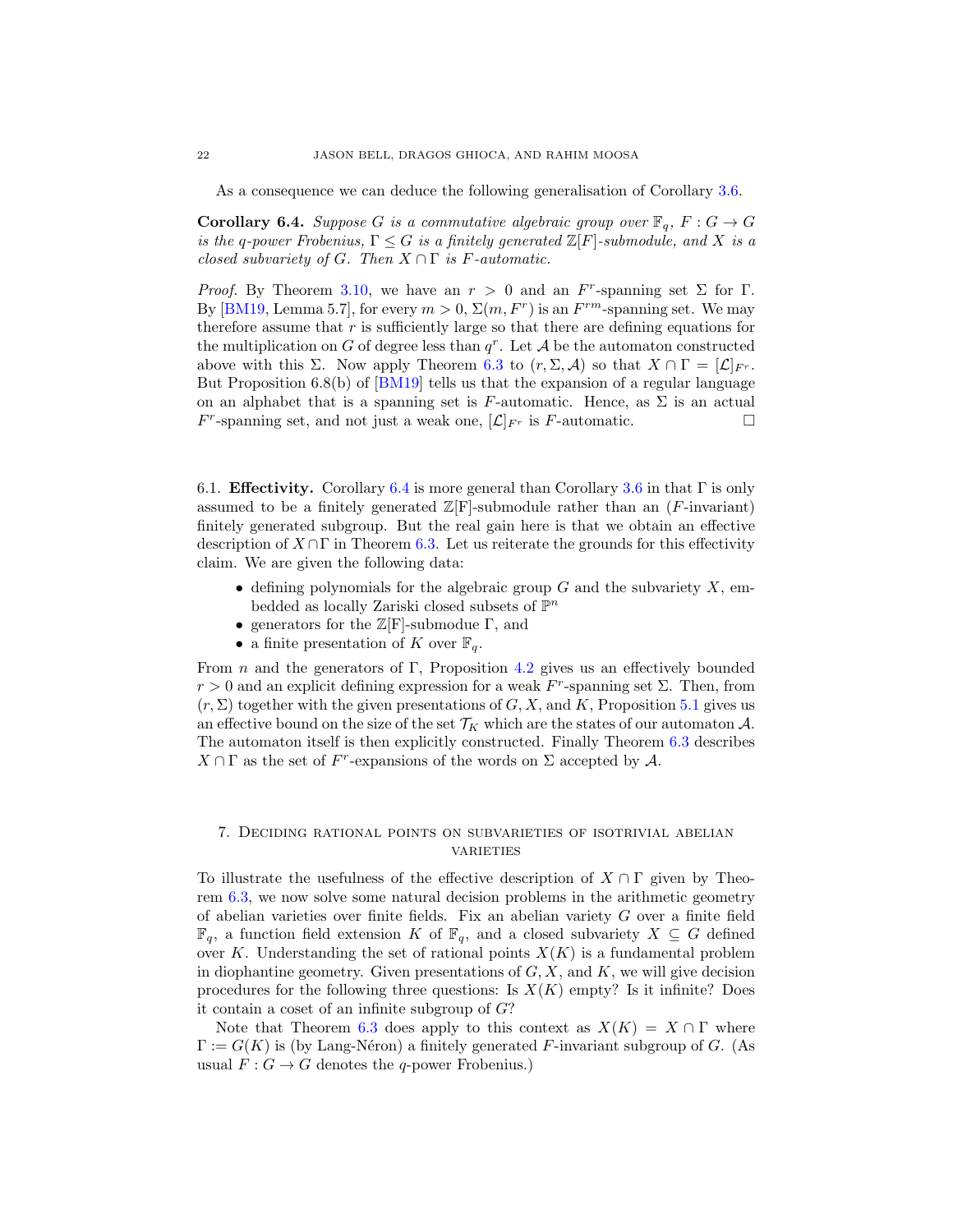As a consequence we can deduce the following generalisation of Corollary 3.6.

**Corollary 6.4.** *Suppose $G$ is a commutative algebraic group over $\mathbb{F}_q$, $F : G \to G$ is the $q$-power Frobenius, $\Gamma \leq G$ is a finitely generated $\mathbb{Z}[F]$-submodule, and $X$ is a closed subvariety of $G$. Then $X \cap \Gamma$ is $F$-automatic.*

*Proof.* By Theorem 3.10, we have an $r > 0$ and an $F^r$-spanning set $\Sigma$ for $\Gamma$. By [BM19, Lemma 5.7], for every $m > 0$, $\Sigma(m, F^r)$ is an $F^{rm}$-spanning set. We may therefore assume that $r$ is sufficiently large so that there are defining equations for the multiplication on $G$ of degree less than $q^r$. Let $\mathcal{A}$ be the automaton constructed above with this $\Sigma$. Now apply Theorem 6.3 to $(r, \Sigma, \mathcal{A})$ so that $X \cap \Gamma = [\mathcal{L}]_{F^r}$. But Proposition 6.8(b) of [BM19] tells us that the expansion of a regular language on an alphabet that is a spanning set is $F$-automatic. Hence, as $\Sigma$ is an actual $F^r$-spanning set, and not just a weak one, $[\mathcal{L}]_{F^r}$ is $F$-automatic. □

## 6.1. Effectivity.

Corollary 6.4 is more general than Corollary 3.6 in that $\Gamma$ is only assumed to be a finitely generated $\mathbb{Z}$[F]-submodule rather than an ($F$-invariant) finitely generated subgroup. But the real gain here is that we obtain an effective description of $X \cap \Gamma$ in Theorem 6.3. Let us reiterate the grounds for this effectivity claim. We are given the following data:

- defining polynomials for the algebraic group $G$ and the subvariety $X$, embedded as locally Zariski closed subsets of $\mathbb{P}^n$
- generators for the $\mathbb{Z}$[F]-submodue $\Gamma$, and
- a finite presentation of $K$ over $\mathbb{F}_q$.

From $n$ and the generators of $\Gamma$, Proposition 4.2 gives us an effectively bounded $r > 0$ and an explicit defining expression for a weak $F^r$-spanning set $\Sigma$. Then, from $(r, \Sigma)$ together with the given presentations of $G$, $X$, and $K$, Proposition 5.1 gives us an effective bound on the size of the set $\mathcal{T}_K$ which are the states of our automaton $\mathcal{A}$. The automaton itself is then explicitly constructed. Finally Theorem 6.3 describes $X \cap \Gamma$ as the set of $F^r$-expansions of the words on $\Sigma$ accepted by $\mathcal{A}$.

# 7. Deciding rational points on subvarieties of isotrivial abelian varieties

To illustrate the usefulness of the effective description of $X \cap \Gamma$ given by Theorem 6.3, we now solve some natural decision problems in the arithmetic geometry of abelian varieties over finite fields. Fix an abelian variety $G$ over a finite field $\mathbb{F}_q$, a function field extension $K$ of $\mathbb{F}_q$, and a closed subvariety $X \subseteq G$ defined over $K$. Understanding the set of rational points $X(K)$ is a fundamental problem in diophantine geometry. Given presentations of $G, X$, and $K$, we will give decision procedures for the following three questions: Is $X(K)$ empty? Is it infinite? Does it contain a coset of an infinite subgroup of $G$?

Note that Theorem 6.3 does apply to this context as $X(K) = X \cap \Gamma$ where $\Gamma := G(K)$ is (by Lang-Néron) a finitely generated $F$-invariant subgroup of $G$. (As usual $F : G \to G$ denotes the $q$-power Frobenius.)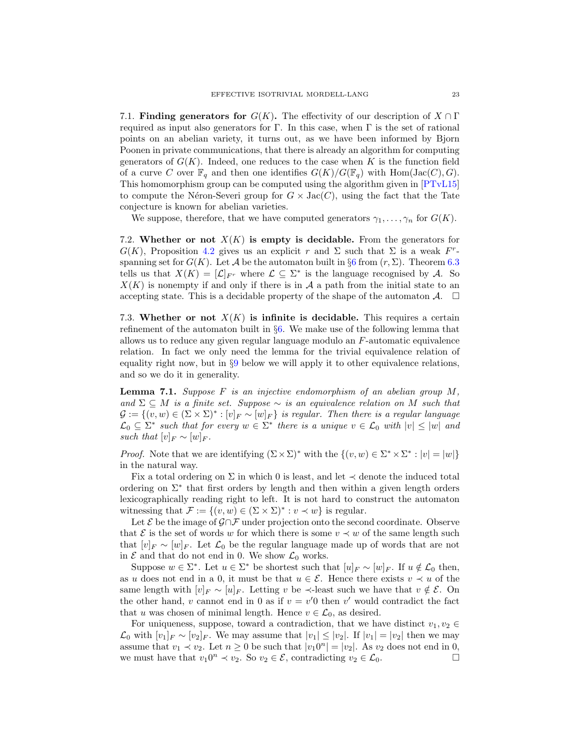7.1. **Finding generators for $G(K)$.** The effectivity of our description of $X \cap \Gamma$ required as input also generators for $\Gamma$. In this case, when $\Gamma$ is the set of rational points on an abelian variety, it turns out, as we have been informed by Bjorn Poonen in private communications, that there is already an algorithm for computing generators of $G(K)$. Indeed, one reduces to the case when $K$ is the function field of a curve $C$ over $\mathbb{F}_q$ and then one identifies $G(K)/G(\mathbb{F}_q)$ with $\mathrm{Hom}(\mathrm{Jac}(C), G)$. This homomorphism group can be computed using the algorithm given in [PTvL15] to compute the Néron-Severi group for $G \times \mathrm{Jac}(C)$, using the fact that the Tate conjecture is known for abelian varieties.

We suppose, therefore, that we have computed generators $\gamma_1, \ldots, \gamma_n$ for $G(K)$.

7.2. **Whether or not $X(K)$ is empty is decidable.** From the generators for $G(K)$, Proposition 4.2 gives us an explicit $r$ and $\Sigma$ such that $\Sigma$ is a weak $F^r$-spanning set for $G(K)$. Let $\mathcal{A}$ be the automaton built in §6 from $(r, \Sigma)$. Theorem 6.3 tells us that $X(K) = [\mathcal{L}]_{F^r}$ where $\mathcal{L} \subseteq \Sigma^*$ is the language recognised by $\mathcal{A}$. So $X(K)$ is nonempty if and only if there is in $\mathcal{A}$ a path from the initial state to an accepting state. This is a decidable property of the shape of the automaton $\mathcal{A}$. $\square$

7.3. **Whether or not $X(K)$ is infinite is decidable.** This requires a certain refinement of the automaton built in §6. We make use of the following lemma that allows us to reduce any given regular language modulo an $F$-automatic equivalence relation. In fact we only need the lemma for the trivial equivalence relation of equality right now, but in §9 below we will apply it to other equivalence relations, and so we do it in generality.

**Lemma 7.1.** *Suppose $F$ is an injective endomorphism of an abelian group $M$, and $\Sigma \subseteq M$ is a finite set. Suppose $\sim$ is an equivalence relation on $M$ such that $\mathcal{G} := \{(v, w) \in (\Sigma \times \Sigma)^* : [v]_F \sim [w]_F\}$ is regular. Then there is a regular language $\mathcal{L}_0 \subseteq \Sigma^*$ such that for every $w \in \Sigma^*$ there is a unique $v \in \mathcal{L}_0$ with $|v| \leq |w|$ and such that $[v]_F \sim [w]_F$.*

*Proof.* Note that we are identifying $(\Sigma \times \Sigma)^*$ with the $\{(v, w) \in \Sigma^* \times \Sigma^* : |v| = |w|\}$ in the natural way.

Fix a total ordering on $\Sigma$ in which 0 is least, and let $\prec$ denote the induced total ordering on $\Sigma^*$ that first orders by length and then within a given length orders lexicographically reading right to left. It is not hard to construct the automaton witnessing that $\mathcal{F} := \{(v, w) \in (\Sigma \times \Sigma)^* : v \prec w\}$ is regular.

Let $\mathcal{E}$ be the image of $\mathcal{G} \cap \mathcal{F}$ under projection onto the second coordinate. Observe that $\mathcal{E}$ is the set of words $w$ for which there is some $v \prec w$ of the same length such that $[v]_F \sim [w]_F$. Let $\mathcal{L}_0$ be the regular language made up of words that are not in $\mathcal{E}$ and that do not end in 0. We show $\mathcal{L}_0$ works.

Suppose $w \in \Sigma^*$. Let $u \in \Sigma^*$ be shortest such that $[u]_F \sim [w]_F$. If $u \notin \mathcal{L}_0$ then, as $u$ does not end in a 0, it must be that $u \in \mathcal{E}$. Hence there exists $v \prec u$ of the same length with $[v]_F \sim [u]_F$. Letting $v$ be $\prec$-least such we have that $v \notin \mathcal{E}$. On the other hand, $v$ cannot end in 0 as if $v = v'0$ then $v'$ would contradict the fact that $u$ was chosen of minimal length. Hence $v \in \mathcal{L}_0$, as desired.

For uniqueness, suppose, toward a contradiction, that we have distinct $v_1, v_2 \in \mathcal{L}_0$ with $[v_1]_F \sim [v_2]_F$. We may assume that $|v_1| \leq |v_2|$. If $|v_1| = |v_2|$ then we may assume that $v_1 \prec v_2$. Let $n \geq 0$ be such that $|v_1 0^n| = |v_2|$. As $v_2$ does not end in 0, we must have that $v_1 0^n \prec v_2$. So $v_2 \in \mathcal{E}$, contradicting $v_2 \in \mathcal{L}_0$. $\square$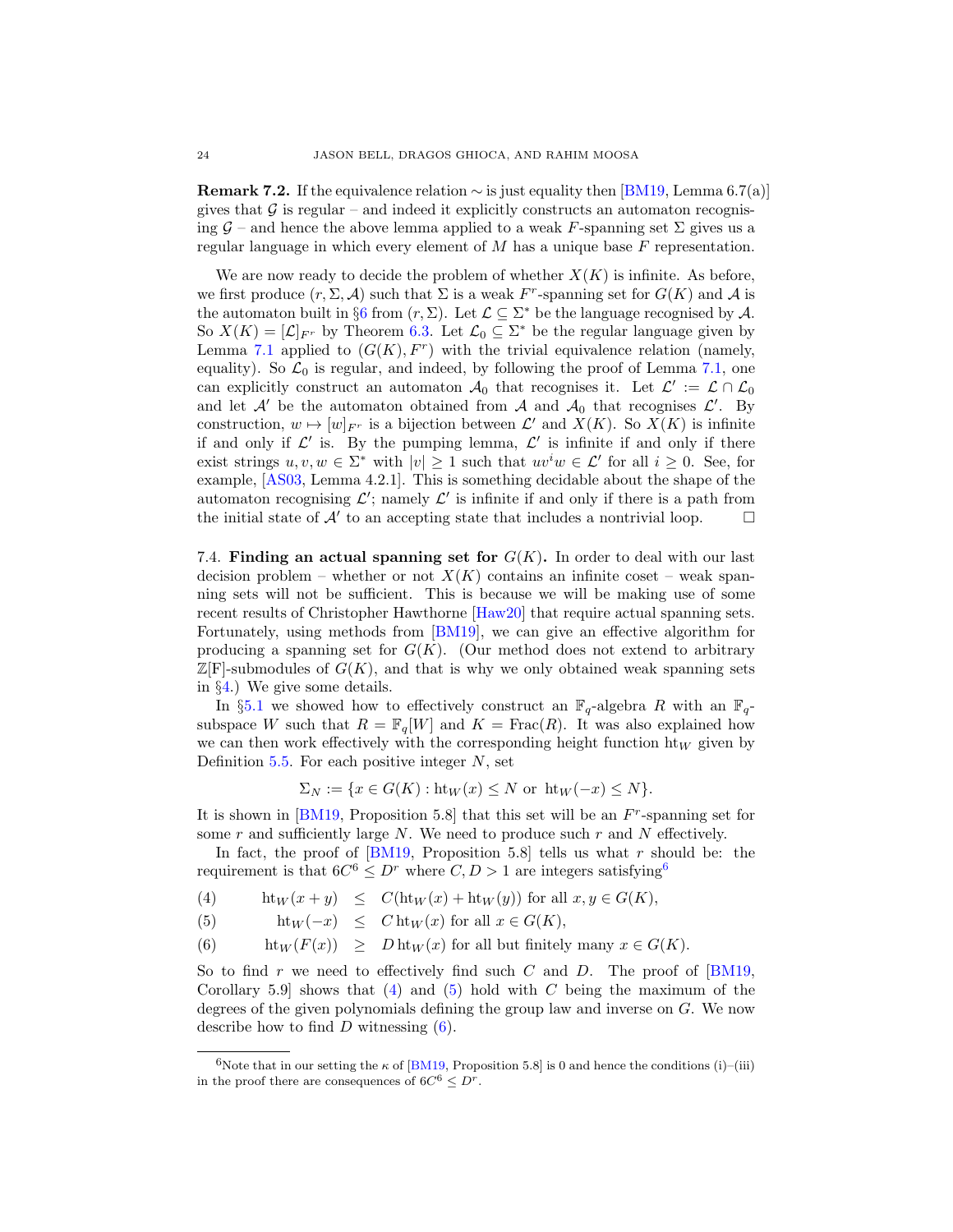**Remark 7.2.** If the equivalence relation $\sim$ is just equality then [BM19, Lemma 6.7(a)] gives that $\mathcal{G}$ is regular – and indeed it explicitly constructs an automaton recognising $\mathcal{G}$ – and hence the above lemma applied to a weak $F$-spanning set $\Sigma$ gives us a regular language in which every element of $M$ has a unique base $F$ representation.

We are now ready to decide the problem of whether $X(K)$ is infinite. As before, we first produce $(r, \Sigma, \mathcal{A})$ such that $\Sigma$ is a weak $F^r$-spanning set for $G(K)$ and $\mathcal{A}$ is the automaton built in §6 from $(r, \Sigma)$. Let $\mathcal{L} \subseteq \Sigma^*$ be the language recognised by $\mathcal{A}$. So $X(K) = [\mathcal{L}]_{F^r}$ by Theorem 6.3. Let $\mathcal{L}_0 \subseteq \Sigma^*$ be the regular language given by Lemma 7.1 applied to $(G(K), F^r)$ with the trivial equivalence relation (namely, equality). So $\mathcal{L}_0$ is regular, and indeed, by following the proof of Lemma 7.1, one can explicitly construct an automaton $\mathcal{A}_0$ that recognises it. Let $\mathcal{L}' := \mathcal{L} \cap \mathcal{L}_0$ and let $\mathcal{A}'$ be the automaton obtained from $\mathcal{A}$ and $\mathcal{A}_0$ that recognises $\mathcal{L}'$. By construction, $w \mapsto [w]_{F^r}$ is a bijection between $\mathcal{L}'$ and $X(K)$. So $X(K)$ is infinite if and only if $\mathcal{L}'$ is. By the pumping lemma, $\mathcal{L}'$ is infinite if and only if there exist strings $u, v, w \in \Sigma^*$ with $|v| \geq 1$ such that $uv^iw \in \mathcal{L}'$ for all $i \geq 0$. See, for example, [AS03, Lemma 4.2.1]. This is something decidable about the shape of the automaton recognising $\mathcal{L}'$; namely $\mathcal{L}'$ is infinite if and only if there is a path from the initial state of $\mathcal{A}'$ to an accepting state that includes a nontrivial loop. $\square$

### 7.4. Finding an actual spanning set for $G(K)$.

In order to deal with our last decision problem – whether or not $X(K)$ contains an infinite coset – weak spanning sets will not be sufficient. This is because we will be making use of some recent results of Christopher Hawthorne [Haw20] that require actual spanning sets. Fortunately, using methods from [BM19], we can give an effective algorithm for producing a spanning set for $G(K)$. (Our method does not extend to arbitrary $\mathbb{Z}[\mathrm{F}]$-submodules of $G(K)$, and that is why we only obtained weak spanning sets in §4.) We give some details.

In §5.1 we showed how to effectively construct an $\mathbb{F}_q$-algebra $R$ with an $\mathbb{F}_q$-subspace $W$ such that $R = \mathbb{F}_q[W]$ and $K = \mathrm{Frac}(R)$. It was also explained how we can then work effectively with the corresponding height function $\mathrm{ht}_W$ given by Definition 5.5. For each positive integer $N$, set

$$\Sigma_N := \{x \in G(K) : \mathrm{ht}_W(x) \leq N \text{ or } \mathrm{ht}_W(-x) \leq N\}.$$

It is shown in [BM19, Proposition 5.8] that this set will be an $F^r$-spanning set for some $r$ and sufficiently large $N$. We need to produce such $r$ and $N$ effectively.

In fact, the proof of [BM19, Proposition 5.8] tells us what $r$ should be: the requirement is that $6C^6 \leq D^r$ where $C, D > 1$ are integers satisfying[6]

$$\begin{aligned}
(4) \qquad \mathrm{ht}_W(x+y) &\leq C(\mathrm{ht}_W(x) + \mathrm{ht}_W(y)) \text{ for all } x, y \in G(K),\\
(5) \qquad \mathrm{ht}_W(-x) &\leq C\,\mathrm{ht}_W(x) \text{ for all } x \in G(K),\\
(6) \qquad \mathrm{ht}_W(F(x)) &\geq D\,\mathrm{ht}_W(x) \text{ for all but finitely many } x \in G(K).
\end{aligned}$$

So to find $r$ we need to effectively find such $C$ and $D$. The proof of [BM19, Corollary 5.9] shows that (4) and (5) hold with $C$ being the maximum of the degrees of the given polynomials defining the group law and inverse on $G$. We now describe how to find $D$ witnessing (6).

---

[6] Note that in our setting the $\kappa$ of [BM19, Proposition 5.8] is 0 and hence the conditions (i)–(iii) in the proof there are consequences of $6C^6 \leq D^r$.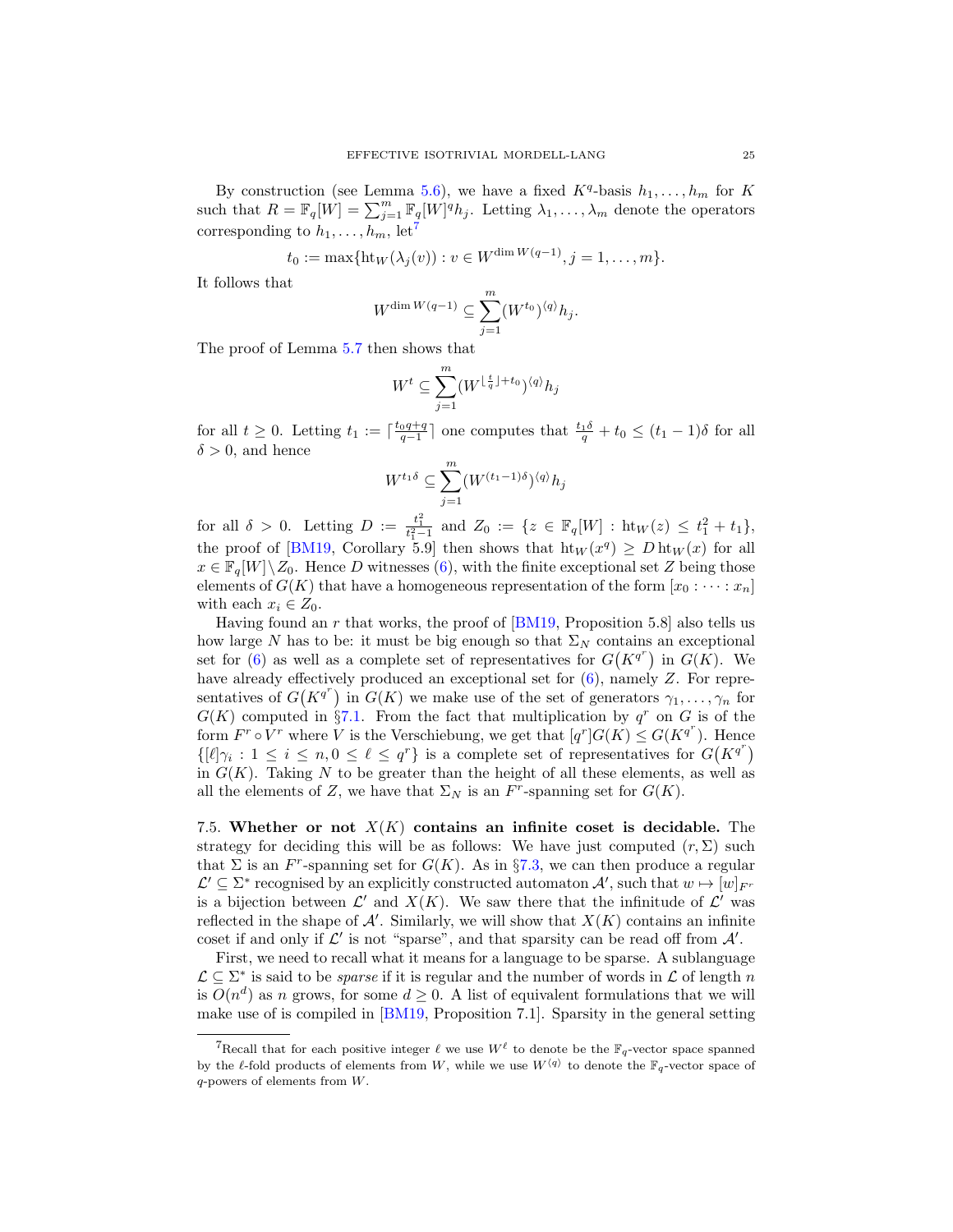By construction (see Lemma 5.6), we have a fixed $K^q$-basis $h_1, \dots, h_m$ for $K$ such that $R = \mathbb{F}_q[W] = \sum_{j=1}^m \mathbb{F}_q[W]^q h_j$. Letting $\lambda_1, \dots, \lambda_m$ denote the operators corresponding to $h_1, \dots, h_m$, let[7]

$$t_0 := \max\{\mathrm{ht}_W(\lambda_j(v)) : v \in W^{\dim W(q-1)}, j = 1, \dots, m\}.$$

It follows that

$$W^{\dim W(q-1)} \subseteq \sum_{j=1}^m (W^{t_0})^{\langle q \rangle} h_j.$$

The proof of Lemma 5.7 then shows that

$$W^t \subseteq \sum_{j=1}^m (W^{\lfloor \frac{t}{q} \rfloor + t_0})^{\langle q \rangle} h_j$$

for all $t \geq 0$. Letting $t_1 := \lceil \frac{t_0 q + q}{q-1} \rceil$ one computes that $\frac{t_1 \delta}{q} + t_0 \leq (t_1 - 1)\delta$ for all $\delta > 0$, and hence

$$W^{t_1 \delta} \subseteq \sum_{j=1}^m (W^{(t_1-1)\delta})^{\langle q \rangle} h_j$$

for all $\delta > 0$. Letting $D := \frac{t_1^2}{t_1^2 - 1}$ and $Z_0 := \{z \in \mathbb{F}_q[W] : \mathrm{ht}_W(z) \leq t_1^2 + t_1\}$, the proof of [BM19, Corollary 5.9] then shows that $\mathrm{ht}_W(x^q) \geq D\,\mathrm{ht}_W(x)$ for all $x \in \mathbb{F}_q[W] \setminus Z_0$. Hence $D$ witnesses (6), with the finite exceptional set $Z$ being those elements of $G(K)$ that have a homogeneous representation of the form $[x_0 : \cdots : x_n]$ with each $x_i \in Z_0$.

Having found an $r$ that works, the proof of [BM19, Proposition 5.8] also tells us how large $N$ has to be: it must be big enough so that $\Sigma_N$ contains an exceptional set for (6) as well as a complete set of representatives for $G(K^{q^r})$ in $G(K)$. We have already effectively produced an exceptional set for (6), namely $Z$. For representatives of $G(K^{q^r})$ in $G(K)$ we make use of the set of generators $\gamma_1, \dots, \gamma_n$ for $G(K)$ computed in §7.1. From the fact that multiplication by $q^r$ on $G$ is of the form $F^r \circ V^r$ where $V$ is the Verschiebung, we get that $[q^r]G(K) \leq G(K^{q^r})$. Hence $\{[\ell]\gamma_i : 1 \leq i \leq n, 0 \leq \ell \leq q^r\}$ is a complete set of representatives for $G(K^{q^r})$ in $G(K)$. Taking $N$ to be greater than the height of all these elements, as well as all the elements of $Z$, we have that $\Sigma_N$ is an $F^r$-spanning set for $G(K)$.

**7.5. Whether or not $X(K)$ contains an infinite coset is decidable.** The strategy for deciding this will be as follows: We have just computed $(r, \Sigma)$ such that $\Sigma$ is an $F^r$-spanning set for $G(K)$. As in §7.3, we can then produce a regular $\mathcal{L}' \subseteq \Sigma^*$ recognised by an explicitly constructed automaton $\mathcal{A}'$, such that $w \mapsto [w]_{F^r}$ is a bijection between $\mathcal{L}'$ and $X(K)$. We saw there that the infinitude of $\mathcal{L}'$ was reflected in the shape of $\mathcal{A}'$. Similarly, we will show that $X(K)$ contains an infinite coset if and only if $\mathcal{L}'$ is not "sparse", and that sparsity can be read off from $\mathcal{A}'$.

First, we need to recall what it means for a language to be sparse. A sublanguage $\mathcal{L} \subseteq \Sigma^*$ is said to be *sparse* if it is regular and the number of words in $\mathcal{L}$ of length $n$ is $O(n^d)$ as $n$ grows, for some $d \geq 0$. A list of equivalent formulations that we will make use of is compiled in [BM19, Proposition 7.1]. Sparsity in the general setting

---

[7] Recall that for each positive integer $\ell$ we use $W^\ell$ to denote be the $\mathbb{F}_q$-vector space spanned by the $\ell$-fold products of elements from $W$, while we use $W^{\langle q \rangle}$ to denote the $\mathbb{F}_q$-vector space of $q$-powers of elements from $W$.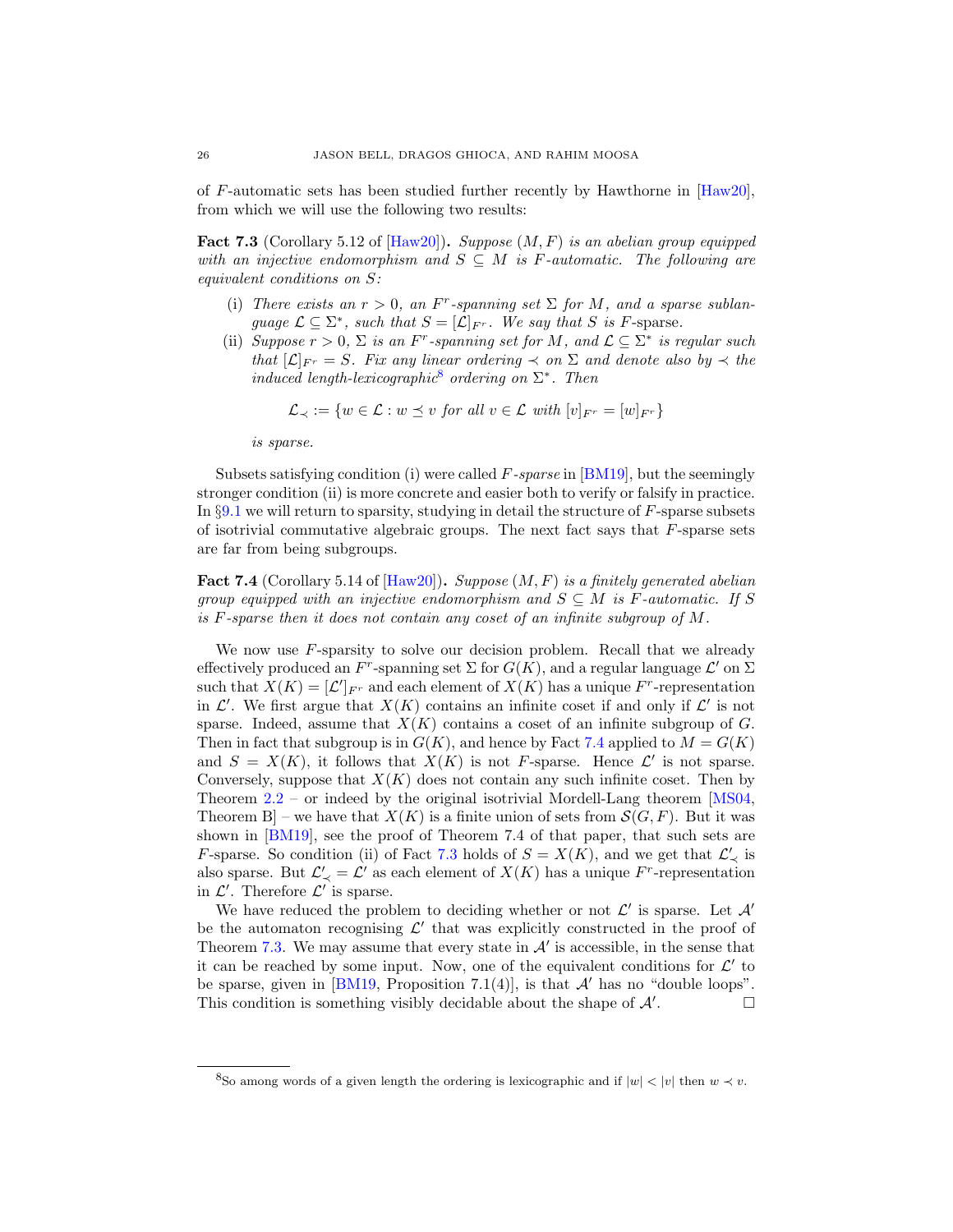of $F$-automatic sets has been studied further recently by Hawthorne in [Haw20], from which we will use the following two results:

**Fact 7.3** (Corollary 5.12 of [Haw20])**.** *Suppose $(M, F)$ is an abelian group equipped with an injective endomorphism and $S \subseteq M$ is $F$-automatic. The following are equivalent conditions on $S$:*

(i) *There exists an $r > 0$, an $F^r$-spanning set $\Sigma$ for $M$, and a sparse sublanguage $\mathcal{L} \subseteq \Sigma^*$, such that $S = [\mathcal{L}]_{F^r}$. We say that $S$ is* $F$-sparse.

(ii) *Suppose $r > 0$, $\Sigma$ is an $F^r$-spanning set for $M$, and $\mathcal{L} \subseteq \Sigma^*$ is regular such that $[\mathcal{L}]_{F^r} = S$. Fix any linear ordering $\prec$ on $\Sigma$ and denote also by $\prec$ the induced length-lexicographic[8] ordering on $\Sigma^*$. Then*

$$\mathcal{L}_\prec := \{w \in \mathcal{L} : w \preceq v \text{ for all } v \in \mathcal{L} \text{ with } [v]_{F^r} = [w]_{F^r}\}$$

*is sparse.*

Subsets satisfying condition (i) were called *$F$-sparse* in [BM19], but the seemingly stronger condition (ii) is more concrete and easier both to verify or falsify in practice. In §9.1 we will return to sparsity, studying in detail the structure of $F$-sparse subsets of isotrivial commutative algebraic groups. The next fact says that $F$-sparse sets are far from being subgroups.

**Fact 7.4** (Corollary 5.14 of [Haw20])**.** *Suppose $(M, F)$ is a finitely generated abelian group equipped with an injective endomorphism and $S \subseteq M$ is $F$-automatic. If $S$ is $F$-sparse then it does not contain any coset of an infinite subgroup of $M$.*

We now use $F$-sparsity to solve our decision problem. Recall that we already effectively produced an $F^r$-spanning set $\Sigma$ for $G(K)$, and a regular language $\mathcal{L}'$ on $\Sigma$ such that $X(K) = [\mathcal{L}']_{F^r}$ and each element of $X(K)$ has a unique $F^r$-representation in $\mathcal{L}'$. We first argue that $X(K)$ contains an infinite coset if and only if $\mathcal{L}'$ is not sparse. Indeed, assume that $X(K)$ contains a coset of an infinite subgroup of $G$. Then in fact that subgroup is in $G(K)$, and hence by Fact 7.4 applied to $M = G(K)$ and $S = X(K)$, it follows that $X(K)$ is not $F$-sparse. Hence $\mathcal{L}'$ is not sparse. Conversely, suppose that $X(K)$ does not contain any such infinite coset. Then by Theorem 2.2 – or indeed by the original isotrivial Mordell-Lang theorem [MS04, Theorem B] – we have that $X(K)$ is a finite union of sets from $\mathcal{S}(G, F)$. But it was shown in [BM19], see the proof of Theorem 7.4 of that paper, that such sets are $F$-sparse. So condition (ii) of Fact 7.3 holds of $S = X(K)$, and we get that $\mathcal{L}'_\prec$ is also sparse. But $\mathcal{L}'_\prec = \mathcal{L}'$ as each element of $X(K)$ has a unique $F^r$-representation in $\mathcal{L}'$. Therefore $\mathcal{L}'$ is sparse.

We have reduced the problem to deciding whether or not $\mathcal{L}'$ is sparse. Let $\mathcal{A}'$ be the automaton recognising $\mathcal{L}'$ that was explicitly constructed in the proof of Theorem 7.3. We may assume that every state in $\mathcal{A}'$ is accessible, in the sense that it can be reached by some input. Now, one of the equivalent conditions for $\mathcal{L}'$ to be sparse, given in [BM19, Proposition 7.1(4)], is that $\mathcal{A}'$ has no "double loops". This condition is something visibly decidable about the shape of $\mathcal{A}'$. □

[8] So among words of a given length the ordering is lexicographic and if $|w| < |v|$ then $w \prec v$.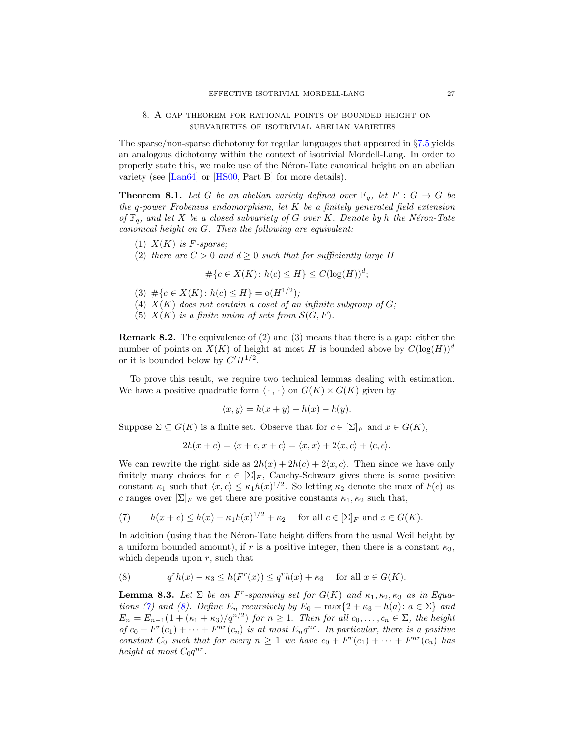## 8. A gap theorem for rational points of bounded height on subvarieties of isotrivial abelian varieties

The sparse/non-sparse dichotomy for regular languages that appeared in §7.5 yields an analogous dichotomy within the context of isotrivial Mordell-Lang. In order to properly state this, we make use of the Néron-Tate canonical height on an abelian variety (see [Lan64] or [HS00, Part B] for more details).

**Theorem 8.1.** *Let $G$ be an abelian variety defined over $\mathbb{F}_q$, let $F : G \to G$ be the $q$-power Frobenius endomorphism, let $K$ be a finitely generated field extension of $\mathbb{F}_q$, and let $X$ be a closed subvariety of $G$ over $K$. Denote by $h$ the Néron-Tate canonical height on $G$. Then the following are equivalent:*

1. *$X(K)$ is $F$-sparse;*
2. *there are $C > 0$ and $d \geq 0$ such that for sufficiently large $H$*
$$\#\{c \in X(K) \colon h(c) \leq H\} \leq C(\log(H))^d;$$
3. *$\#\{c \in X(K) \colon h(c) \leq H\} = \mathrm{o}(H^{1/2})$;*
4. *$X(K)$ does not contain a coset of an infinite subgroup of $G$;*
5. *$X(K)$ is a finite union of sets from $\mathcal{S}(G, F)$.*

**Remark 8.2.** The equivalence of (2) and (3) means that there is a gap: either the number of points on $X(K)$ of height at most $H$ is bounded above by $C(\log(H))^d$ or it is bounded below by $C'H^{1/2}$.

To prove this result, we require two technical lemmas dealing with estimation. We have a positive quadratic form $\langle \cdot , \cdot \rangle$ on $G(K) \times G(K)$ given by

$$\langle x, y \rangle = h(x + y) - h(x) - h(y).$$

Suppose $\Sigma \subseteq G(K)$ is a finite set. Observe that for $c \in [\Sigma]_F$ and $x \in G(K)$,

$$2h(x + c) = \langle x + c, x + c \rangle = \langle x, x \rangle + 2\langle x, c \rangle + \langle c, c \rangle.$$

We can rewrite the right side as $2h(x) + 2h(c) + 2\langle x, c \rangle$. Then since we have only finitely many choices for $c \in [\Sigma]_F$, Cauchy-Schwarz gives there is some positive constant $\kappa_1$ such that $\langle x, c \rangle \leq \kappa_1 h(x)^{1/2}$. So letting $\kappa_2$ denote the max of $h(c)$ as $c$ ranges over $[\Sigma]_F$ we get there are positive constants $\kappa_1, \kappa_2$ such that,

$$h(x + c) \leq h(x) + \kappa_1 h(x)^{1/2} + \kappa_2 \quad \text{for all } c \in [\Sigma]_F \text{ and } x \in G(K). \tag{7}$$

In addition (using that the Néron-Tate height differs from the usual Weil height by a uniform bounded amount), if $r$ is a positive integer, then there is a constant $\kappa_3$, which depends upon $r$, such that

$$q^r h(x) - \kappa_3 \leq h(F^r(x)) \leq q^r h(x) + \kappa_3 \quad \text{for all } x \in G(K). \tag{8}$$

**Lemma 8.3.** *Let $\Sigma$ be an $F^r$-spanning set for $G(K)$ and $\kappa_1, \kappa_2, \kappa_3$ as in Equations (7) and (8). Define $E_n$ recursively by $E_0 = \max\{2 + \kappa_3 + h(a) \colon a \in \Sigma\}$ and $E_n = E_{n-1}(1 + (\kappa_1 + \kappa_3)/q^{n/2})$ for $n \geq 1$. Then for all $c_0, \ldots, c_n \in \Sigma$, the height of $c_0 + F^r(c_1) + \cdots + F^{nr}(c_n)$ is at most $E_n q^{nr}$. In particular, there is a positive constant $C_0$ such that for every $n \geq 1$ we have $c_0 + F^r(c_1) + \cdots + F^{nr}(c_n)$ has height at most $C_0 q^{nr}$.*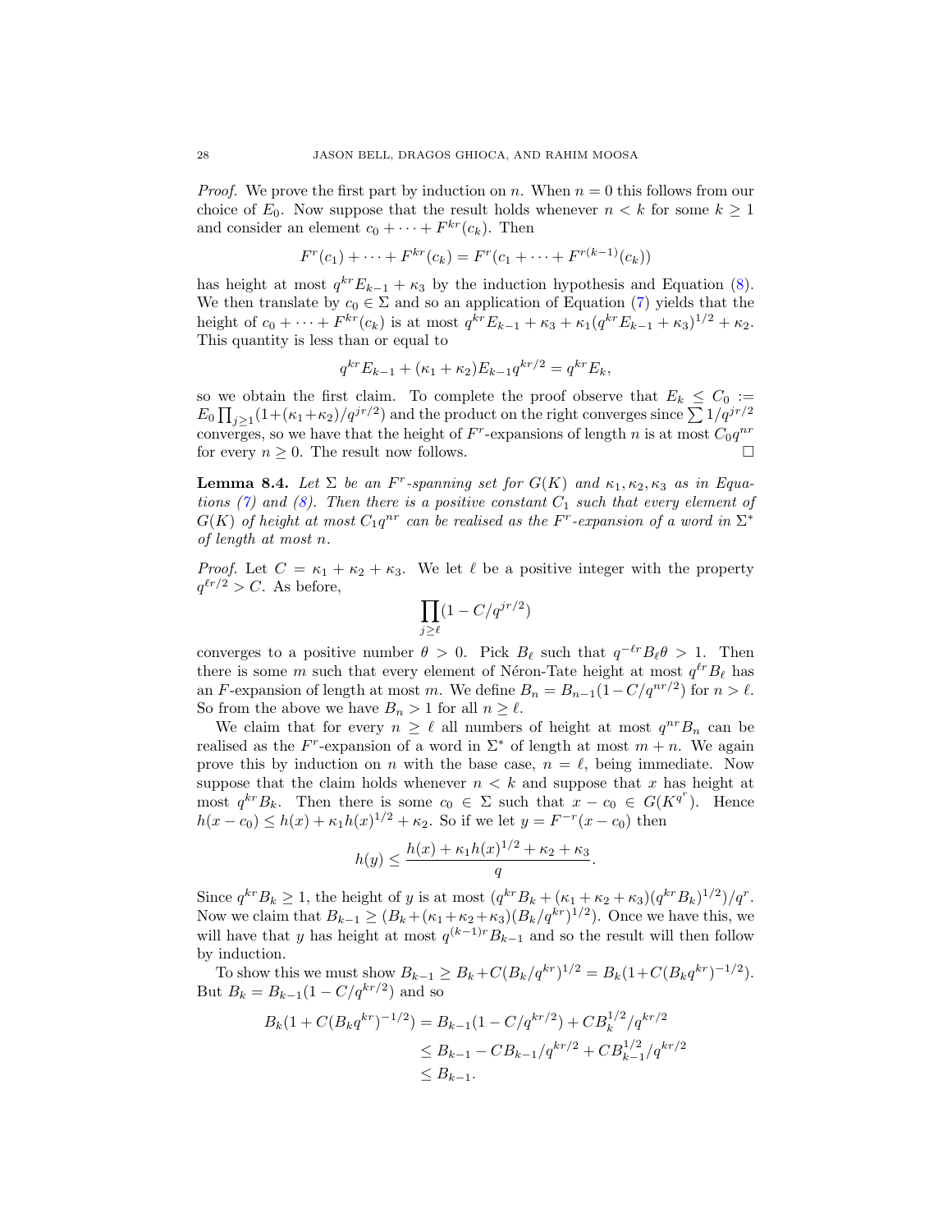*Proof.* We prove the first part by induction on $n$. When $n = 0$ this follows from our choice of $E_0$. Now suppose that the result holds whenever $n < k$ for some $k \geq 1$ and consider an element $c_0 + \cdots + F^{kr}(c_k)$. Then

$$F^r(c_1) + \cdots + F^{kr}(c_k) = F^r(c_1 + \cdots + F^{r(k-1)}(c_k))$$

has height at most $q^{kr}E_{k-1} + \kappa_3$ by the induction hypothesis and Equation (8). We then translate by $c_0 \in \Sigma$ and so an application of Equation (7) yields that the height of $c_0 + \cdots + F^{kr}(c_k)$ is at most $q^{kr}E_{k-1} + \kappa_3 + \kappa_1(q^{kr}E_{k-1} + \kappa_3)^{1/2} + \kappa_2$. This quantity is less than or equal to

$$q^{kr}E_{k-1} + (\kappa_1 + \kappa_2)E_{k-1}q^{kr/2} = q^{kr}E_k,$$

so we obtain the first claim. To complete the proof observe that $E_k \leq C_0 := E_0 \prod_{j\geq 1}(1+(\kappa_1+\kappa_2)/q^{jr/2})$ and the product on the right converges since $\sum 1/q^{jr/2}$ converges, so we have that the height of $F^r$-expansions of length $n$ is at most $C_0 q^{nr}$ for every $n \geq 0$. The result now follows. $\square$

**Lemma 8.4.** *Let $\Sigma$ be an $F^r$-spanning set for $G(K)$ and $\kappa_1, \kappa_2, \kappa_3$ as in Equations (7) and (8). Then there is a positive constant $C_1$ such that every element of $G(K)$ of height at most $C_1 q^{nr}$ can be realised as the $F^r$-expansion of a word in $\Sigma^*$ of length at most $n$.*

*Proof.* Let $C = \kappa_1 + \kappa_2 + \kappa_3$. We let $\ell$ be a positive integer with the property $q^{\ell r/2} > C$. As before,

$$\prod_{j\geq \ell}(1 - C/q^{jr/2})$$

converges to a positive number $\theta > 0$. Pick $B_\ell$ such that $q^{-\ell r}B_\ell\theta > 1$. Then there is some $m$ such that every element of Néron-Tate height at most $q^{\ell r}B_\ell$ has an $F$-expansion of length at most $m$. We define $B_n = B_{n-1}(1 - C/q^{nr/2})$ for $n > \ell$. So from the above we have $B_n > 1$ for all $n \geq \ell$.

We claim that for every $n \geq \ell$ all numbers of height at most $q^{nr}B_n$ can be realised as the $F^r$-expansion of a word in $\Sigma^*$ of length at most $m + n$. We again prove this by induction on $n$ with the base case, $n = \ell$, being immediate. Now suppose that the claim holds whenever $n < k$ and suppose that $x$ has height at most $q^{kr}B_k$. Then there is some $c_0 \in \Sigma$ such that $x - c_0 \in G(K^{q^r})$. Hence $h(x - c_0) \leq h(x) + \kappa_1 h(x)^{1/2} + \kappa_2$. So if we let $y = F^{-r}(x - c_0)$ then

$$h(y) \leq \frac{h(x) + \kappa_1 h(x)^{1/2} + \kappa_2 + \kappa_3}{q}.$$

Since $q^{kr}B_k \geq 1$, the height of $y$ is at most $(q^{kr}B_k + (\kappa_1 + \kappa_2 + \kappa_3)(q^{kr}B_k)^{1/2})/q^r$. Now we claim that $B_{k-1} \geq (B_k + (\kappa_1+\kappa_2+\kappa_3)(B_k/q^{kr})^{1/2})$. Once we have this, we will have that $y$ has height at most $q^{(k-1)r}B_{k-1}$ and so the result will then follow by induction.

To show this we must show $B_{k-1} \geq B_k + C(B_k/q^{kr})^{1/2} = B_k(1+C(B_k q^{kr})^{-1/2})$. But $B_k = B_{k-1}(1 - C/q^{kr/2})$ and so

$$\begin{aligned}
B_k(1 + C(B_k q^{kr})^{-1/2}) &= B_{k-1}(1 - C/q^{kr/2}) + CB_k^{1/2}/q^{kr/2} \\
&\leq B_{k-1} - CB_{k-1}/q^{kr/2} + CB_{k-1}^{1/2}/q^{kr/2} \\
&\leq B_{k-1}.
\end{aligned}$$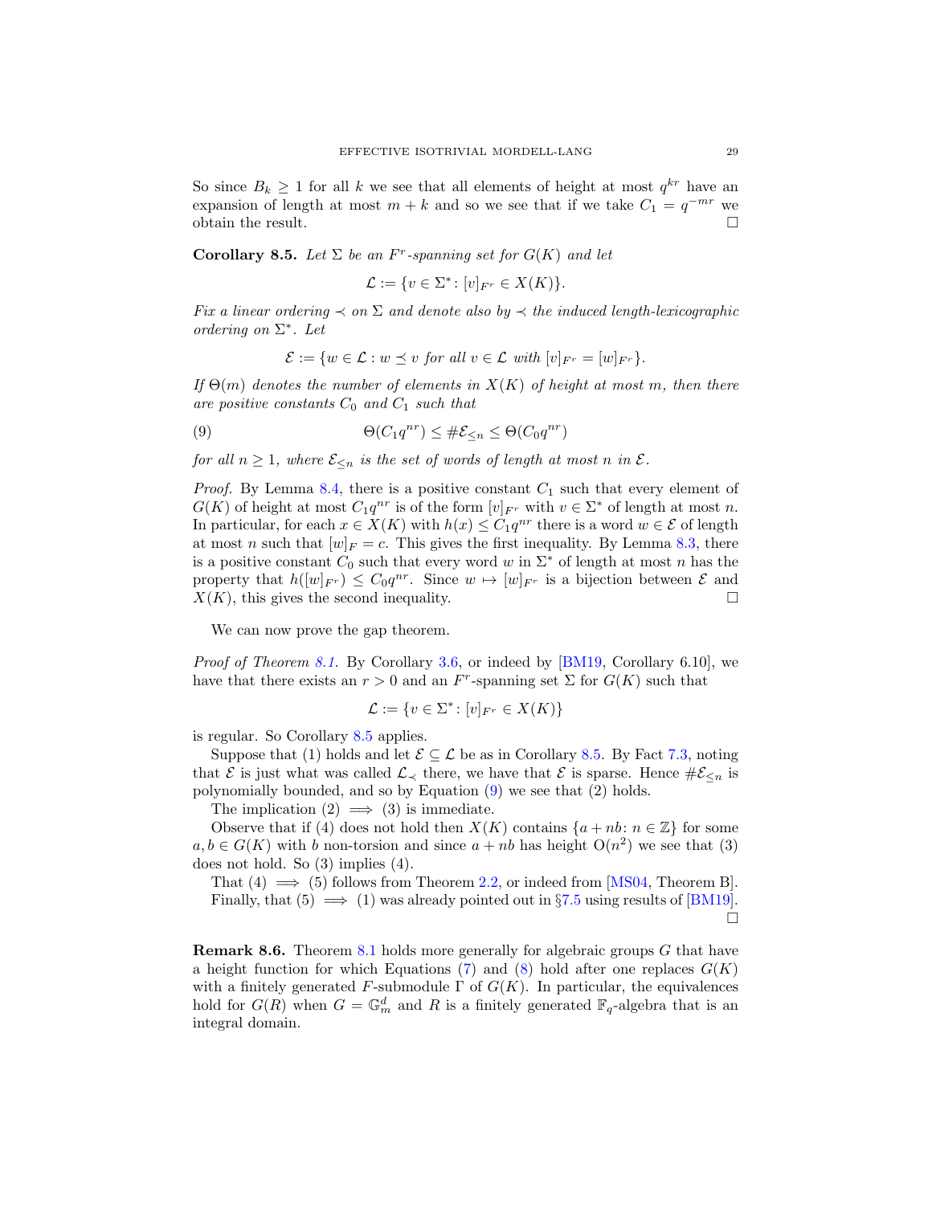So since $B_k \geq 1$ for all $k$ we see that all elements of height at most $q^{kr}$ have an expansion of length at most $m+k$ and so we see that if we take $C_1 = q^{-mr}$ we obtain the result. □

**Corollary 8.5.** *Let $\Sigma$ be an $F^r$-spanning set for $G(K)$ and let*

$$\mathcal{L} := \{v \in \Sigma^* \colon [v]_{F^r} \in X(K)\}.$$

*Fix a linear ordering $\prec$ on $\Sigma$ and denote also by $\prec$ the induced length-lexicographic ordering on $\Sigma^*$. Let*

$$\mathcal{E} := \{w \in \mathcal{L} : w \preceq v \text{ for all } v \in \mathcal{L} \text{ with } [v]_{F^r} = [w]_{F^r}\}.$$

*If $\Theta(m)$ denotes the number of elements in $X(K)$ of height at most $m$, then there are positive constants $C_0$ and $C_1$ such that*

$$\Theta(C_1 q^{nr}) \leq \#\mathcal{E}_{\leq n} \leq \Theta(C_0 q^{nr}) \tag{9}$$

*for all $n \geq 1$, where $\mathcal{E}_{\leq n}$ is the set of words of length at most $n$ in $\mathcal{E}$.*

*Proof.* By Lemma 8.4, there is a positive constant $C_1$ such that every element of $G(K)$ of height at most $C_1 q^{nr}$ is of the form $[v]_{F^r}$ with $v \in \Sigma^*$ of length at most $n$. In particular, for each $x \in X(K)$ with $h(x) \leq C_1 q^{nr}$ there is a word $w \in \mathcal{E}$ of length at most $n$ such that $[w]_F = c$. This gives the first inequality. By Lemma 8.3, there is a positive constant $C_0$ such that every word $w$ in $\Sigma^*$ of length at most $n$ has the property that $h([w]_{F^r}) \leq C_0 q^{nr}$. Since $w \mapsto [w]_{F^r}$ is a bijection between $\mathcal{E}$ and $X(K)$, this gives the second inequality. □

We can now prove the gap theorem.

*Proof of Theorem 8.1.* By Corollary 3.6, or indeed by [BM19, Corollary 6.10], we have that there exists an $r > 0$ and an $F^r$-spanning set $\Sigma$ for $G(K)$ such that

$$\mathcal{L} := \{v \in \Sigma^* \colon [v]_{F^r} \in X(K)\}$$

is regular. So Corollary 8.5 applies.

Suppose that (1) holds and let $\mathcal{E} \subseteq \mathcal{L}$ be as in Corollary 8.5. By Fact 7.3, noting that $\mathcal{E}$ is just what was called $\mathcal{L}_\prec$ there, we have that $\mathcal{E}$ is sparse. Hence $\#\mathcal{E}_{\leq n}$ is polynomially bounded, and so by Equation (9) we see that (2) holds.

The implication (2) $\implies$ (3) is immediate.

Observe that if (4) does not hold then $X(K)$ contains $\{a + nb \colon n \in \mathbb{Z}\}$ for some $a, b \in G(K)$ with $b$ non-torsion and since $a + nb$ has height $\mathrm{O}(n^2)$ we see that (3) does not hold. So (3) implies (4).

That (4) $\implies$ (5) follows from Theorem 2.2, or indeed from [MS04, Theorem B].

Finally, that (5) $\implies$ (1) was already pointed out in §7.5 using results of [BM19]. □

**Remark 8.6.** Theorem 8.1 holds more generally for algebraic groups $G$ that have a height function for which Equations (7) and (8) hold after one replaces $G(K)$ with a finitely generated $F$-submodule $\Gamma$ of $G(K)$. In particular, the equivalences hold for $G(R)$ when $G = \mathbb{G}_m^d$ and $R$ is a finitely generated $\mathbb{F}_q$-algebra that is an integral domain.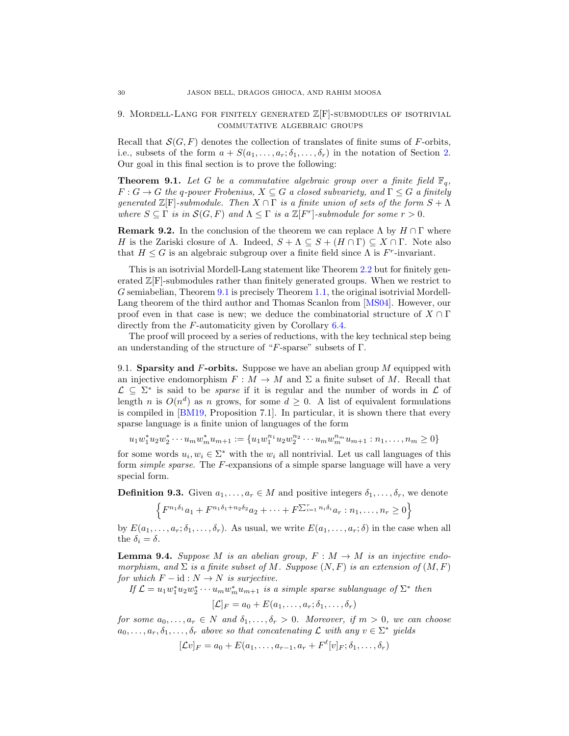## 9. Mordell-Lang for finitely generated $\mathbb{Z}[F]$-submodules of isotrivial commutative algebraic groups

Recall that $\mathcal{S}(G, F)$ denotes the collection of translates of finite sums of $F$-orbits, i.e., subsets of the form $a + S(a_1, \ldots, a_r; \delta_1, \ldots, \delta_r)$ in the notation of Section 2. Our goal in this final section is to prove the following:

**Theorem 9.1.** *Let $G$ be a commutative algebraic group over a finite field $\mathbb{F}_q$, $F : G \to G$ the $q$-power Frobenius, $X \subseteq G$ a closed subvariety, and $\Gamma \leq G$ a finitely generated $\mathbb{Z}[F]$-submodule. Then $X \cap \Gamma$ is a finite union of sets of the form $S + \Lambda$ where $S \subseteq \Gamma$ is in $\mathcal{S}(G, F)$ and $\Lambda \leq \Gamma$ is a $\mathbb{Z}[F^r]$-submodule for some $r > 0$.*

**Remark 9.2.** In the conclusion of the theorem we can replace $\Lambda$ by $H \cap \Gamma$ where $H$ is the Zariski closure of $\Lambda$. Indeed, $S + \Lambda \subseteq S + (H \cap \Gamma) \subseteq X \cap \Gamma$. Note also that $H \leq G$ is an algebraic subgroup over a finite field since $\Lambda$ is $F^r$-invariant.

This is an isotrivial Mordell-Lang statement like Theorem 2.2 but for finitely generated $\mathbb{Z}[F]$-submodules rather than finitely generated groups. When we restrict to $G$ semiabelian, Theorem 9.1 is precisely Theorem 1.1, the original isotrivial Mordell-Lang theorem of the third author and Thomas Scanlon from [MS04]. However, our proof even in that case is new; we deduce the combinatorial structure of $X \cap \Gamma$ directly from the $F$-automaticity given by Corollary 6.4.

The proof will proceed by a series of reductions, with the key technical step being an understanding of the structure of "$F$-sparse" subsets of $\Gamma$.

### 9.1. Sparsity and $F$-orbits.

Suppose we have an abelian group $M$ equipped with an injective endomorphism $F : M \to M$ and $\Sigma$ a finite subset of $M$. Recall that $\mathcal{L} \subseteq \Sigma^*$ is said to be *sparse* if it is regular and the number of words in $\mathcal{L}$ of length $n$ is $O(n^d)$ as $n$ grows, for some $d \geq 0$. A list of equivalent formulations is compiled in [BM19, Proposition 7.1]. In particular, it is shown there that every sparse language is a finite union of languages of the form

$$u_1 w_1^* u_2 w_2^* \cdots u_m w_m^* u_{m+1} := \{u_1 w_1^{n_1} u_2 w_2^{n_2} \cdots u_m w_m^{n_m} u_{m+1} : n_1, \ldots, n_m \geq 0\}$$

for some words $u_i, w_i \in \Sigma^*$ with the $w_i$ all nontrivial. Let us call languages of this form *simple sparse*. The $F$-expansions of a simple sparse language will have a very special form.

**Definition 9.3.** Given $a_1, \ldots, a_r \in M$ and positive integers $\delta_1, \ldots, \delta_r$, we denote

$$\left\{F^{n_1\delta_1} a_1 + F^{n_1\delta_1 + n_2\delta_2} a_2 + \cdots + F^{\sum_{i=1}^r n_i\delta_i} a_r : n_1, \ldots, n_r \geq 0\right\}$$

by $E(a_1, \ldots, a_r; \delta_1, \ldots, \delta_r)$. As usual, we write $E(a_1, \ldots, a_r; \delta)$ in the case when all the $\delta_i = \delta$.

**Lemma 9.4.** *Suppose $M$ is an abelian group, $F : M \to M$ is an injective endomorphism, and $\Sigma$ is a finite subset of $M$. Suppose $(N, F)$ is an extension of $(M, F)$ for which $F - \mathrm{id} : N \to N$ is surjective.*

*If $\mathcal{L} = u_1 w_1^* u_2 w_2^* \cdots u_m w_m^* u_{m+1}$ is a simple sparse sublanguage of $\Sigma^*$ then*

$$[\mathcal{L}]_F = a_0 + E(a_1, \ldots, a_r; \delta_1, \ldots, \delta_r)$$

*for some $a_0, \ldots, a_r \in N$ and $\delta_1, \ldots, \delta_r > 0$. Moreover, if $m > 0$, we can choose $a_0, \ldots, a_r, \delta_1, \ldots, \delta_r$ above so that concatenating $\mathcal{L}$ with any $v \in \Sigma^*$ yields*

$$[\mathcal{L}v]_F = a_0 + E(a_1, \ldots, a_{r-1}, a_r + F^\ell [v]_F; \delta_1, \ldots, \delta_r)$$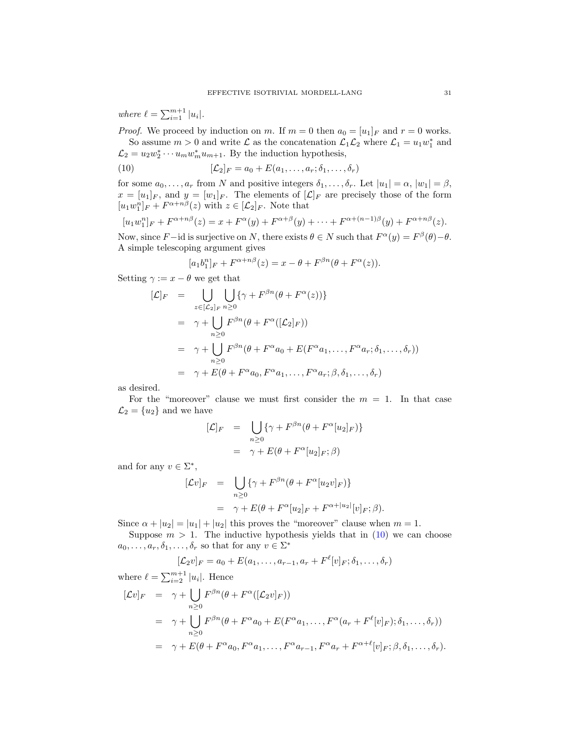*where* $\ell = \sum_{i=1}^{m+1} |u_i|$.

*Proof.* We proceed by induction on $m$. If $m = 0$ then $a_0 = [u_1]_F$ and $r = 0$ works.

So assume $m > 0$ and write $\mathcal{L}$ as the concatenation $\mathcal{L}_1\mathcal{L}_2$ where $\mathcal{L}_1 = u_1 w_1^*$ and $\mathcal{L}_2 = u_2 w_2^* \cdots u_m w_m^* u_{m+1}$. By the induction hypothesis,

$$[\mathcal{L}_2]_F = a_0 + E(a_1, \ldots, a_r; \delta_1, \ldots, \delta_r) \tag{10}$$

for some $a_0, \ldots, a_r$ from $N$ and positive integers $\delta_1, \ldots, \delta_r$. Let $|u_1| = \alpha$, $|w_1| = \beta$, $x = [u_1]_F$, and $y = [w_1]_F$. The elements of $[\mathcal{L}]_F$ are precisely those of the form $[u_1 w_1^n]_F + F^{\alpha+n\beta}(z)$ with $z \in [\mathcal{L}_2]_F$. Note that

$$[u_1 w_1^n]_F + F^{\alpha+n\beta}(z) = x + F^{\alpha}(y) + F^{\alpha+\beta}(y) + \cdots + F^{\alpha+(n-1)\beta}(y) + F^{\alpha+n\beta}(z).$$

Now, since $F - \mathrm{id}$ is surjective on $N$, there exists $\theta \in N$ such that $F^{\alpha}(y) = F^{\beta}(\theta) - \theta$. A simple telescoping argument gives

$$[a_1 b_1^n]_F + F^{\alpha+n\beta}(z) = x - \theta + F^{\beta n}(\theta + F^{\alpha}(z)).$$

Setting $\gamma := x - \theta$ we get that

$$\begin{aligned}
[\mathcal{L}]_F &= \bigcup_{z \in [\mathcal{L}_2]_F} \bigcup_{n \geq 0} \{\gamma + F^{\beta n}(\theta + F^{\alpha}(z))\} \\
&= \gamma + \bigcup_{n \geq 0} F^{\beta n}(\theta + F^{\alpha}([\mathcal{L}_2]_F)) \\
&= \gamma + \bigcup_{n \geq 0} F^{\beta n}(\theta + F^{\alpha} a_0 + E(F^{\alpha} a_1, \ldots, F^{\alpha} a_r; \delta_1, \ldots, \delta_r)) \\
&= \gamma + E(\theta + F^{\alpha} a_0, F^{\alpha} a_1, \ldots, F^{\alpha} a_r; \beta, \delta_1, \ldots, \delta_r)
\end{aligned}$$

as desired.

For the "moreover" clause we must first consider the $m = 1$. In that case $\mathcal{L}_2 = \{u_2\}$ and we have

$$\begin{aligned}
[\mathcal{L}]_F &= \bigcup_{n \geq 0} \{\gamma + F^{\beta n}(\theta + F^{\alpha}[u_2]_F)\} \\
&= \gamma + E(\theta + F^{\alpha}[u_2]_F; \beta)
\end{aligned}$$

and for any $v \in \Sigma^*$,

$$\begin{aligned}
[\mathcal{L}v]_F &= \bigcup_{n \geq 0} \{\gamma + F^{\beta n}(\theta + F^{\alpha}[u_2 v]_F)\} \\
&= \gamma + E(\theta + F^{\alpha}[u_2]_F + F^{\alpha+|u_2|}[v]_F; \beta).
\end{aligned}$$

Since $\alpha + |u_2| = |u_1| + |u_2|$ this proves the "moreover" clause when $m = 1$.

Suppose $m > 1$. The inductive hypothesis yields that in (10) we can choose $a_0, \ldots, a_r, \delta_1, \ldots, \delta_r$ so that for any $v \in \Sigma^*$

$$[\mathcal{L}_2 v]_F = a_0 + E(a_1, \ldots, a_{r-1}, a_r + F^{\ell}[v]_F; \delta_1, \ldots, \delta_r)$$

where $\ell = \sum_{i=2}^{m+1} |u_i|$. Hence

$$\begin{aligned}
[\mathcal{L}v]_F &= \gamma + \bigcup_{n \geq 0} F^{\beta n}(\theta + F^{\alpha}([\mathcal{L}_2 v]_F)) \\
&= \gamma + \bigcup_{n \geq 0} F^{\beta n}(\theta + F^{\alpha} a_0 + E(F^{\alpha} a_1, \ldots, F^{\alpha}(a_r + F^{\ell}[v]_F); \delta_1, \ldots, \delta_r)) \\
&= \gamma + E(\theta + F^{\alpha} a_0, F^{\alpha} a_1, \ldots, F^{\alpha} a_{r-1}, F^{\alpha} a_r + F^{\alpha+\ell}[v]_F; \beta, \delta_1, \ldots, \delta_r).
\end{aligned}$$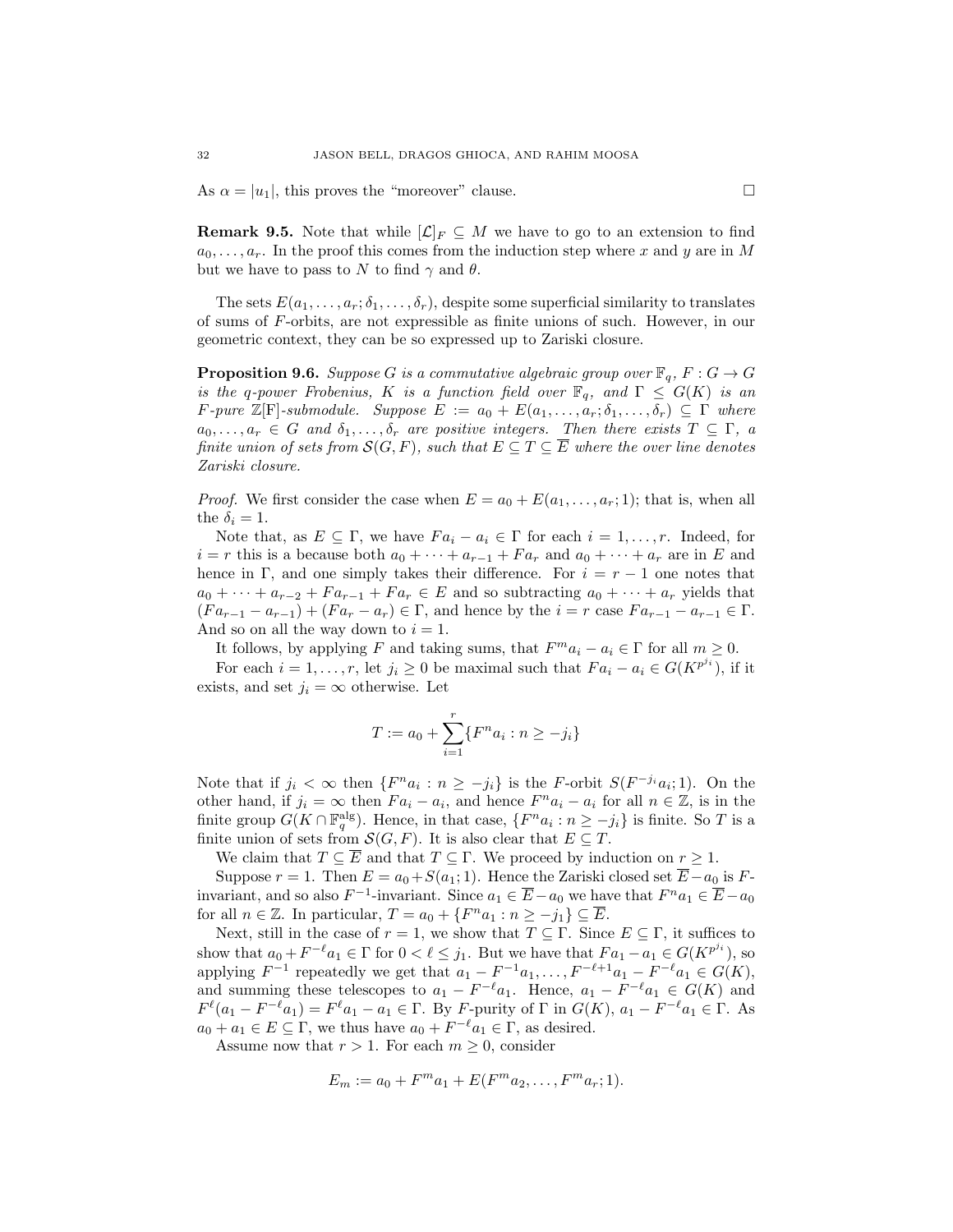As $\alpha = |u_1|$, this proves the "moreover" clause. $\square$

**Remark 9.5.** Note that while $[\mathcal{L}]_F \subseteq M$ we have to go to an extension to find $a_0, \ldots, a_r$. In the proof this comes from the induction step where $x$ and $y$ are in $M$ but we have to pass to $N$ to find $\gamma$ and $\theta$.

The sets $E(a_1, \ldots, a_r; \delta_1, \ldots, \delta_r)$, despite some superficial similarity to translates of sums of $F$-orbits, are not expressible as finite unions of such. However, in our geometric context, they can be so expressed up to Zariski closure.

**Proposition 9.6.** *Suppose $G$ is a commutative algebraic group over $\mathbb{F}_q$, $F : G \to G$ is the $q$-power Frobenius, $K$ is a function field over $\mathbb{F}_q$, and $\Gamma \leq G(K)$ is an $F$-pure $\mathbb{Z}[\mathrm{F}]$-submodule. Suppose $E := a_0 + E(a_1, \ldots, a_r; \delta_1, \ldots, \delta_r) \subseteq \Gamma$ where $a_0, \ldots, a_r \in G$ and $\delta_1, \ldots, \delta_r$ are positive integers. Then there exists $T \subseteq \Gamma$, a finite union of sets from $\mathcal{S}(G, F)$, such that $E \subseteq T \subseteq \overline{E}$ where the over line denotes Zariski closure.*

*Proof.* We first consider the case when $E = a_0 + E(a_1, \ldots, a_r; 1)$; that is, when all the $\delta_i = 1$.

Note that, as $E \subseteq \Gamma$, we have $Fa_i - a_i \in \Gamma$ for each $i = 1, \ldots, r$. Indeed, for $i = r$ this is a because both $a_0 + \cdots + a_{r-1} + Fa_r$ and $a_0 + \cdots + a_r$ are in $E$ and hence in $\Gamma$, and one simply takes their difference. For $i = r-1$ one notes that $a_0 + \cdots + a_{r-2} + Fa_{r-1} + Fa_r \in E$ and so subtracting $a_0 + \cdots + a_r$ yields that $(Fa_{r-1} - a_{r-1}) + (Fa_r - a_r) \in \Gamma$, and hence by the $i = r$ case $Fa_{r-1} - a_{r-1} \in \Gamma$. And so on all the way down to $i = 1$.

It follows, by applying $F$ and taking sums, that $F^m a_i - a_i \in \Gamma$ for all $m \geq 0$.

For each $i = 1, \ldots, r$, let $j_i \geq 0$ be maximal such that $Fa_i - a_i \in G(K^{p^{j_i}})$, if it exists, and set $j_i = \infty$ otherwise. Let

$$T := a_0 + \sum_{i=1}^{r} \{F^n a_i : n \geq -j_i\}$$

Note that if $j_i < \infty$ then $\{F^n a_i : n \geq -j_i\}$ is the $F$-orbit $S(F^{-j_i} a_i; 1)$. On the other hand, if $j_i = \infty$ then $Fa_i - a_i$, and hence $F^n a_i - a_i$ for all $n \in \mathbb{Z}$, is in the finite group $G(K \cap \mathbb{F}_q^{\mathrm{alg}})$. Hence, in that case, $\{F^n a_i : n \geq -j_i\}$ is finite. So $T$ is a finite union of sets from $\mathcal{S}(G, F)$. It is also clear that $E \subseteq T$.

We claim that $T \subseteq \overline{E}$ and that $T \subseteq \Gamma$. We proceed by induction on $r \geq 1$.

Suppose $r = 1$. Then $E = a_0 + S(a_1; 1)$. Hence the Zariski closed set $\overline{E} - a_0$ is $F$-invariant, and so also $F^{-1}$-invariant. Since $a_1 \in \overline{E} - a_0$ we have that $F^n a_1 \in \overline{E} - a_0$ for all $n \in \mathbb{Z}$. In particular, $T = a_0 + \{F^n a_1 : n \geq -j_1\} \subseteq \overline{E}$.

Next, still in the case of $r = 1$, we show that $T \subseteq \Gamma$. Since $E \subseteq \Gamma$, it suffices to show that $a_0 + F^{-\ell} a_1 \in \Gamma$ for $0 < \ell \leq j_1$. But we have that $Fa_1 - a_1 \in G(K^{p^{j_1}})$, so applying $F^{-1}$ repeatedly we get that $a_1 - F^{-1}a_1, \ldots, F^{-\ell+1}a_1 - F^{-\ell}a_1 \in G(K)$, and summing these telescopes to $a_1 - F^{-\ell}a_1$. Hence, $a_1 - F^{-\ell}a_1 \in G(K)$ and $F^\ell(a_1 - F^{-\ell}a_1) = F^\ell a_1 - a_1 \in \Gamma$. By $F$-purity of $\Gamma$ in $G(K)$, $a_1 - F^{-\ell}a_1 \in \Gamma$. As $a_0 + a_1 \in E \subseteq \Gamma$, we thus have $a_0 + F^{-\ell}a_1 \in \Gamma$, as desired.

Assume now that $r > 1$. For each $m \geq 0$, consider

$$E_m := a_0 + F^m a_1 + E(F^m a_2, \ldots, F^m a_r; 1).$$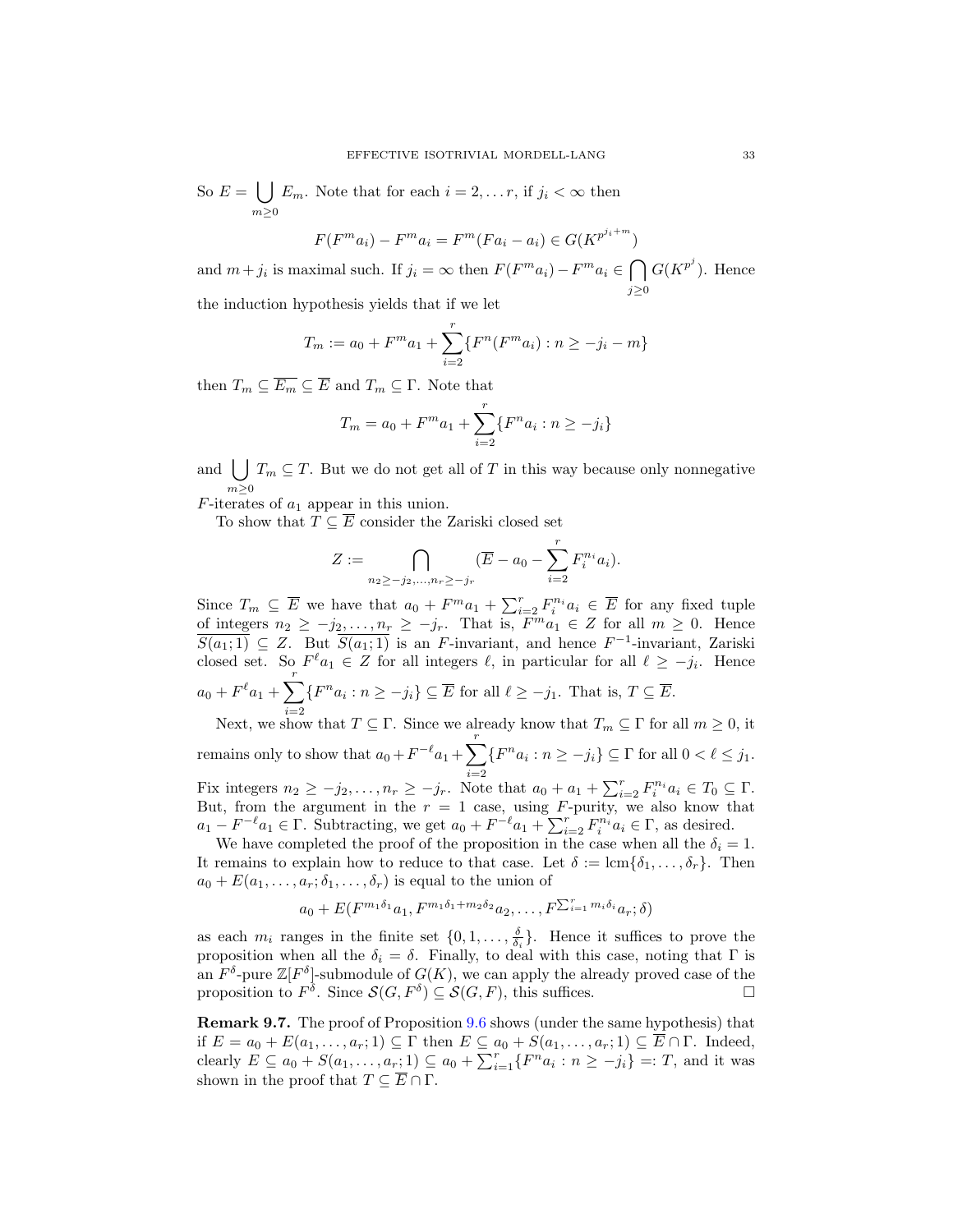So $E = \bigcup_{m\geq 0} E_m$. Note that for each $i = 2, \ldots r$, if $j_i < \infty$ then

$$F(F^m a_i) - F^m a_i = F^m(Fa_i - a_i) \in G(K^{p^{j_i+m}})$$

and $m + j_i$ is maximal such. If $j_i = \infty$ then $F(F^m a_i) - F^m a_i \in \bigcap_{j\geq 0} G(K^{p^j})$. Hence the induction hypothesis yields that if we let

$$T_m := a_0 + F^m a_1 + \sum_{i=2}^{r} \{F^n(F^m a_i) : n \geq -j_i - m\}$$

then $T_m \subseteq \overline{E_m} \subseteq \overline{E}$ and $T_m \subseteq \Gamma$. Note that

$$T_m = a_0 + F^m a_1 + \sum_{i=2}^{r} \{F^n a_i : n \geq -j_i\}$$

and $\bigcup_{m\geq 0} T_m \subseteq T$. But we do not get all of $T$ in this way because only nonnegative $F$-iterates of $a_1$ appear in this union.

To show that $T \subseteq \overline{E}$ consider the Zariski closed set

$$Z := \bigcap_{n_2 \geq -j_2, \ldots, n_r \geq -j_r} (\overline{E} - a_0 - \sum_{i=2}^{r} F_i^{n_i} a_i).$$

Since $T_m \subseteq \overline{E}$ we have that $a_0 + F^m a_1 + \sum_{i=2}^{r} F_i^{n_i} a_i \in \overline{E}$ for any fixed tuple of integers $n_2 \geq -j_2, \ldots, n_r \geq -j_r$. That is, $F^m a_1 \in Z$ for all $m \geq 0$. Hence $\overline{S(a_1; 1)} \subseteq Z$. But $\overline{S(a_1; 1)}$ is an $F$-invariant, and hence $F^{-1}$-invariant, Zariski closed set. So $F^\ell a_1 \in Z$ for all integers $\ell$, in particular for all $\ell \geq -j_i$. Hence $a_0 + F^\ell a_1 + \sum_{i=2}^{r} \{F^n a_i : n \geq -j_i\} \subseteq \overline{E}$ for all $\ell \geq -j_1$. That is, $T \subseteq \overline{E}$.

Next, we show that $T \subseteq \Gamma$. Since we already know that $T_m \subseteq \Gamma$ for all $m \geq 0$, it remains only to show that $a_0 + F^{-\ell} a_1 + \sum_{i=2}^{r} \{F^n a_i : n \geq -j_i\} \subseteq \Gamma$ for all $0 < \ell \leq j_1$. Fix integers $n_2 \geq -j_2, \ldots, n_r \geq -j_r$. Note that $a_0 + a_1 + \sum_{i=2}^{r} F_i^{n_i} a_i \in T_0 \subseteq \Gamma$. But, from the argument in the $r = 1$ case, using $F$-purity, we also know that $a_1 - F^{-\ell} a_1 \in \Gamma$. Subtracting, we get $a_0 + F^{-\ell} a_1 + \sum_{i=2}^{r} F_i^{n_i} a_i \in \Gamma$, as desired.

We have completed the proof of the proposition in the case when all the $\delta_i = 1$. It remains to explain how to reduce to that case. Let $\delta := \operatorname{lcm}\{\delta_1, \ldots, \delta_r\}$. Then $a_0 + E(a_1, \ldots, a_r; \delta_1, \ldots, \delta_r)$ is equal to the union of

$$a_0 + E(F^{m_1\delta_1} a_1, F^{m_1\delta_1 + m_2\delta_2} a_2, \ldots, F^{\sum_{i=1}^{r} m_i\delta_i} a_r; \delta)$$

as each $m_i$ ranges in the finite set $\{0, 1, \ldots, \frac{\delta}{\delta_i}\}$. Hence it suffices to prove the proposition when all the $\delta_i = \delta$. Finally, to deal with this case, noting that $\Gamma$ is an $F^\delta$-pure $\mathbb{Z}[F^\delta]$-submodule of $G(K)$, we can apply the already proved case of the proposition to $F^\delta$. Since $\mathcal{S}(G, F^\delta) \subseteq \mathcal{S}(G, F)$, this suffices. $\square$

**Remark 9.7.** The proof of Proposition 9.6 shows (under the same hypothesis) that if $E = a_0 + E(a_1, \ldots, a_r; 1) \subseteq \Gamma$ then $E \subseteq a_0 + S(a_1, \ldots, a_r; 1) \subseteq \overline{E} \cap \Gamma$. Indeed, clearly $E \subseteq a_0 + S(a_1, \ldots, a_r; 1) \subseteq a_0 + \sum_{i=1}^{r} \{F^n a_i : n \geq -j_i\} =: T$, and it was shown in the proof that $T \subseteq \overline{E} \cap \Gamma$.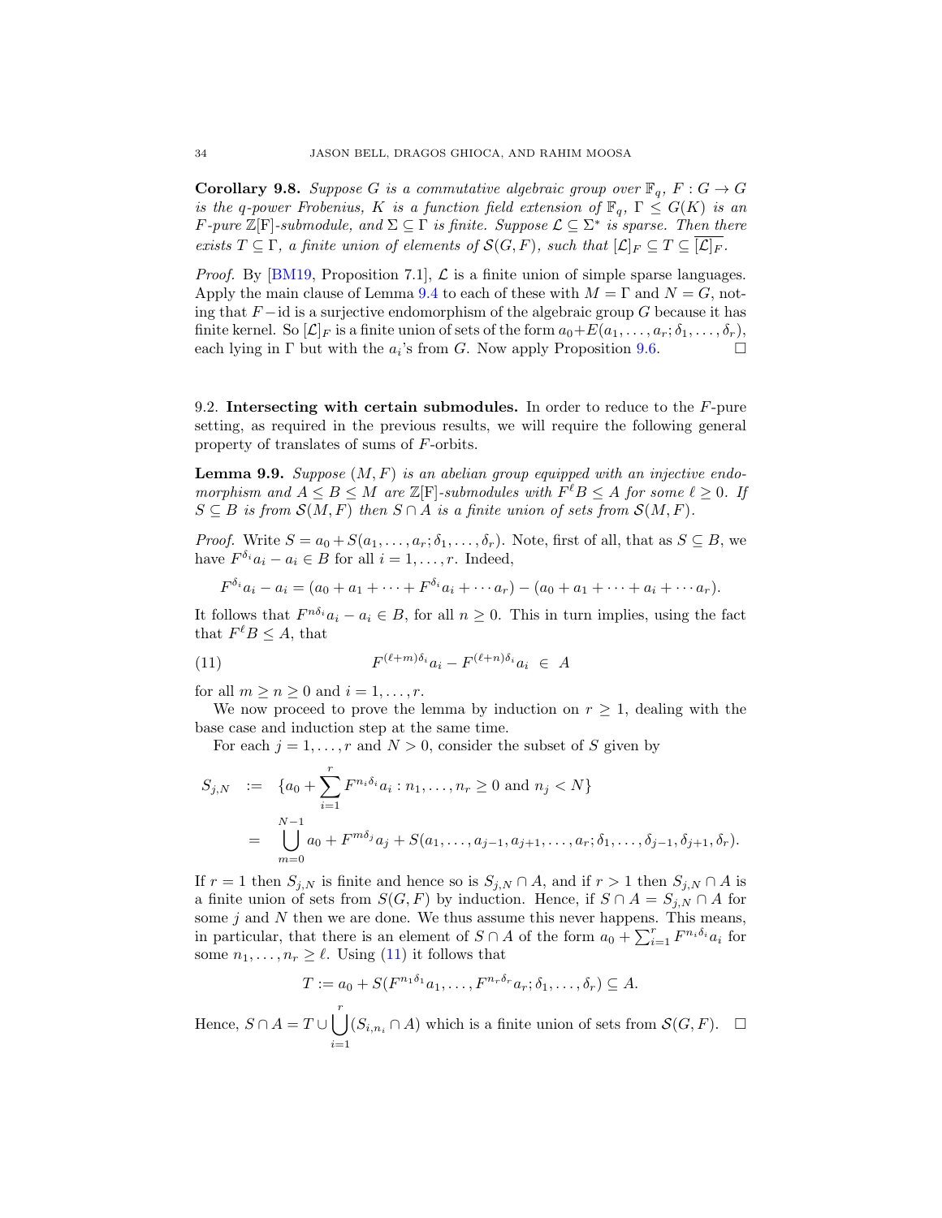**Corollary 9.8.** *Suppose $G$ is a commutative algebraic group over $\mathbb{F}_q$, $F : G \to G$ is the $q$-power Frobenius, $K$ is a function field extension of $\mathbb{F}_q$, $\Gamma \le G(K)$ is an $F$-pure $\mathbb{Z}[\mathrm{F}]$-submodule, and $\Sigma \subseteq \Gamma$ is finite. Suppose $\mathcal{L} \subseteq \Sigma^*$ is sparse. Then there exists $T \subseteq \Gamma$, a finite union of elements of $\mathcal{S}(G, F)$, such that $[\mathcal{L}]_F \subseteq T \subseteq \overline{[\mathcal{L}]_F}$.*

*Proof.* By [BM19, Proposition 7.1], $\mathcal{L}$ is a finite union of simple sparse languages. Apply the main clause of Lemma 9.4 to each of these with $M = \Gamma$ and $N = G$, noting that $F - \mathrm{id}$ is a surjective endomorphism of the algebraic group $G$ because it has finite kernel. So $[\mathcal{L}]_F$ is a finite union of sets of the form $a_0 + E(a_1, \dots, a_r; \delta_1, \dots, \delta_r)$, each lying in $\Gamma$ but with the $a_i$'s from $G$. Now apply Proposition 9.6. $\square$

## 9.2. Intersecting with certain submodules.

In order to reduce to the $F$-pure setting, as required in the previous results, we will require the following general property of translates of sums of $F$-orbits.

**Lemma 9.9.** *Suppose $(M, F)$ is an abelian group equipped with an injective endomorphism and $A \le B \le M$ are $\mathbb{Z}[\mathrm{F}]$-submodules with $F^\ell B \le A$ for some $\ell \ge 0$. If $S \subseteq B$ is from $\mathcal{S}(M, F)$ then $S \cap A$ is a finite union of sets from $\mathcal{S}(M, F)$.*

*Proof.* Write $S = a_0 + S(a_1, \dots, a_r; \delta_1, \dots, \delta_r)$. Note, first of all, that as $S \subseteq B$, we have $F^{\delta_i} a_i - a_i \in B$ for all $i = 1, \dots, r$. Indeed,

$$F^{\delta_i} a_i - a_i = (a_0 + a_1 + \cdots + F^{\delta_i} a_i + \cdots a_r) - (a_0 + a_1 + \cdots + a_i + \cdots a_r).$$

It follows that $F^{n\delta_i} a_i - a_i \in B$, for all $n \ge 0$. This in turn implies, using the fact that $F^\ell B \le A$, that

$$F^{(\ell+m)\delta_i} a_i - F^{(\ell+n)\delta_i} a_i \in A \tag{11}$$

for all $m \ge n \ge 0$ and $i = 1, \dots, r$.

We now proceed to prove the lemma by induction on $r \ge 1$, dealing with the base case and induction step at the same time.

For each $j = 1, \dots, r$ and $N > 0$, consider the subset of $S$ given by

$$\begin{aligned} S_{j,N} &:= \{a_0 + \sum_{i=1}^r F^{n_i \delta_i} a_i : n_1, \dots, n_r \ge 0 \text{ and } n_j < N\} \\ &= \bigcup_{m=0}^{N-1} a_0 + F^{m\delta_j} a_j + S(a_1, \dots, a_{j-1}, a_{j+1}, \dots, a_r; \delta_1, \dots, \delta_{j-1}, \delta_{j+1}, \delta_r). \end{aligned}$$

If $r = 1$ then $S_{j,N}$ is finite and hence so is $S_{j,N} \cap A$, and if $r > 1$ then $S_{j,N} \cap A$ is a finite union of sets from $S(G, F)$ by induction. Hence, if $S \cap A = S_{j,N} \cap A$ for some $j$ and $N$ then we are done. We thus assume this never happens. This means, in particular, that there is an element of $S \cap A$ of the form $a_0 + \sum_{i=1}^r F^{n_i \delta_i} a_i$ for some $n_1, \dots, n_r \ge \ell$. Using (11) it follows that

$$T := a_0 + S(F^{n_1 \delta_1} a_1, \dots, F^{n_r \delta_r} a_r; \delta_1, \dots, \delta_r) \subseteq A.$$

Hence, $S \cap A = T \cup \bigcup_{i=1}^r (S_{i,n_i} \cap A)$ which is a finite union of sets from $\mathcal{S}(G, F)$. $\square$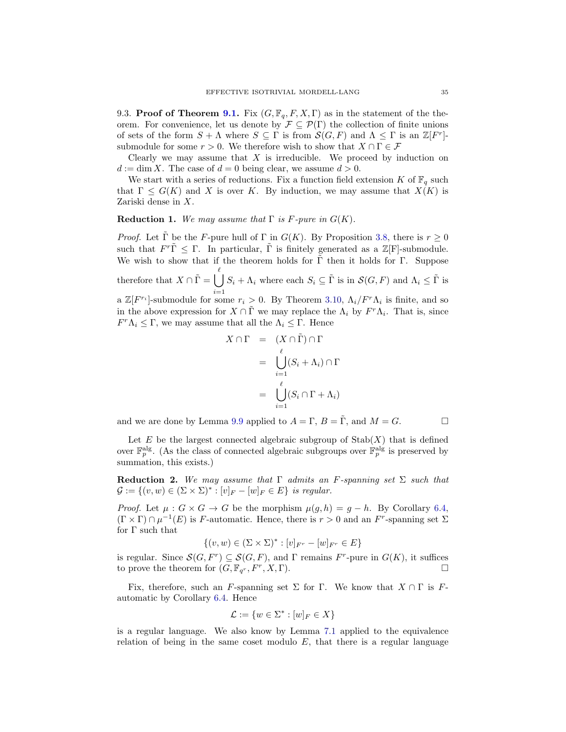9.3. **Proof of Theorem 9.1.** Fix $(G, \mathbb{F}_q, F, X, \Gamma)$ as in the statement of the theorem. For convenience, let us denote by $\mathcal{F} \subseteq \mathcal{P}(\Gamma)$ the collection of finite unions of sets of the form $S + \Lambda$ where $S \subseteq \Gamma$ is from $\mathcal{S}(G, F)$ and $\Lambda \leq \Gamma$ is an $\mathbb{Z}[F^r]$-submodule for some $r > 0$. We therefore wish to show that $X \cap \Gamma \in \mathcal{F}$

Clearly we may assume that $X$ is irreducible. We proceed by induction on $d := \dim X$. The case of $d = 0$ being clear, we assume $d > 0$.

We start with a series of reductions. Fix a function field extension $K$ of $\mathbb{F}_q$ such that $\Gamma \leq G(K)$ and $X$ is over $K$. By induction, we may assume that $X(K)$ is Zariski dense in $X$.

**Reduction 1.** *We may assume that $\Gamma$ is $F$-pure in $G(K)$.*

*Proof.* Let $\tilde{\Gamma}$ be the $F$-pure hull of $\Gamma$ in $G(K)$. By Proposition 3.8, there is $r \geq 0$ such that $F^r\tilde{\Gamma} \leq \Gamma$. In particular, $\tilde{\Gamma}$ is finitely generated as a $\mathbb{Z}$[F]-submodule. We wish to show that if the theorem holds for $\tilde{\Gamma}$ then it holds for $\Gamma$. Suppose therefore that $X \cap \tilde{\Gamma} = \bigcup_{i=1}^{\ell} S_i + \Lambda_i$ where each $S_i \subseteq \tilde{\Gamma}$ is in $\mathcal{S}(G, F)$ and $\Lambda_i \leq \tilde{\Gamma}$ is a $\mathbb{Z}[F^{r_i}]$-submodule for some $r_i > 0$. By Theorem 3.10, $\Lambda_i / F^r\Lambda_i$ is finite, and so in the above expression for $X \cap \tilde{\Gamma}$ we may replace the $\Lambda_i$ by $F^r\Lambda_i$. That is, since $F^r\Lambda_i \leq \Gamma$, we may assume that all the $\Lambda_i \leq \Gamma$. Hence

$$
\begin{aligned}
X \cap \Gamma &= (X \cap \tilde{\Gamma}) \cap \Gamma \\
&= \bigcup_{i=1}^{\ell} (S_i + \Lambda_i) \cap \Gamma \\
&= \bigcup_{i=1}^{\ell} (S_i \cap \Gamma + \Lambda_i)
\end{aligned}
$$

and we are done by Lemma 9.9 applied to $A = \Gamma$, $B = \tilde{\Gamma}$, and $M = G$. $\square$

Let $E$ be the largest connected algebraic subgroup of $\mathrm{Stab}(X)$ that is defined over $\mathbb{F}_p^{\mathrm{alg}}$. (As the class of connected algebraic subgroups over $\mathbb{F}_p^{\mathrm{alg}}$ is preserved by summation, this exists.)

**Reduction 2.** *We may assume that $\Gamma$ admits an $F$-spanning set $\Sigma$ such that $\mathcal{G} := \{(v, w) \in (\Sigma \times \Sigma)^* : [v]_F - [w]_F \in E\}$ is regular.*

*Proof.* Let $\mu : G \times G \to G$ be the morphism $\mu(g, h) = g - h$. By Corollary 6.4, $(\Gamma \times \Gamma) \cap \mu^{-1}(E)$ is $F$-automatic. Hence, there is $r > 0$ and an $F^r$-spanning set $\Sigma$ for $\Gamma$ such that

$$\{(v, w) \in (\Sigma \times \Sigma)^* : [v]_{F^r} - [w]_{F^r} \in E\}$$

is regular. Since $\mathcal{S}(G, F^r) \subseteq \mathcal{S}(G, F)$, and $\Gamma$ remains $F^r$-pure in $G(K)$, it suffices to prove the theorem for $(G, \mathbb{F}_{q^r}, F^r, X, \Gamma)$. $\square$

Fix, therefore, such an $F$-spanning set $\Sigma$ for $\Gamma$. We know that $X \cap \Gamma$ is $F$-automatic by Corollary 6.4. Hence

$$\mathcal{L} := \{w \in \Sigma^* : [w]_F \in X\}$$

is a regular language. We also know by Lemma 7.1 applied to the equivalence relation of being in the same coset modulo $E$, that there is a regular language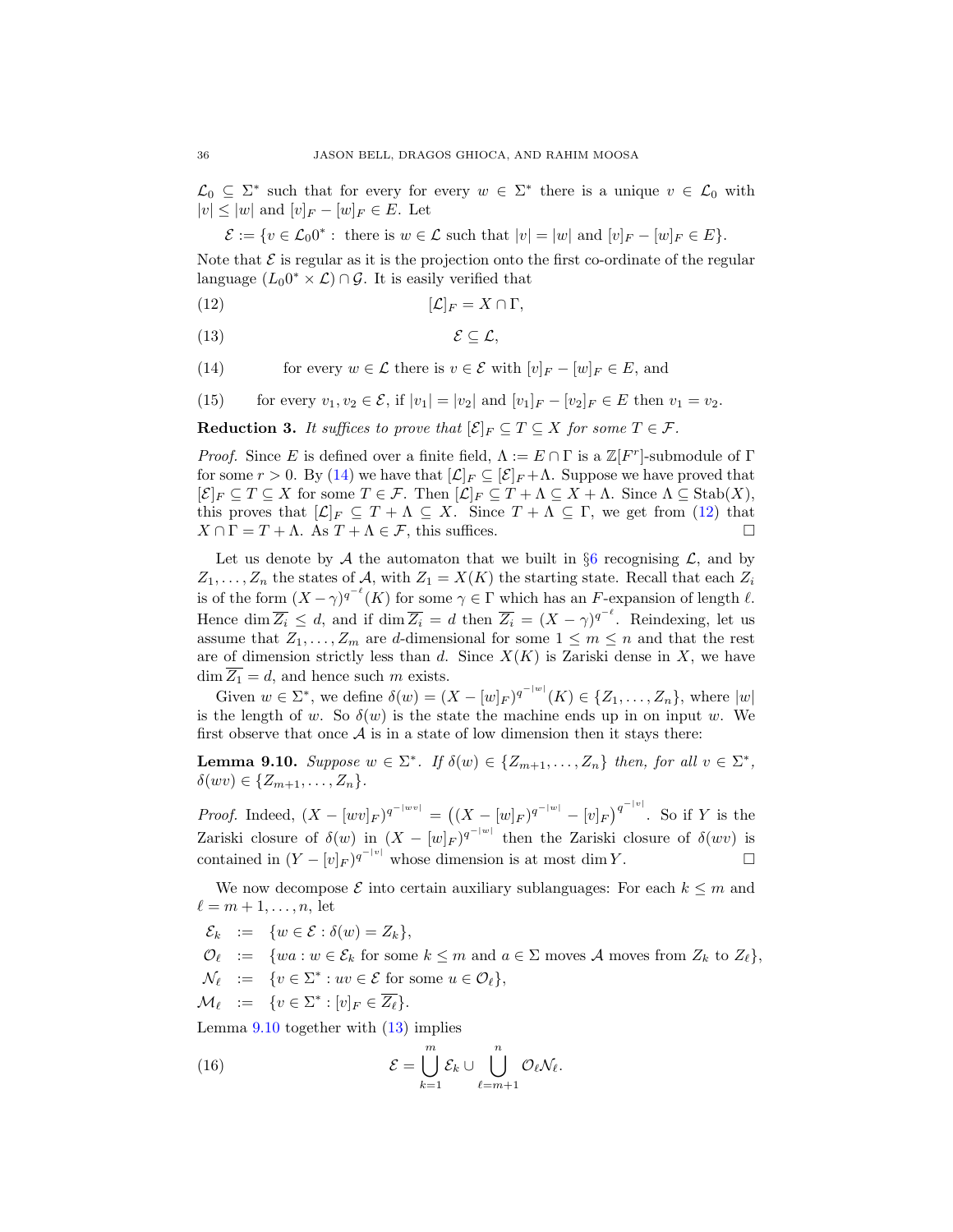$\mathcal{L}_0 \subseteq \Sigma^*$ such that for every for every $w \in \Sigma^*$ there is a unique $v \in \mathcal{L}_0$ with $|v| \leq |w|$ and $[v]_F - [w]_F \in E$. Let

$$\mathcal{E} := \{v \in \mathcal{L}_0 0^* : \text{ there is } w \in \mathcal{L} \text{ such that } |v| = |w| \text{ and } [v]_F - [w]_F \in E\}.$$

Note that $\mathcal{E}$ is regular as it is the projection onto the first co-ordinate of the regular language $(L_0 0^* \times \mathcal{L}) \cap \mathcal{G}$. It is easily verified that

$$[\mathcal{L}]_F = X \cap \Gamma, \tag{12}$$

$$\mathcal{E} \subseteq \mathcal{L}, \tag{13}$$

$$\text{for every } w \in \mathcal{L} \text{ there is } v \in \mathcal{E} \text{ with } [v]_F - [w]_F \in E, \text{ and} \tag{14}$$

$$\text{for every } v_1, v_2 \in \mathcal{E}, \text{ if } |v_1| = |v_2| \text{ and } [v_1]_F - [v_2]_F \in E \text{ then } v_1 = v_2. \tag{15}$$

**Reduction 3.** *It suffices to prove that $[\mathcal{E}]_F \subseteq T \subseteq X$ for some $T \in \mathcal{F}$.*

*Proof.* Since $E$ is defined over a finite field, $\Lambda := E \cap \Gamma$ is a $\mathbb{Z}[F^r]$-submodule of $\Gamma$ for some $r > 0$. By (14) we have that $[\mathcal{L}]_F \subseteq [\mathcal{E}]_F + \Lambda$. Suppose we have proved that $[\mathcal{E}]_F \subseteq T \subseteq X$ for some $T \in \mathcal{F}$. Then $[\mathcal{L}]_F \subseteq T + \Lambda \subseteq X + \Lambda$. Since $\Lambda \subseteq \mathrm{Stab}(X)$, this proves that $[\mathcal{L}]_F \subseteq T + \Lambda \subseteq X$. Since $T + \Lambda \subseteq \Gamma$, we get from (12) that $X \cap \Gamma = T + \Lambda$. As $T + \Lambda \in \mathcal{F}$, this suffices. $\square$

Let us denote by $\mathcal{A}$ the automaton that we built in §6 recognising $\mathcal{L}$, and by $Z_1, \ldots, Z_n$ the states of $\mathcal{A}$, with $Z_1 = X(K)$ the starting state. Recall that each $Z_i$ is of the form $(X - \gamma)^{q^{-\ell}}(K)$ for some $\gamma \in \Gamma$ which has an $F$-expansion of length $\ell$. Hence $\dim \overline{Z_i} \leq d$, and if $\dim \overline{Z_i} = d$ then $\overline{Z_i} = (X - \gamma)^{q^{-\ell}}$. Reindexing, let us assume that $Z_1, \ldots, Z_m$ are $d$-dimensional for some $1 \leq m \leq n$ and that the rest are of dimension strictly less than $d$. Since $X(K)$ is Zariski dense in $X$, we have $\dim \overline{Z_1} = d$, and hence such $m$ exists.

Given $w \in \Sigma^*$, we define $\delta(w) = (X - [w]_F)^{q^{-|w|}}(K) \in \{Z_1, \ldots, Z_n\}$, where $|w|$ is the length of $w$. So $\delta(w)$ is the state the machine ends up in on input $w$. We first observe that once $\mathcal{A}$ is in a state of low dimension then it stays there:

**Lemma 9.10.** *Suppose $w \in \Sigma^*$. If $\delta(w) \in \{Z_{m+1}, \ldots, Z_n\}$ then, for all $v \in \Sigma^*$, $\delta(wv) \in \{Z_{m+1}, \ldots, Z_n\}$.*

*Proof.* Indeed, $(X - [wv]_F)^{q^{-|wv|}} = \left((X - [w]_F)^{q^{-|w|}} - [v]_F\right)^{q^{-|v|}}$. So if $Y$ is the Zariski closure of $\delta(w)$ in $(X - [w]_F)^{q^{-|w|}}$ then the Zariski closure of $\delta(wv)$ is contained in $(Y - [v]_F)^{q^{-|v|}}$ whose dimension is at most $\dim Y$. $\square$

We now decompose $\mathcal{E}$ into certain auxiliary sublanguages: For each $k \leq m$ and $\ell = m+1, \ldots, n$, let

$$\begin{aligned}
\mathcal{E}_k &:= \{w \in \mathcal{E} : \delta(w) = Z_k\},\\
\mathcal{O}_\ell &:= \{wa : w \in \mathcal{E}_k \text{ for some } k \leq m \text{ and } a \in \Sigma \text{ moves } \mathcal{A} \text{ moves from } Z_k \text{ to } Z_\ell\},\\
\mathcal{N}_\ell &:= \{v \in \Sigma^* : uv \in \mathcal{E} \text{ for some } u \in \mathcal{O}_\ell\},\\
\mathcal{M}_\ell &:= \{v \in \Sigma^* : [v]_F \in \overline{Z_\ell}\}.
\end{aligned}$$

Lemma 9.10 together with (13) implies

$$\mathcal{E} = \bigcup_{k=1}^{m} \mathcal{E}_k \cup \bigcup_{\ell=m+1}^{n} \mathcal{O}_\ell \mathcal{N}_\ell. \tag{16}$$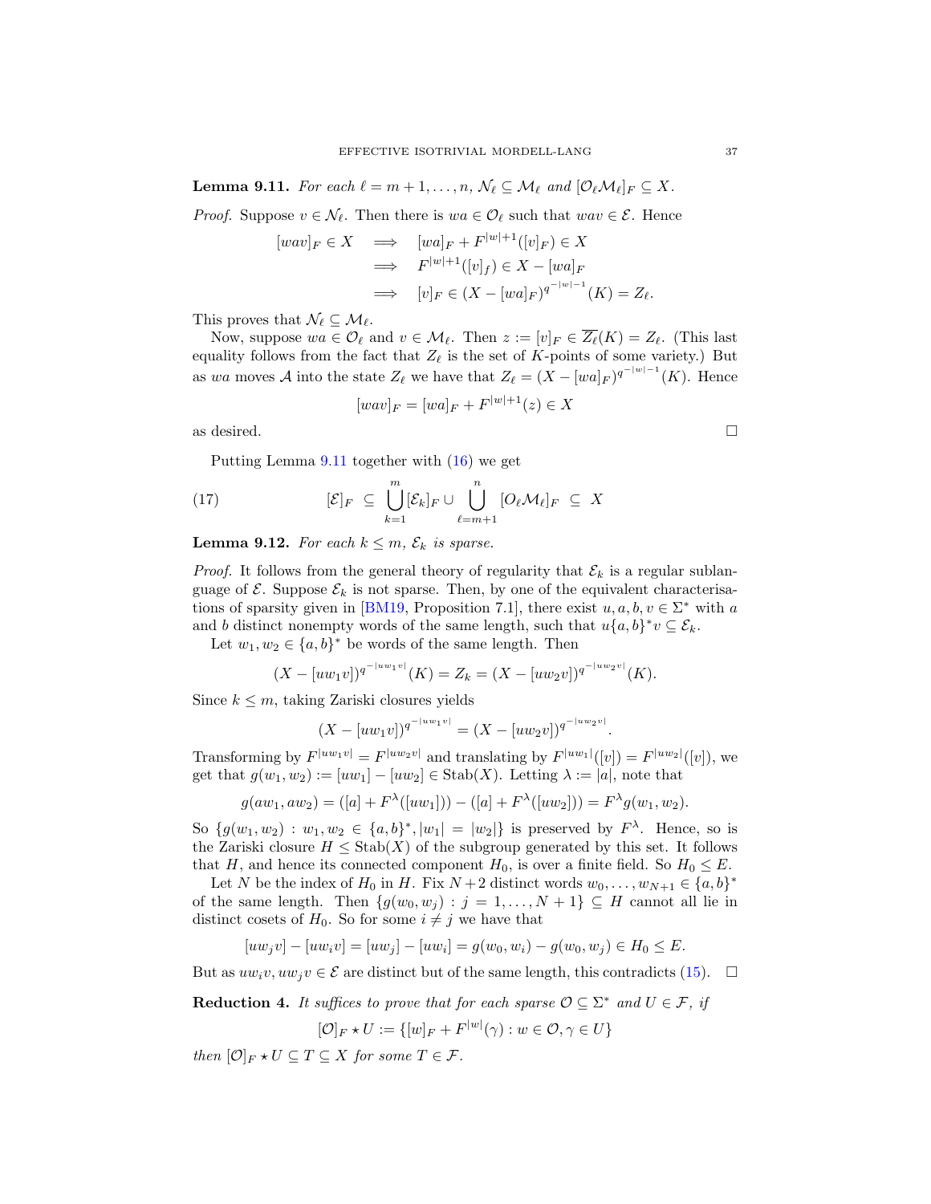**Lemma 9.11.** *For each $\ell = m+1, \ldots, n$, $\mathcal{N}_\ell \subseteq \mathcal{M}_\ell$ and $[\mathcal{O}_\ell \mathcal{M}_\ell]_F \subseteq X$.*

*Proof.* Suppose $v \in \mathcal{N}_\ell$. Then there is $wa \in \mathcal{O}_\ell$ such that $wav \in \mathcal{E}$. Hence

$$
\begin{aligned}
[wav]_F \in X \quad &\implies \quad [wa]_F + F^{|w|+1}([v]_F) \in X \\
&\implies \quad F^{|w|+1}([v]_f) \in X - [wa]_F \\
&\implies \quad [v]_F \in (X - [wa]_F)^{q^{-|w|-1}}(K) = Z_\ell.
\end{aligned}
$$

This proves that $\mathcal{N}_\ell \subseteq \mathcal{M}_\ell$.

Now, suppose $wa \in \mathcal{O}_\ell$ and $v \in \mathcal{M}_\ell$. Then $z := [v]_F \in \overline{Z_\ell}(K) = Z_\ell$. (This last equality follows from the fact that $Z_\ell$ is the set of $K$-points of some variety.) But as $wa$ moves $\mathcal{A}$ into the state $Z_\ell$ we have that $Z_\ell = (X - [wa]_F)^{q^{-|w|-1}}(K)$. Hence

$$[wav]_F = [wa]_F + F^{|w|+1}(z) \in X$$

as desired. $\square$

Putting Lemma 9.11 together with (16) we get

$$
[\mathcal{E}]_F \ \subseteq \ \bigcup_{k=1}^{m} [\mathcal{E}_k]_F \cup \bigcup_{\ell=m+1}^{n} [O_\ell \mathcal{M}_\ell]_F \ \subseteq \ X \tag{17}
$$

**Lemma 9.12.** *For each $k \leq m$, $\mathcal{E}_k$ is sparse.*

*Proof.* It follows from the general theory of regularity that $\mathcal{E}_k$ is a regular sublanguage of $\mathcal{E}$. Suppose $\mathcal{E}_k$ is not sparse. Then, by one of the equivalent characterisations of sparsity given in [BM19, Proposition 7.1], there exist $u, a, b, v \in \Sigma^*$ with $a$ and $b$ distinct nonempty words of the same length, such that $u\{a,b\}^*v \subseteq \mathcal{E}_k$.

Let $w_1, w_2 \in \{a,b\}^*$ be words of the same length. Then

$$(X - [uw_1v])^{q^{-|uw_1v|}}(K) = Z_k = (X - [uw_2v])^{q^{-|uw_2v|}}(K).$$

Since $k \leq m$, taking Zariski closures yields

$$(X - [uw_1v])^{q^{-|uw_1v|}} = (X - [uw_2v])^{q^{-|uw_2v|}}.$$

Transforming by $F^{|uw_1v|} = F^{|uw_2v|}$ and translating by $F^{|uw_1|}([v]) = F^{|uw_2|}([v])$, we get that $g(w_1, w_2) := [uw_1] - [uw_2] \in \operatorname{Stab}(X)$. Letting $\lambda := |a|$, note that

$$g(aw_1, aw_2) = ([a] + F^\lambda([uw_1])) - ([a] + F^\lambda([uw_2])) = F^\lambda g(w_1, w_2).$$

So $\{g(w_1, w_2) : w_1, w_2 \in \{a,b\}^*, |w_1| = |w_2|\}$ is preserved by $F^\lambda$. Hence, so is the Zariski closure $H \leq \operatorname{Stab}(X)$ of the subgroup generated by this set. It follows that $H$, and hence its connected component $H_0$, is over a finite field. So $H_0 \leq E$.

Let $N$ be the index of $H_0$ in $H$. Fix $N+2$ distinct words $w_0, \ldots, w_{N+1} \in \{a,b\}^*$ of the same length. Then $\{g(w_0, w_j) : j = 1, \ldots, N+1\} \subseteq H$ cannot all lie in distinct cosets of $H_0$. So for some $i \neq j$ we have that

$$[uw_jv] - [uw_iv] = [uw_j] - [uw_i] = g(w_0, w_i) - g(w_0, w_j) \in H_0 \leq E.$$

But as $uw_iv, uw_jv \in \mathcal{E}$ are distinct but of the same length, this contradicts (15). $\square$

**Reduction 4.** *It suffices to prove that for each sparse $\mathcal{O} \subseteq \Sigma^*$ and $U \in \mathcal{F}$, if*

$$[\mathcal{O}]_F \star U := \{[w]_F + F^{|w|}(\gamma) : w \in \mathcal{O}, \gamma \in U\}$$

*then $[\mathcal{O}]_F \star U \subseteq T \subseteq X$ for some $T \in \mathcal{F}$.*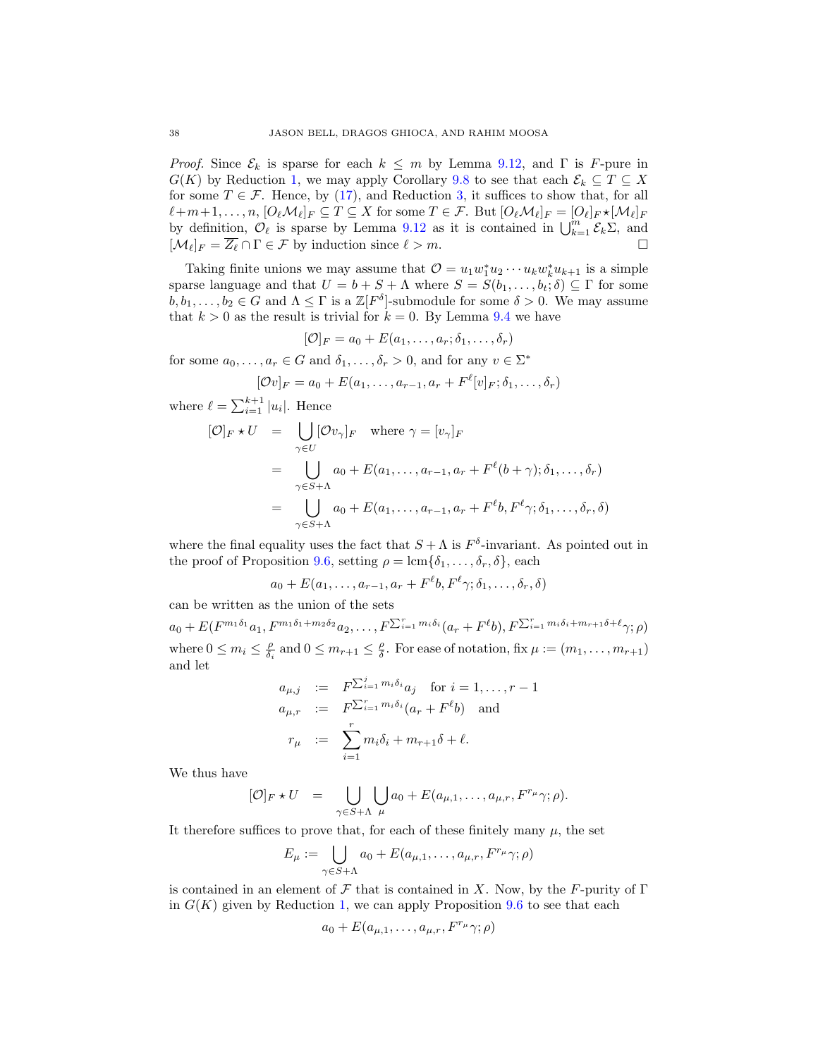*Proof.* Since $\mathcal{E}_k$ is sparse for each $k \leq m$ by Lemma 9.12, and $\Gamma$ is $F$-pure in $G(K)$ by Reduction 1, we may apply Corollary 9.8 to see that each $\mathcal{E}_k \subseteq T \subseteq X$ for some $T \in \mathcal{F}$. Hence, by (17), and Reduction 3, it suffices to show that, for all $\ell + m+1, \ldots, n$, $[O_\ell \mathcal{M}_\ell]_F \subseteq T \subseteq X$ for some $T \in \mathcal{F}$. But $[O_\ell \mathcal{M}_\ell]_F = [O_\ell]_F \star [\mathcal{M}_\ell]_F$ by definition, $\mathcal{O}_\ell$ is sparse by Lemma 9.12 as it is contained in $\bigcup_{k=1}^m \mathcal{E}_k \Sigma$, and $[\mathcal{M}_\ell]_F = \overline{Z_\ell} \cap \Gamma \in \mathcal{F}$ by induction since $\ell > m$. $\square$

Taking finite unions we may assume that $\mathcal{O} = u_1 w_1^* u_2 \cdots u_k w_k^* u_{k+1}$ is a simple sparse language and that $U = b + S + \Lambda$ where $S = S(b_1, \ldots, b_t; \delta) \subseteq \Gamma$ for some $b, b_1, \ldots, b_2 \in G$ and $\Lambda \leq \Gamma$ is a $\mathbb{Z}[F^\delta]$-submodule for some $\delta > 0$. We may assume that $k > 0$ as the result is trivial for $k = 0$. By Lemma 9.4 we have

$$[\mathcal{O}]_F = a_0 + E(a_1, \ldots, a_r; \delta_1, \ldots, \delta_r)$$

for some $a_0, \ldots, a_r \in G$ and $\delta_1, \ldots, \delta_r > 0$, and for any $v \in \Sigma^*$

$$[\mathcal{O}v]_F = a_0 + E(a_1, \ldots, a_{r-1}, a_r + F^\ell [v]_F; \delta_1, \ldots, \delta_r)$$

where $\ell = \sum_{i=1}^{k+1} |u_i|$. Hence

$$\begin{aligned}
[\mathcal{O}]_F \star U &= \bigcup_{\gamma \in U} [\mathcal{O} v_\gamma]_F \quad \text{where } \gamma = [v_\gamma]_F \\
&= \bigcup_{\gamma \in S+\Lambda} a_0 + E(a_1, \ldots, a_{r-1}, a_r + F^\ell(b+\gamma); \delta_1, \ldots, \delta_r) \\
&= \bigcup_{\gamma \in S+\Lambda} a_0 + E(a_1, \ldots, a_{r-1}, a_r + F^\ell b, F^\ell \gamma; \delta_1, \ldots, \delta_r, \delta)
\end{aligned}$$

where the final equality uses the fact that $S + \Lambda$ is $F^\delta$-invariant. As pointed out in the proof of Proposition 9.6, setting $\rho = \operatorname{lcm}\{\delta_1, \ldots, \delta_r, \delta\}$, each

$$a_0 + E(a_1, \ldots, a_{r-1}, a_r + F^\ell b, F^\ell \gamma; \delta_1, \ldots, \delta_r, \delta)$$

can be written as the union of the sets

$$a_0 + E(F^{m_1\delta_1} a_1, F^{m_1\delta_1 + m_2\delta_2} a_2, \ldots, F^{\sum_{i=1}^r m_i\delta_i}(a_r + F^\ell b), F^{\sum_{i=1}^r m_i\delta_i + m_{r+1}\delta + \ell}\gamma; \rho)$$

where $0 \leq m_i \leq \frac{\rho}{\delta_i}$ and $0 \leq m_{r+1} \leq \frac{\rho}{\delta}$. For ease of notation, fix $\mu := (m_1, \ldots, m_{r+1})$ and let

$$\begin{aligned}
a_{\mu,j} &:= F^{\sum_{i=1}^j m_i\delta_i} a_j \quad \text{for } i = 1, \ldots, r-1 \\
a_{\mu,r} &:= F^{\sum_{i=1}^r m_i\delta_i}(a_r + F^\ell b) \quad \text{and} \\
r_\mu &:= \sum_{i=1}^r m_i\delta_i + m_{r+1}\delta + \ell.
\end{aligned}$$

We thus have

$$[\mathcal{O}]_F \star U = \bigcup_{\gamma \in S+\Lambda} \bigcup_\mu a_0 + E(a_{\mu,1}, \ldots, a_{\mu,r}, F^{r_\mu}\gamma; \rho).$$

It therefore suffices to prove that, for each of these finitely many $\mu$, the set

$$E_\mu := \bigcup_{\gamma \in S+\Lambda} a_0 + E(a_{\mu,1}, \ldots, a_{\mu,r}, F^{r_\mu}\gamma; \rho)$$

is contained in an element of $\mathcal{F}$ that is contained in $X$. Now, by the $F$-purity of $\Gamma$ in $G(K)$ given by Reduction 1, we can apply Proposition 9.6 to see that each

$$a_0 + E(a_{\mu,1}, \ldots, a_{\mu,r}, F^{r_\mu}\gamma; \rho)$$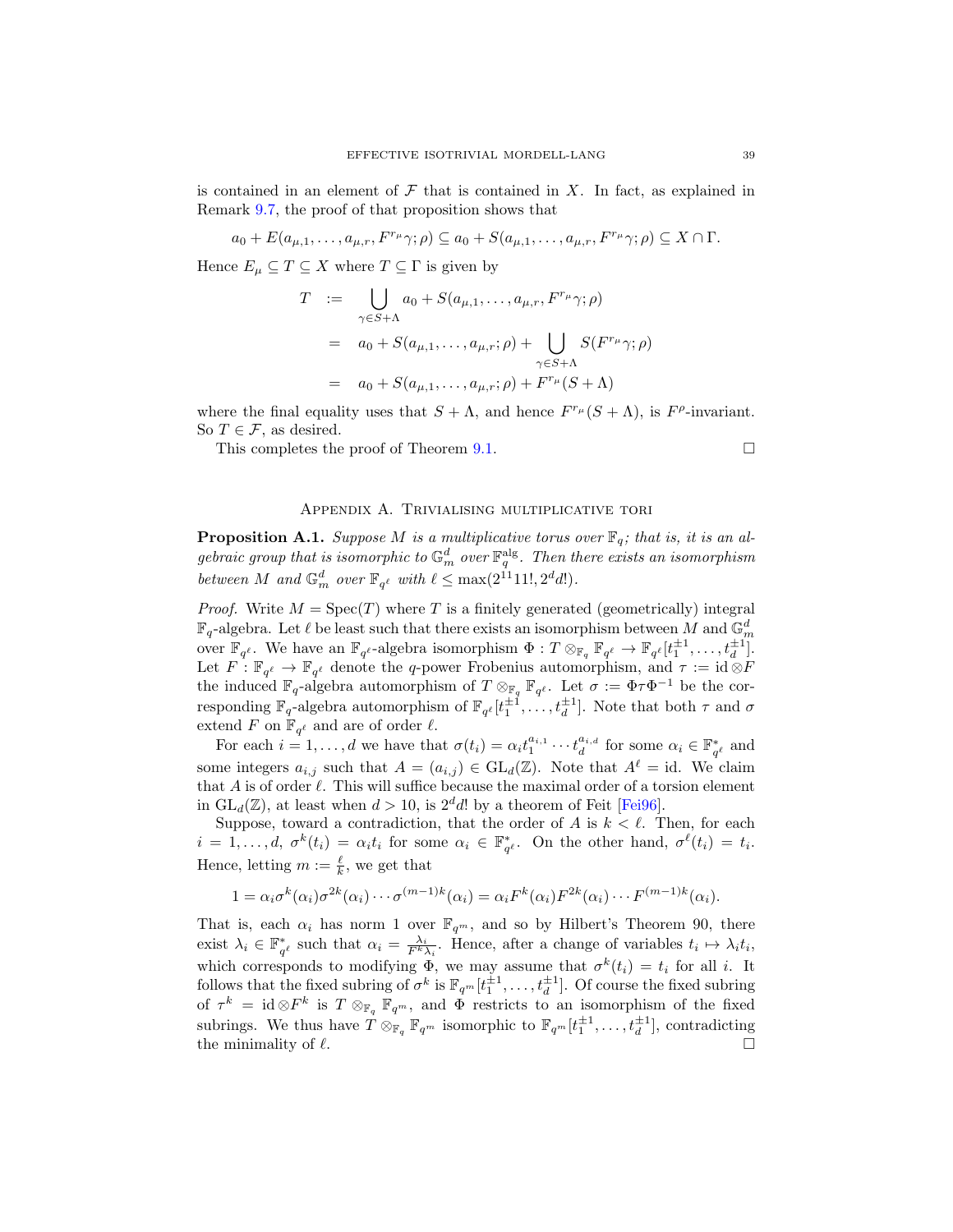is contained in an element of $\mathcal{F}$ that is contained in $X$. In fact, as explained in Remark 9.7, the proof of that proposition shows that

$$a_0 + E(a_{\mu,1}, \ldots, a_{\mu,r}, F^{r_\mu}\gamma; \rho) \subseteq a_0 + S(a_{\mu,1}, \ldots, a_{\mu,r}, F^{r_\mu}\gamma; \rho) \subseteq X \cap \Gamma.$$

Hence $E_\mu \subseteq T \subseteq X$ where $T \subseteq \Gamma$ is given by

$$\begin{aligned} T &:= \bigcup_{\gamma \in S+\Lambda} a_0 + S(a_{\mu,1}, \ldots, a_{\mu,r}, F^{r_\mu}\gamma; \rho) \\ &= a_0 + S(a_{\mu,1}, \ldots, a_{\mu,r}; \rho) + \bigcup_{\gamma \in S+\Lambda} S(F^{r_\mu}\gamma; \rho) \\ &= a_0 + S(a_{\mu,1}, \ldots, a_{\mu,r}; \rho) + F^{r_\mu}(S+\Lambda) \end{aligned}$$

where the final equality uses that $S + \Lambda$, and hence $F^{r_\mu}(S+\Lambda)$, is $F^\rho$-invariant. So $T \in \mathcal{F}$, as desired.

This completes the proof of Theorem 9.1. $\square$

## Appendix A. Trivialising multiplicative tori

**Proposition A.1.** *Suppose $M$ is a multiplicative torus over $\mathbb{F}_q$; that is, it is an algebraic group that is isomorphic to $\mathbb{G}_m^d$ over $\mathbb{F}_q^{\text{alg}}$. Then there exists an isomorphism between $M$ and $\mathbb{G}_m^d$ over $\mathbb{F}_{q^\ell}$ with $\ell \leq \max(2^{11}11!, 2^d d!)$.*

*Proof.* Write $M = \operatorname{Spec}(T)$ where $T$ is a finitely generated (geometrically) integral $\mathbb{F}_q$-algebra. Let $\ell$ be least such that there exists an isomorphism between $M$ and $\mathbb{G}_m^d$ over $\mathbb{F}_{q^\ell}$. We have an $\mathbb{F}_{q^\ell}$-algebra isomorphism $\Phi : T \otimes_{\mathbb{F}_q} \mathbb{F}_{q^\ell} \to \mathbb{F}_{q^\ell}[t_1^{\pm 1}, \ldots, t_d^{\pm 1}]$. Let $F : \mathbb{F}_{q^\ell} \to \mathbb{F}_{q^\ell}$ denote the $q$-power Frobenius automorphism, and $\tau := \mathrm{id} \otimes F$ the induced $\mathbb{F}_q$-algebra automorphism of $T \otimes_{\mathbb{F}_q} \mathbb{F}_{q^\ell}$. Let $\sigma := \Phi\tau\Phi^{-1}$ be the corresponding $\mathbb{F}_q$-algebra automorphism of $\mathbb{F}_{q^\ell}[t_1^{\pm 1}, \ldots, t_d^{\pm 1}]$. Note that both $\tau$ and $\sigma$ extend $F$ on $\mathbb{F}_{q^\ell}$ and are of order $\ell$.

For each $i = 1, \ldots, d$ we have that $\sigma(t_i) = \alpha_i t_1^{a_{i,1}} \cdots t_d^{a_{i,d}}$ for some $\alpha_i \in \mathbb{F}_{q^\ell}^*$ and some integers $a_{i,j}$ such that $A = (a_{i,j}) \in \mathrm{GL}_d(\mathbb{Z})$. Note that $A^\ell = \mathrm{id}$. We claim that $A$ is of order $\ell$. This will suffice because the maximal order of a torsion element in $\mathrm{GL}_d(\mathbb{Z})$, at least when $d > 10$, is $2^d d!$ by a theorem of Feit [Fei96].

Suppose, toward a contradiction, that the order of $A$ is $k < \ell$. Then, for each $i = 1, \ldots, d$, $\sigma^k(t_i) = \alpha_i t_i$ for some $\alpha_i \in \mathbb{F}_{q^\ell}^*$. On the other hand, $\sigma^\ell(t_i) = t_i$. Hence, letting $m := \frac{\ell}{k}$, we get that

$$1 = \alpha_i \sigma^k(\alpha_i)\sigma^{2k}(\alpha_i) \cdots \sigma^{(m-1)k}(\alpha_i) = \alpha_i F^k(\alpha_i) F^{2k}(\alpha_i) \cdots F^{(m-1)k}(\alpha_i).$$

That is, each $\alpha_i$ has norm 1 over $\mathbb{F}_{q^m}$, and so by Hilbert's Theorem 90, there exist $\lambda_i \in \mathbb{F}_{q^\ell}^*$ such that $\alpha_i = \frac{\lambda_i}{F^k \lambda_i}$. Hence, after a change of variables $t_i \mapsto \lambda_i t_i$, which corresponds to modifying $\Phi$, we may assume that $\sigma^k(t_i) = t_i$ for all $i$. It follows that the fixed subring of $\sigma^k$ is $\mathbb{F}_{q^m}[t_1^{\pm 1}, \ldots, t_d^{\pm 1}]$. Of course the fixed subring of $\tau^k = \mathrm{id} \otimes F^k$ is $T \otimes_{\mathbb{F}_q} \mathbb{F}_{q^m}$, and $\Phi$ restricts to an isomorphism of the fixed subrings. We thus have $T \otimes_{\mathbb{F}_q} \mathbb{F}_{q^m}$ isomorphic to $\mathbb{F}_{q^m}[t_1^{\pm 1}, \ldots, t_d^{\pm 1}]$, contradicting the minimality of $\ell$. $\square$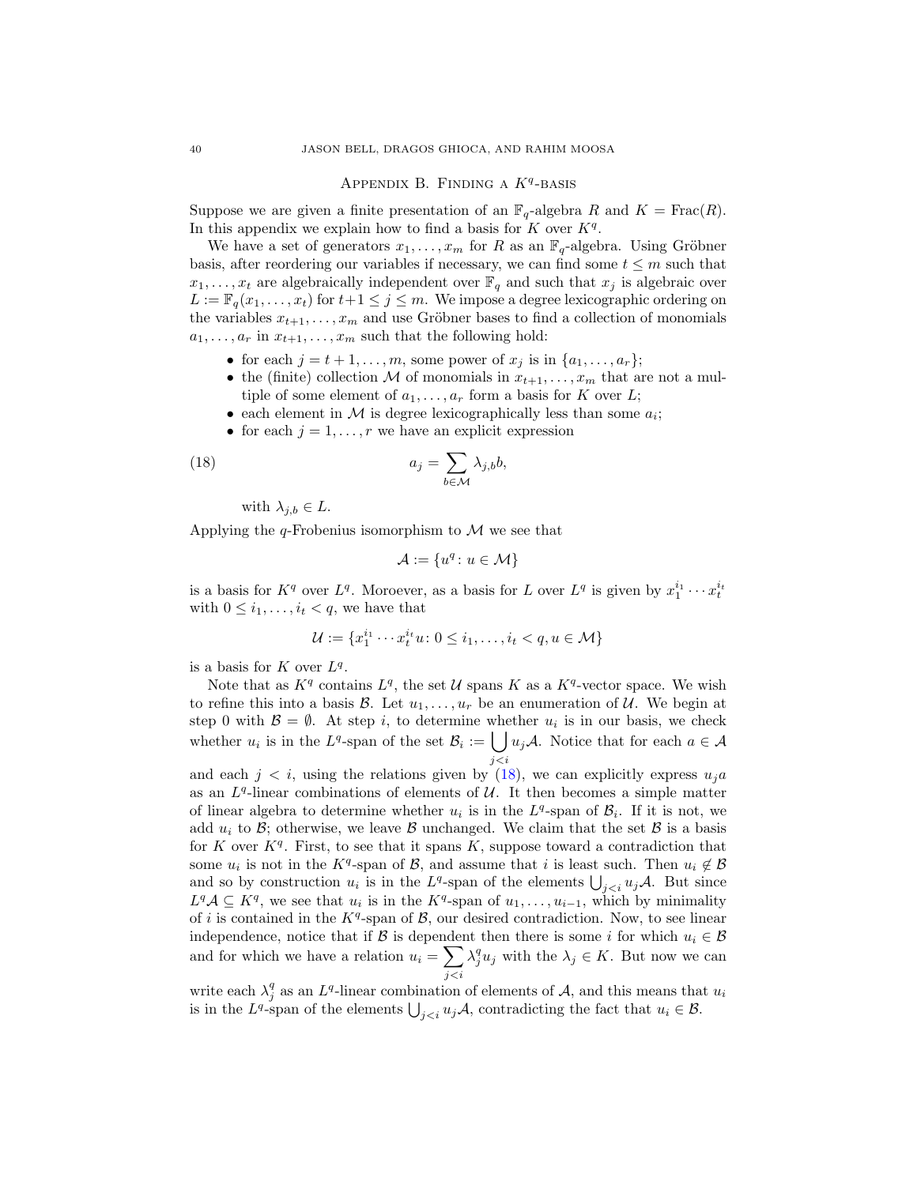## Appendix B. Finding a $K^q$-basis

Suppose we are given a finite presentation of an $\mathbb{F}_q$-algebra $R$ and $K = \mathrm{Frac}(R)$. In this appendix we explain how to find a basis for $K$ over $K^q$.

We have a set of generators $x_1, \ldots, x_m$ for $R$ as an $\mathbb{F}_q$-algebra. Using Gröbner basis, after reordering our variables if necessary, we can find some $t \le m$ such that $x_1, \ldots, x_t$ are algebraically independent over $\mathbb{F}_q$ and such that $x_j$ is algebraic over $L := \mathbb{F}_q(x_1, \ldots, x_t)$ for $t+1 \le j \le m$. We impose a degree lexicographic ordering on the variables $x_{t+1}, \ldots, x_m$ and use Gröbner bases to find a collection of monomials $a_1, \ldots, a_r$ in $x_{t+1}, \ldots, x_m$ such that the following hold:

- for each $j = t+1, \ldots, m$, some power of $x_j$ is in $\{a_1, \ldots, a_r\}$;
- the (finite) collection $\mathcal{M}$ of monomials in $x_{t+1}, \ldots, x_m$ that are not a multiple of some element of $a_1, \ldots, a_r$ form a basis for $K$ over $L$;
- each element in $\mathcal{M}$ is degree lexicographically less than some $a_i$;
- for each $j = 1, \ldots, r$ we have an explicit expression

$$a_j = \sum_{b \in \mathcal{M}} \lambda_{j,b} b, \tag{18}$$

  with $\lambda_{j,b} \in L$.

Applying the $q$-Frobenius isomorphism to $\mathcal{M}$ we see that

$$\mathcal{A} := \{u^q : u \in \mathcal{M}\}$$

is a basis for $K^q$ over $L^q$. Moreover, as a basis for $L$ over $L^q$ is given by $x_1^{i_1} \cdots x_t^{i_t}$ with $0 \le i_1, \ldots, i_t < q$, we have that

$$\mathcal{U} := \{x_1^{i_1} \cdots x_t^{i_t} u : 0 \le i_1, \ldots, i_t < q, u \in \mathcal{M}\}$$

is a basis for $K$ over $L^q$.

Note that as $K^q$ contains $L^q$, the set $\mathcal{U}$ spans $K$ as a $K^q$-vector space. We wish to refine this into a basis $\mathcal{B}$. Let $u_1, \ldots, u_r$ be an enumeration of $\mathcal{U}$. We begin at step 0 with $\mathcal{B} = \emptyset$. At step $i$, to determine whether $u_i$ is in our basis, we check whether $u_i$ is in the $L^q$-span of the set $\mathcal{B}_i := \bigcup_{j<i} u_j \mathcal{A}$. Notice that for each $a \in \mathcal{A}$ and each $j < i$, using the relations given by (18), we can explicitly express $u_j a$ as an $L^q$-linear combinations of elements of $\mathcal{U}$. It then becomes a simple matter of linear algebra to determine whether $u_i$ is in the $L^q$-span of $\mathcal{B}_i$. If it is not, we add $u_i$ to $\mathcal{B}$; otherwise, we leave $\mathcal{B}$ unchanged. We claim that the set $\mathcal{B}$ is a basis for $K$ over $K^q$. First, to see that it spans $K$, suppose toward a contradiction that some $u_i$ is not in the $K^q$-span of $\mathcal{B}$, and assume that $i$ is least such. Then $u_i \notin \mathcal{B}$ and so by construction $u_i$ is in the $L^q$-span of the elements $\bigcup_{j<i} u_j \mathcal{A}$. But since $L^q \mathcal{A} \subseteq K^q$, we see that $u_i$ is in the $K^q$-span of $u_1, \ldots, u_{i-1}$, which by minimality of $i$ is contained in the $K^q$-span of $\mathcal{B}$, our desired contradiction. Now, to see linear independence, notice that if $\mathcal{B}$ is dependent then there is some $i$ for which $u_i \in \mathcal{B}$ and for which we have a relation $u_i = \sum_{j<i} \lambda_j^q u_j$ with the $\lambda_j \in K$. But now we can write each $\lambda_j^q$ as an $L^q$-linear combination of elements of $\mathcal{A}$, and this means that $u_i$ is in the $L^q$-span of the elements $\bigcup_{j<i} u_j \mathcal{A}$, contradicting the fact that $u_i \in \mathcal{B}$.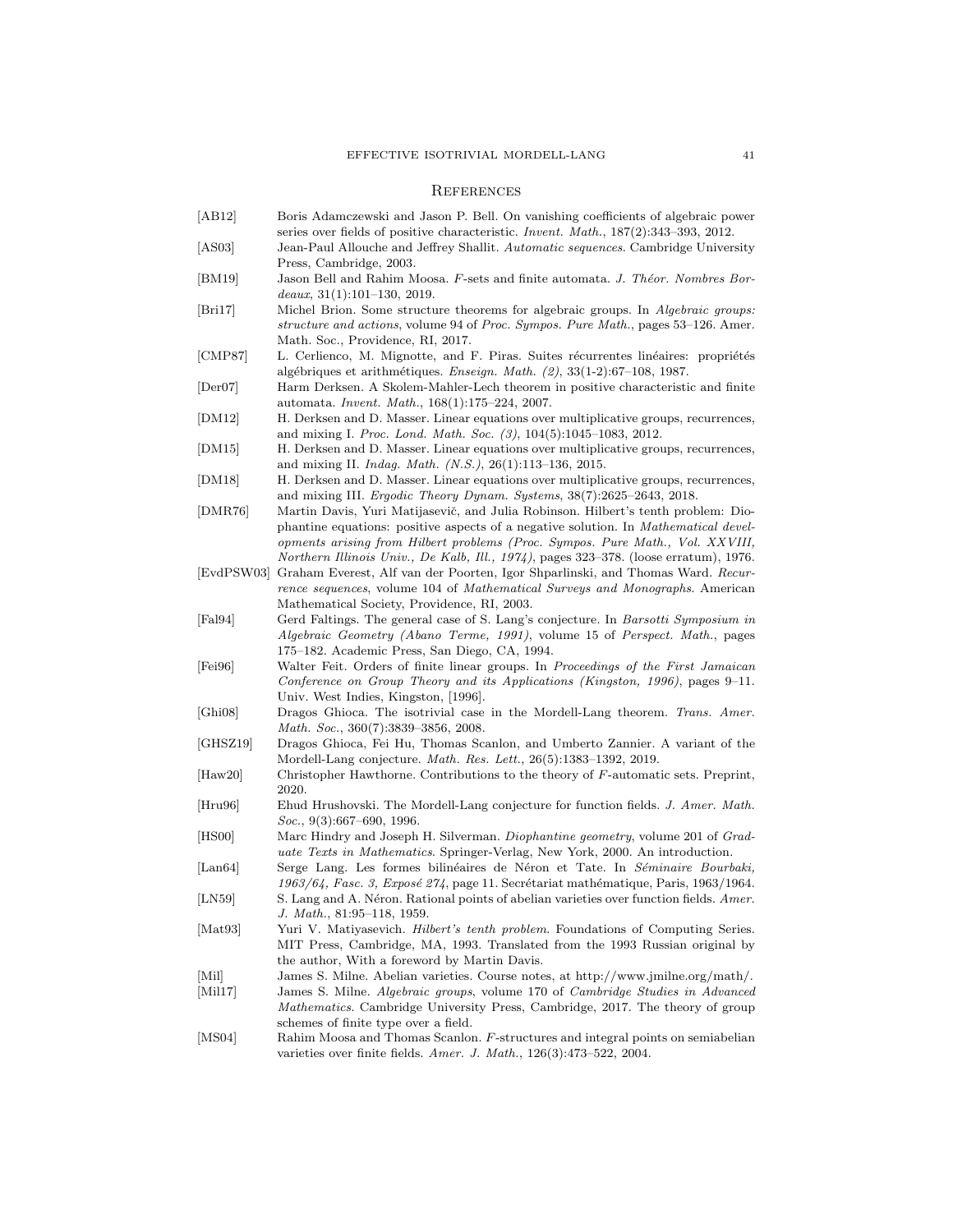## References

[AB12] Boris Adamczewski and Jason P. Bell. On vanishing coefficients of algebraic power series over fields of positive characteristic. *Invent. Math.*, 187(2):343–393, 2012.

[AS03] Jean-Paul Allouche and Jeffrey Shallit. *Automatic sequences*. Cambridge University Press, Cambridge, 2003.

[BM19] Jason Bell and Rahim Moosa. $F$-sets and finite automata. *J. Théor. Nombres Bordeaux*, 31(1):101–130, 2019.

[Bri17] Michel Brion. Some structure theorems for algebraic groups. In *Algebraic groups: structure and actions*, volume 94 of *Proc. Sympos. Pure Math.*, pages 53–126. Amer. Math. Soc., Providence, RI, 2017.

[CMP87] L. Cerlienco, M. Mignotte, and F. Piras. Suites récurrentes linéaires: propriétés algébriques et arithmétiques. *Enseign. Math. (2)*, 33(1-2):67–108, 1987.

[Der07] Harm Derksen. A Skolem-Mahler-Lech theorem in positive characteristic and finite automata. *Invent. Math.*, 168(1):175–224, 2007.

[DM12] H. Derksen and D. Masser. Linear equations over multiplicative groups, recurrences, and mixing I. *Proc. Lond. Math. Soc. (3)*, 104(5):1045–1083, 2012.

[DM15] H. Derksen and D. Masser. Linear equations over multiplicative groups, recurrences, and mixing II. *Indag. Math. (N.S.)*, 26(1):113–136, 2015.

[DM18] H. Derksen and D. Masser. Linear equations over multiplicative groups, recurrences, and mixing III. *Ergodic Theory Dynam. Systems*, 38(7):2625–2643, 2018.

[DMR76] Martin Davis, Yuri Matijasevič, and Julia Robinson. Hilbert's tenth problem: Diophantine equations: positive aspects of a negative solution. In *Mathematical developments arising from Hilbert problems (Proc. Sympos. Pure Math., Vol. XXVIII, Northern Illinois Univ., De Kalb, Ill., 1974)*, pages 323–378. (loose erratum), 1976.

[EvdPSW03] Graham Everest, Alf van der Poorten, Igor Shparlinski, and Thomas Ward. *Recurrence sequences*, volume 104 of *Mathematical Surveys and Monographs*. American Mathematical Society, Providence, RI, 2003.

[Fal94] Gerd Faltings. The general case of S. Lang's conjecture. In *Barsotti Symposium in Algebraic Geometry (Abano Terme, 1991)*, volume 15 of *Perspect. Math.*, pages 175–182. Academic Press, San Diego, CA, 1994.

[Fei96] Walter Feit. Orders of finite linear groups. In *Proceedings of the First Jamaican Conference on Group Theory and its Applications (Kingston, 1996)*, pages 9–11. Univ. West Indies, Kingston, [1996].

[Ghi08] Dragos Ghioca. The isotrivial case in the Mordell-Lang theorem. *Trans. Amer. Math. Soc.*, 360(7):3839–3856, 2008.

[GHSZ19] Dragos Ghioca, Fei Hu, Thomas Scanlon, and Umberto Zannier. A variant of the Mordell-Lang conjecture. *Math. Res. Lett.*, 26(5):1383–1392, 2019.

[Haw20] Christopher Hawthorne. Contributions to the theory of $F$-automatic sets. Preprint, 2020.

[Hru96] Ehud Hrushovski. The Mordell-Lang conjecture for function fields. *J. Amer. Math. Soc.*, 9(3):667–690, 1996.

[HS00] Marc Hindry and Joseph H. Silverman. *Diophantine geometry*, volume 201 of *Graduate Texts in Mathematics*. Springer-Verlag, New York, 2000. An introduction.

[Lan64] Serge Lang. Les formes bilinéaires de Néron et Tate. In *Séminaire Bourbaki, 1963/64, Fasc. 3, Exposé 274*, page 11. Secrétariat mathématique, Paris, 1963/1964.

[LN59] S. Lang and A. Néron. Rational points of abelian varieties over function fields. *Amer. J. Math.*, 81:95–118, 1959.

[Mat93] Yuri V. Matiyasevich. *Hilbert's tenth problem*. Foundations of Computing Series. MIT Press, Cambridge, MA, 1993. Translated from the 1993 Russian original by the author, With a foreword by Martin Davis.

[Mil] James S. Milne. Abelian varieties. Course notes, at http://www.jmilne.org/math/.

[Mil17] James S. Milne. *Algebraic groups*, volume 170 of *Cambridge Studies in Advanced Mathematics*. Cambridge University Press, Cambridge, 2017. The theory of group schemes of finite type over a field.

[MS04] Rahim Moosa and Thomas Scanlon. $F$-structures and integral points on semiabelian varieties over finite fields. *Amer. J. Math.*, 126(3):473–522, 2004.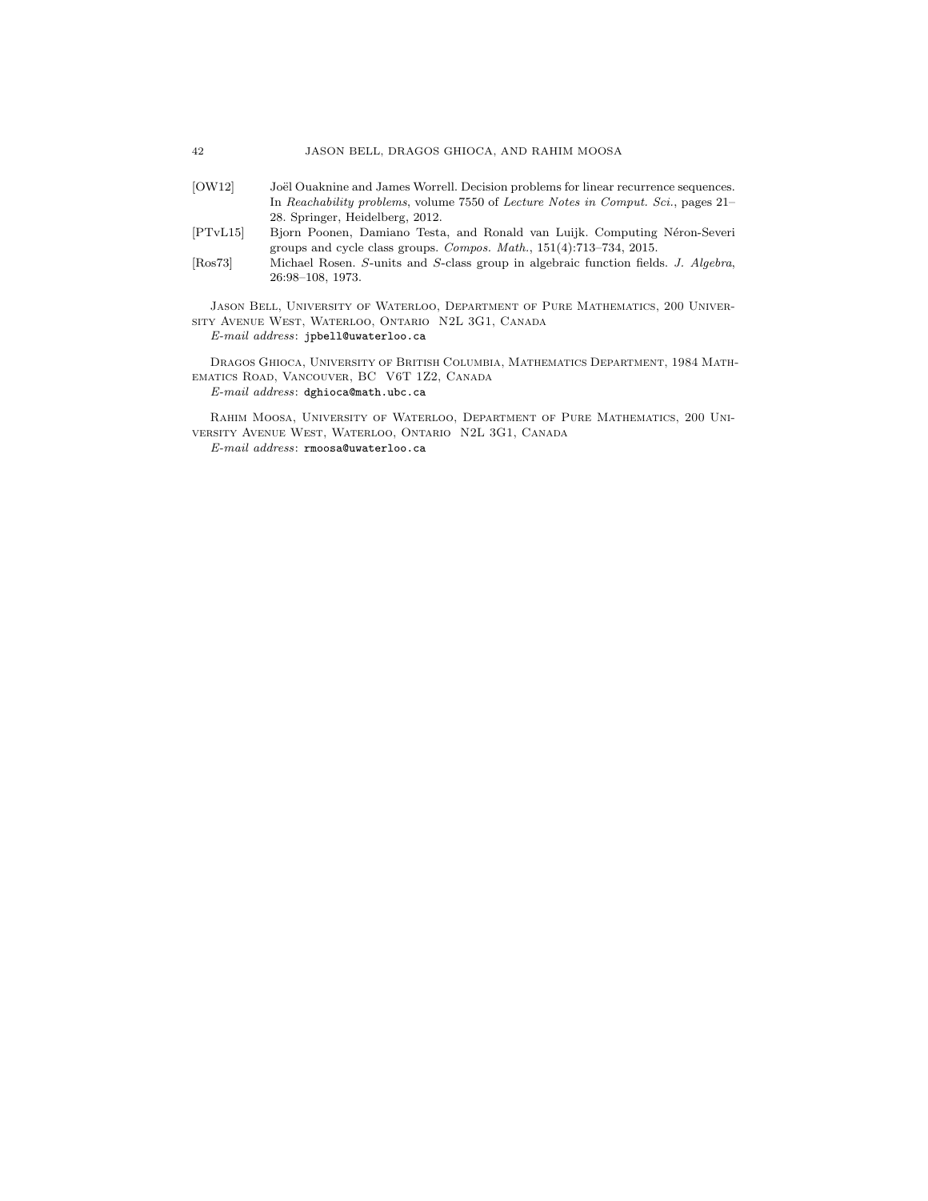[OW12] Joël Ouaknine and James Worrell. Decision problems for linear recurrence sequences. In *Reachability problems*, volume 7550 of *Lecture Notes in Comput. Sci.*, pages 21–28. Springer, Heidelberg, 2012.

[PTvL15] Bjorn Poonen, Damiano Testa, and Ronald van Luijk. Computing Néron-Severi groups and cycle class groups. *Compos. Math.*, 151(4):713–734, 2015.

[Ros73] Michael Rosen. *S*-units and *S*-class group in algebraic function fields. *J. Algebra*, 26:98–108, 1973.

Jason Bell, University of Waterloo, Department of Pure Mathematics, 200 University Avenue West, Waterloo, Ontario N2L 3G1, Canada
*E-mail address*: `jpbell@uwaterloo.ca`

Dragos Ghioca, University of British Columbia, Mathematics Department, 1984 Mathematics Road, Vancouver, BC V6T 1Z2, Canada
*E-mail address*: `dghioca@math.ubc.ca`

Rahim Moosa, University of Waterloo, Department of Pure Mathematics, 200 University Avenue West, Waterloo, Ontario N2L 3G1, Canada
*E-mail address*: `rmoosa@uwaterloo.ca`